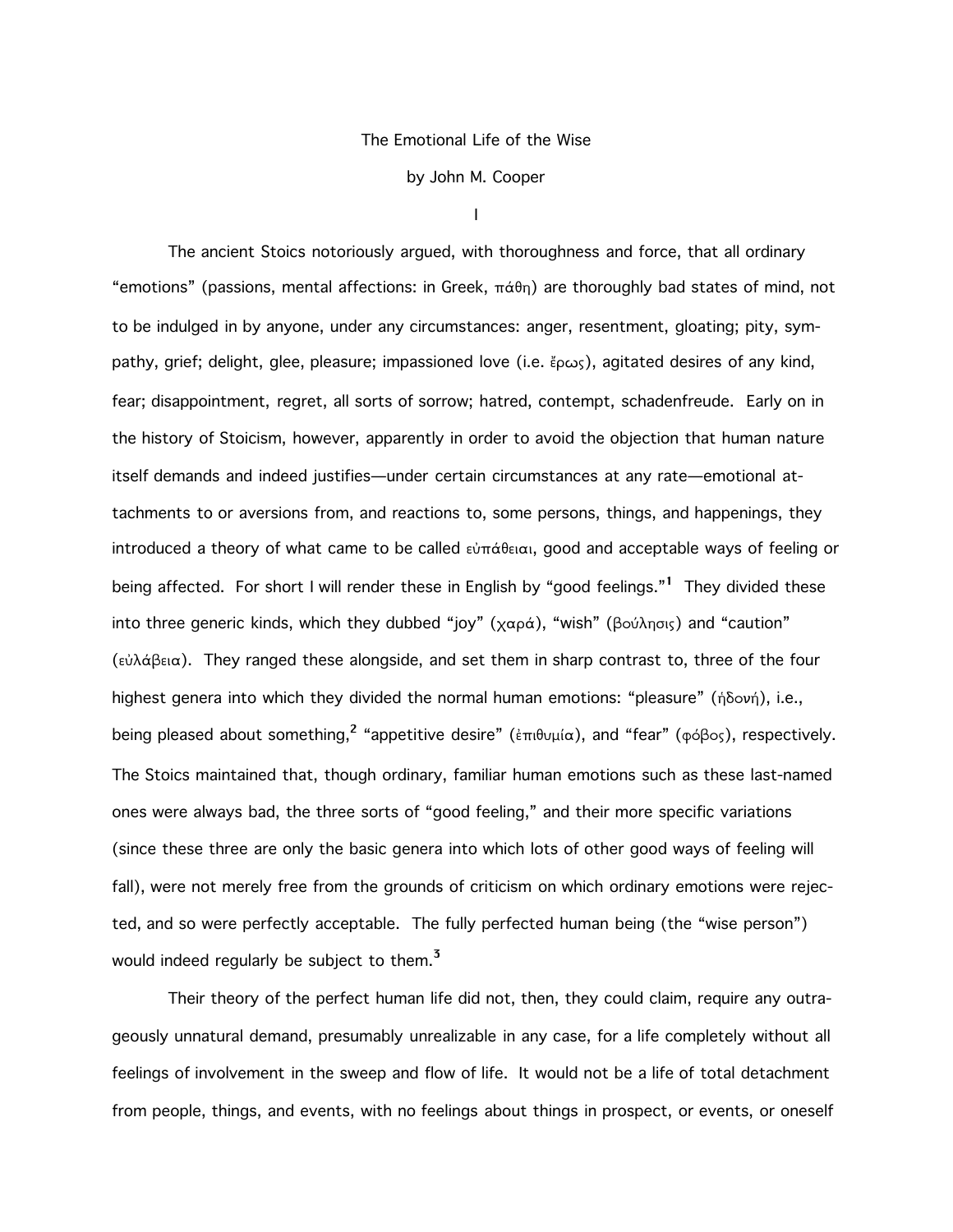# The Emotional Life of the Wise

by John M. Cooper

## I

The ancient Stoics notoriously argued, with thoroughness and force, that all ordinary "emotions" (passions, mental affections: in Greek, πάθη) are thoroughly bad states of mind, not to be indulged in by anyone, under any circumstances: anger, resentment, gloating; pity, sympathy, grief; delight, glee, pleasure; impassioned love (i.e. ἔρως), agitated desires of any kind, fear; disappointment, regret, all sorts of sorrow; hatred, contempt, schadenfreude. Early on in the history of Stoicism, however, apparently in order to avoid the objection that human nature itself demands and indeed justifies—under certain circumstances at any rate—emotional attachments to or aversions from, and reactions to, some persons, things, and happenings, they introduced a theory of what came to be called εὐπάθειαι, good and acceptable ways of feeling or being affected. For short I will render these in English by "good feelings."[1] They divided these into three generic kinds, which they dubbed "joy" (χαρά), "wish" (βούλησις) and "caution" (εὐλάβεια). They ranged these alongside, and set them in sharp contrast to, three of the four highest genera into which they divided the normal human emotions: "pleasure" (ἡδονή), i.e., being pleased about something,[2] "appetitive desire" (ἐπιθυμία), and "fear" (φόβος), respectively. The Stoics maintained that, though ordinary, familiar human emotions such as these last-named ones were always bad, the three sorts of "good feeling," and their more specific variations (since these three are only the basic genera into which lots of other good ways of feeling will fall), were not merely free from the grounds of criticism on which ordinary emotions were rejected, and so were perfectly acceptable. The fully perfected human being (the "wise person") would indeed regularly be subject to them.[3]

Their theory of the perfect human life did not, then, they could claim, require any outrageously unnatural demand, presumably unrealizable in any case, for a life completely without all feelings of involvement in the sweep and flow of life. It would not be a life of total detachment from people, things, and events, with no feelings about things in prospect, or events, or oneself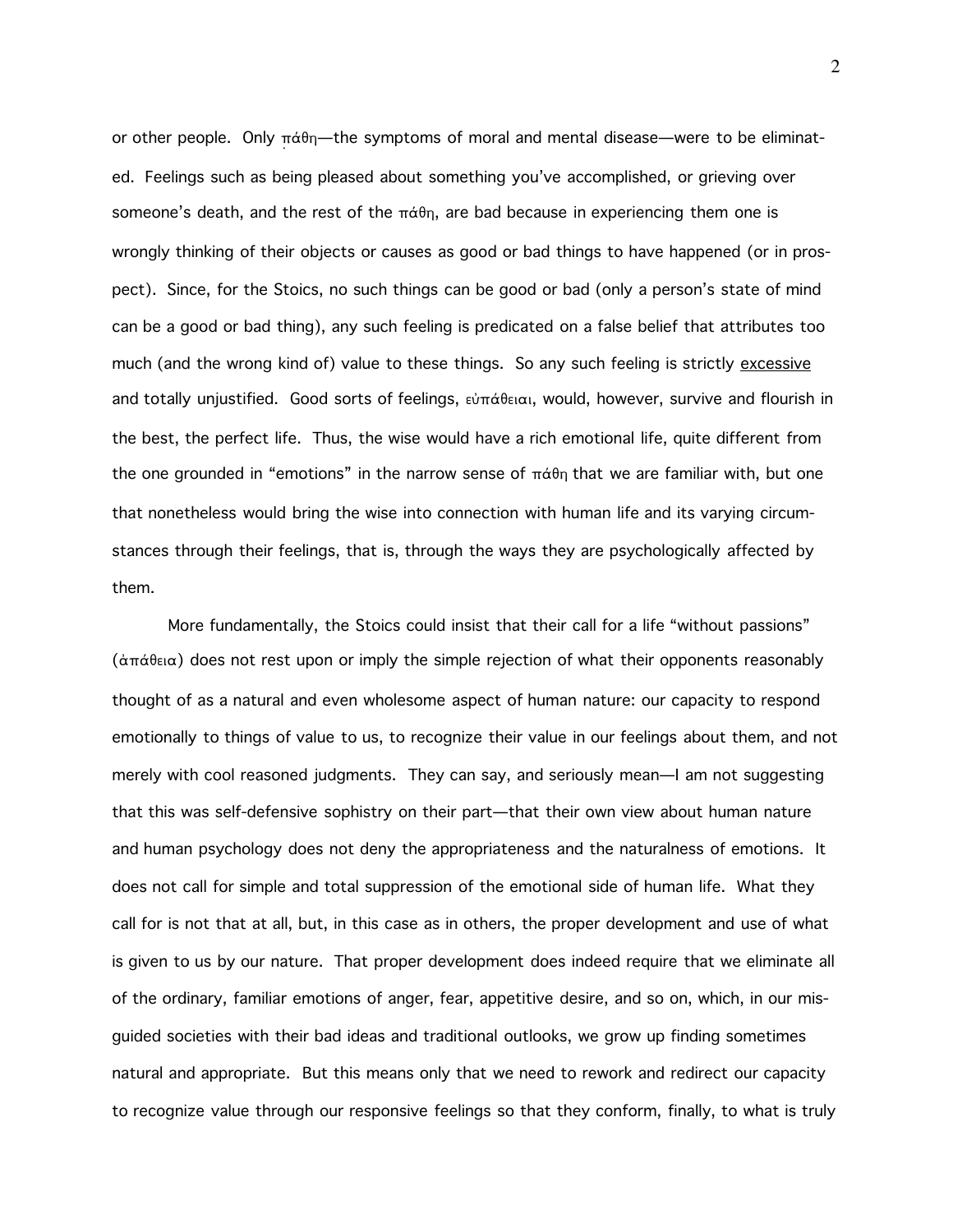or other people. Only πάθη—the symptoms of moral and mental disease—were to be eliminated. Feelings such as being pleased about something you've accomplished, or grieving over someone's death, and the rest of the πάθη, are bad because in experiencing them one is wrongly thinking of their objects or causes as good or bad things to have happened (or in prospect). Since, for the Stoics, no such things can be good or bad (only a person's state of mind can be a good or bad thing), any such feeling is predicated on a false belief that attributes too much (and the wrong kind of) value to these things. So any such feeling is strictly <u>excessive</u> and totally unjustified. Good sorts of feelings, εὐπάθειαι, would, however, survive and flourish in the best, the perfect life. Thus, the wise would have a rich emotional life, quite different from the one grounded in "emotions" in the narrow sense of πάθη that we are familiar with, but one that nonetheless would bring the wise into connection with human life and its varying circumstances through their feelings, that is, through the ways they are psychologically affected by them.

More fundamentally, the Stoics could insist that their call for a life "without passions" (ἀπάθεια) does not rest upon or imply the simple rejection of what their opponents reasonably thought of as a natural and even wholesome aspect of human nature: our capacity to respond emotionally to things of value to us, to recognize their value in our feelings about them, and not merely with cool reasoned judgments. They can say, and seriously mean—I am not suggesting that this was self-defensive sophistry on their part—that their own view about human nature and human psychology does not deny the appropriateness and the naturalness of emotions. It does not call for simple and total suppression of the emotional side of human life. What they call for is not that at all, but, in this case as in others, the proper development and use of what is given to us by our nature. That proper development does indeed require that we eliminate all of the ordinary, familiar emotions of anger, fear, appetitive desire, and so on, which, in our misguided societies with their bad ideas and traditional outlooks, we grow up finding sometimes natural and appropriate. But this means only that we need to rework and redirect our capacity to recognize value through our responsive feelings so that they conform, finally, to what is truly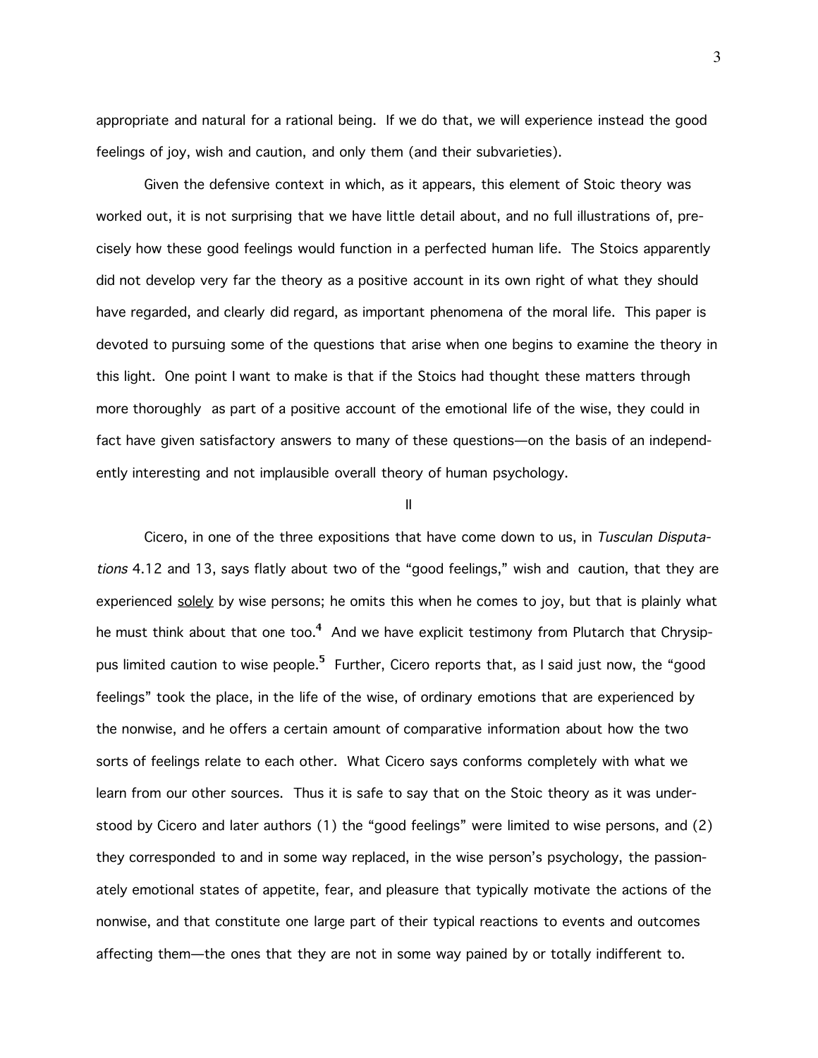appropriate and natural for a rational being. If we do that, we will experience instead the good feelings of joy, wish and caution, and only them (and their subvarieties).

Given the defensive context in which, as it appears, this element of Stoic theory was worked out, it is not surprising that we have little detail about, and no full illustrations of, precisely how these good feelings would function in a perfected human life. The Stoics apparently did not develop very far the theory as a positive account in its own right of what they should have regarded, and clearly did regard, as important phenomena of the moral life. This paper is devoted to pursuing some of the questions that arise when one begins to examine the theory in this light. One point I want to make is that if the Stoics had thought these matters through more thoroughly as part of a positive account of the emotional life of the wise, they could in fact have given satisfactory answers to many of these questions—on the basis of an independently interesting and not implausible overall theory of human psychology.

## II

Cicero, in one of the three expositions that have come down to us, in *Tusculan Disputations* 4.12 and 13, says flatly about two of the "good feelings," wish and caution, that they are experienced solely by wise persons; he omits this when he comes to joy, but that is plainly what he must think about that one too.[4] And we have explicit testimony from Plutarch that Chrysippus limited caution to wise people.[5] Further, Cicero reports that, as I said just now, the "good feelings" took the place, in the life of the wise, of ordinary emotions that are experienced by the nonwise, and he offers a certain amount of comparative information about how the two sorts of feelings relate to each other. What Cicero says conforms completely with what we learn from our other sources. Thus it is safe to say that on the Stoic theory as it was understood by Cicero and later authors (1) the "good feelings" were limited to wise persons, and (2) they corresponded to and in some way replaced, in the wise person's psychology, the passionately emotional states of appetite, fear, and pleasure that typically motivate the actions of the nonwise, and that constitute one large part of their typical reactions to events and outcomes affecting them—the ones that they are not in some way pained by or totally indifferent to.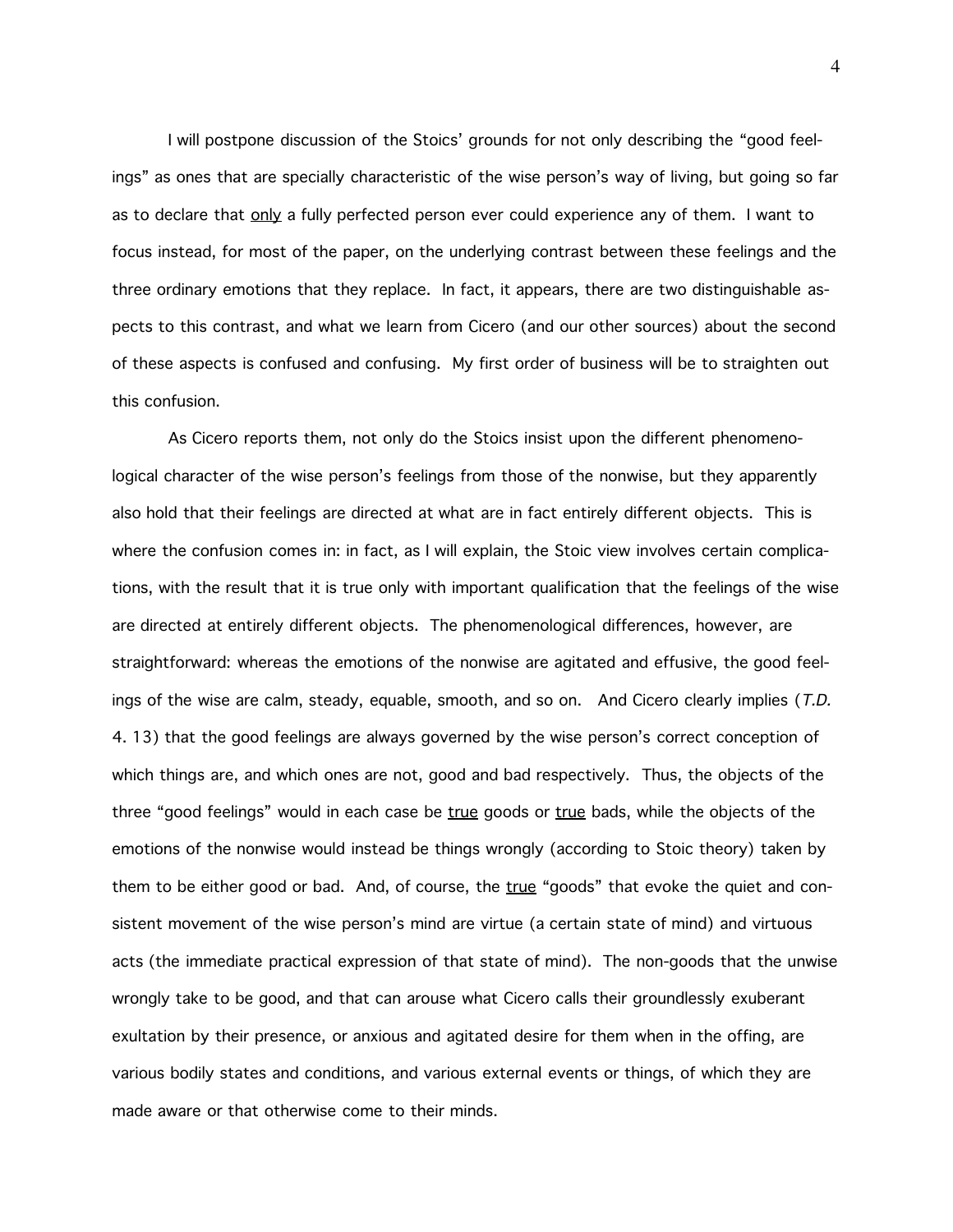I will postpone discussion of the Stoics' grounds for not only describing the "good feelings" as ones that are specially characteristic of the wise person's way of living, but going so far as to declare that <u>only</u> a fully perfected person ever could experience any of them. I want to focus instead, for most of the paper, on the underlying contrast between these feelings and the three ordinary emotions that they replace. In fact, it appears, there are two distinguishable aspects to this contrast, and what we learn from Cicero (and our other sources) about the second of these aspects is confused and confusing. My first order of business will be to straighten out this confusion.

As Cicero reports them, not only do the Stoics insist upon the different phenomenological character of the wise person's feelings from those of the nonwise, but they apparently also hold that their feelings are directed at what are in fact entirely different objects. This is where the confusion comes in: in fact, as I will explain, the Stoic view involves certain complications, with the result that it is true only with important qualification that the feelings of the wise are directed at entirely different objects. The phenomenological differences, however, are straightforward: whereas the emotions of the nonwise are agitated and effusive, the good feelings of the wise are calm, steady, equable, smooth, and so on. And Cicero clearly implies (*T.D.* 4. 13) that the good feelings are always governed by the wise person's correct conception of which things are, and which ones are not, good and bad respectively. Thus, the objects of the three "good feelings" would in each case be <u>true</u> goods or <u>true</u> bads, while the objects of the emotions of the nonwise would instead be things wrongly (according to Stoic theory) taken by them to be either good or bad. And, of course, the <u>true</u> "goods" that evoke the quiet and consistent movement of the wise person's mind are virtue (a certain state of mind) and virtuous acts (the immediate practical expression of that state of mind). The non-goods that the unwise wrongly take to be good, and that can arouse what Cicero calls their groundlessly exuberant exultation by their presence, or anxious and agitated desire for them when in the offing, are various bodily states and conditions, and various external events or things, of which they are made aware or that otherwise come to their minds.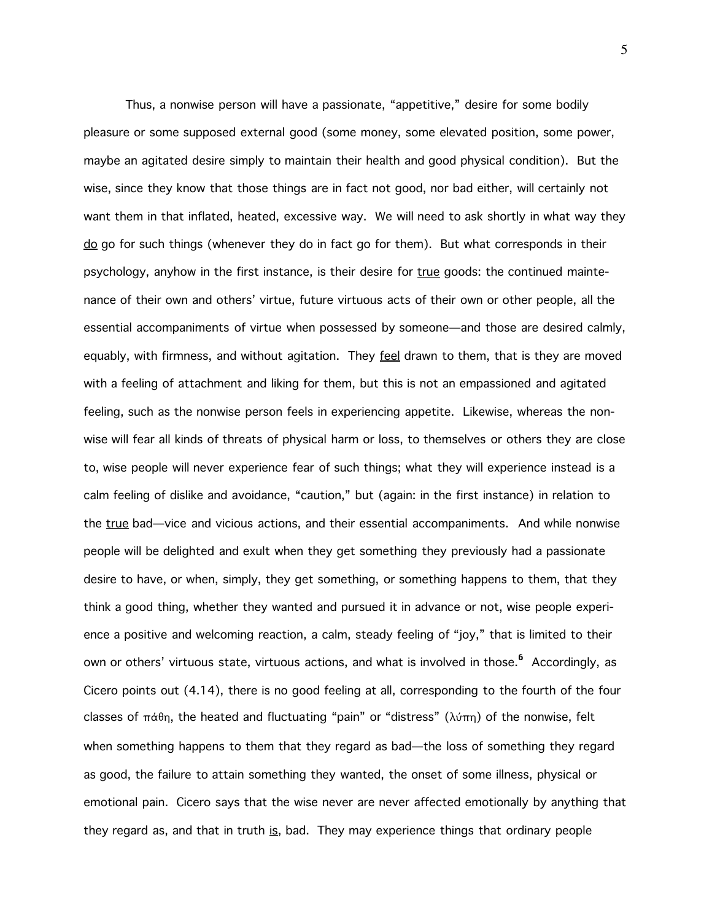Thus, a nonwise person will have a passionate, “appetitive,” desire for some bodily pleasure or some supposed external good (some money, some elevated position, some power, maybe an agitated desire simply to maintain their health and good physical condition). But the wise, since they know that those things are in fact not good, nor bad either, will certainly not want them in that inflated, heated, excessive way. We will need to ask shortly in what way they <u>do</u> go for such things (whenever they do in fact go for them). But what corresponds in their psychology, anyhow in the first instance, is their desire for <u>true</u> goods: the continued maintenance of their own and others’ virtue, future virtuous acts of their own or other people, all the essential accompaniments of virtue when possessed by someone—and those are desired calmly, equably, with firmness, and without agitation. They <u>feel</u> drawn to them, that is they are moved with a feeling of attachment and liking for them, but this is not an empassioned and agitated feeling, such as the nonwise person feels in experiencing appetite. Likewise, whereas the nonwise will fear all kinds of threats of physical harm or loss, to themselves or others they are close to, wise people will never experience fear of such things; what they will experience instead is a calm feeling of dislike and avoidance, “caution,” but (again: in the first instance) in relation to the <u>true</u> bad—vice and vicious actions, and their essential accompaniments. And while nonwise people will be delighted and exult when they get something they previously had a passionate desire to have, or when, simply, they get something, or something happens to them, that they think a good thing, whether they wanted and pursued it in advance or not, wise people experience a positive and welcoming reaction, a calm, steady feeling of “joy,” that is limited to their own or others’ virtuous state, virtuous actions, and what is involved in those.[6] Accordingly, as Cicero points out (4.14), there is no good feeling at all, corresponding to the fourth of the four classes of πάθη, the heated and fluctuating “pain” or “distress” (λύπη) of the nonwise, felt when something happens to them that they regard as bad—the loss of something they regard as good, the failure to attain something they wanted, the onset of some illness, physical or emotional pain. Cicero says that the wise never are never affected emotionally by anything that they regard as, and that in truth <u>is</u>, bad. They may experience things that ordinary people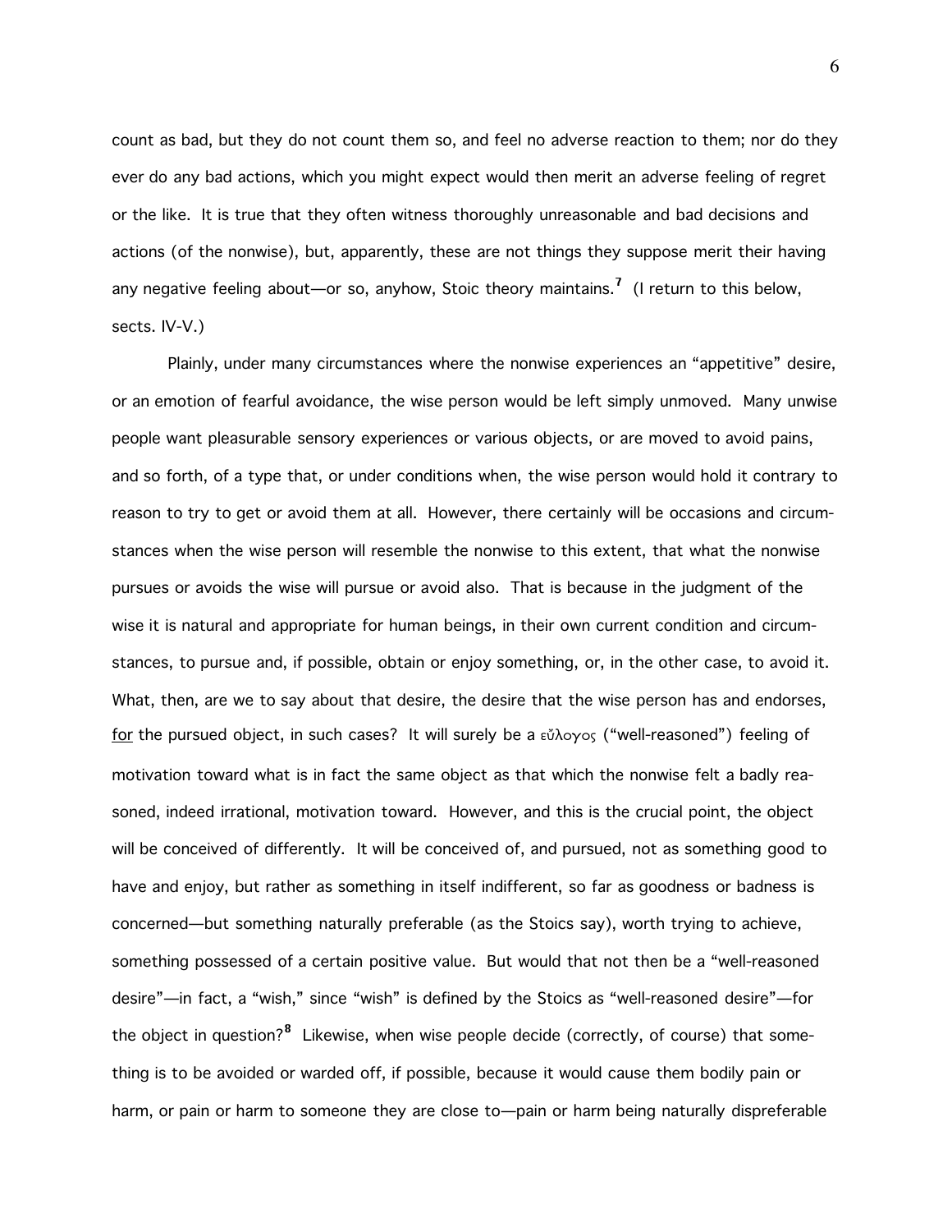count as bad, but they do not count them so, and feel no adverse reaction to them; nor do they ever do any bad actions, which you might expect would then merit an adverse feeling of regret or the like. It is true that they often witness thoroughly unreasonable and bad decisions and actions (of the nonwise), but, apparently, these are not things they suppose merit their having any negative feeling about—or so, anyhow, Stoic theory maintains.[7] (I return to this below, sects. IV-V.)

Plainly, under many circumstances where the nonwise experiences an "appetitive" desire, or an emotion of fearful avoidance, the wise person would be left simply unmoved. Many unwise people want pleasurable sensory experiences or various objects, or are moved to avoid pains, and so forth, of a type that, or under conditions when, the wise person would hold it contrary to reason to try to get or avoid them at all. However, there certainly will be occasions and circumstances when the wise person will resemble the nonwise to this extent, that what the nonwise pursues or avoids the wise will pursue or avoid also. That is because in the judgment of the wise it is natural and appropriate for human beings, in their own current condition and circumstances, to pursue and, if possible, obtain or enjoy something, or, in the other case, to avoid it. What, then, are we to say about that desire, the desire that the wise person has and endorses, <u>for</u> the pursued object, in such cases? It will surely be a εὔλογος ("well-reasoned") feeling of motivation toward what is in fact the same object as that which the nonwise felt a badly reasoned, indeed irrational, motivation toward. However, and this is the crucial point, the object will be conceived of differently. It will be conceived of, and pursued, not as something good to have and enjoy, but rather as something in itself indifferent, so far as goodness or badness is concerned—but something naturally preferable (as the Stoics say), worth trying to achieve, something possessed of a certain positive value. But would that not then be a "well-reasoned desire"—in fact, a "wish," since "wish" is defined by the Stoics as "well-reasoned desire"—for the object in question?[8] Likewise, when wise people decide (correctly, of course) that something is to be avoided or warded off, if possible, because it would cause them bodily pain or harm, or pain or harm to someone they are close to—pain or harm being naturally dispreferable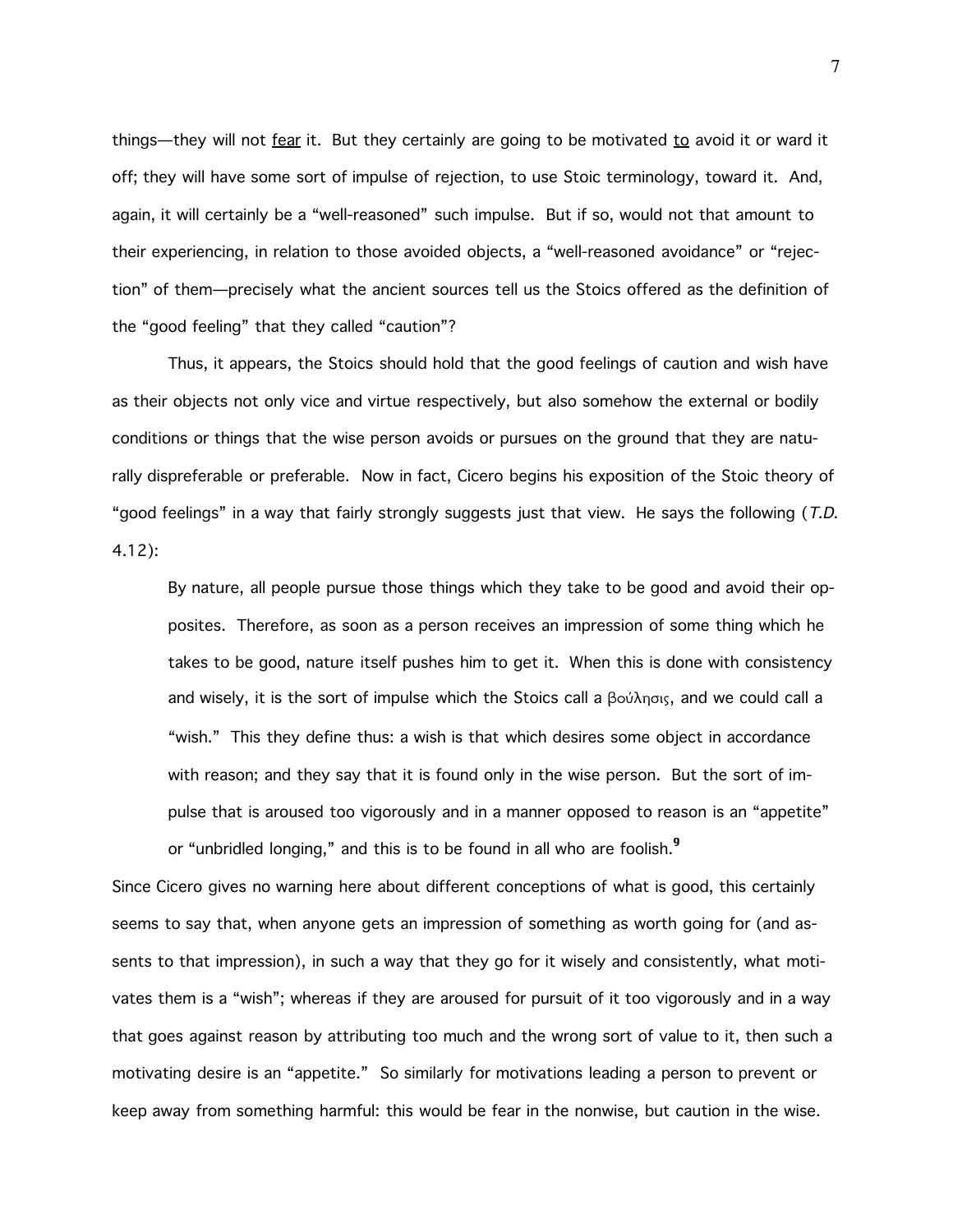things—they will not <u>fear</u> it. But they certainly are going to be motivated <u>to</u> avoid it or ward it off; they will have some sort of impulse of rejection, to use Stoic terminology, toward it. And, again, it will certainly be a "well-reasoned" such impulse. But if so, would not that amount to their experiencing, in relation to those avoided objects, a "well-reasoned avoidance" or "rejection" of them—precisely what the ancient sources tell us the Stoics offered as the definition of the "good feeling" that they called "caution"?

Thus, it appears, the Stoics should hold that the good feelings of caution and wish have as their objects not only vice and virtue respectively, but also somehow the external or bodily conditions or things that the wise person avoids or pursues on the ground that they are naturally dispreferable or preferable. Now in fact, Cicero begins his exposition of the Stoic theory of "good feelings" in a way that fairly strongly suggests just that view. He says the following (*T.D.* 4.12):

> By nature, all people pursue those things which they take to be good and avoid their opposites. Therefore, as soon as a person receives an impression of some thing which he takes to be good, nature itself pushes him to get it. When this is done with consistency and wisely, it is the sort of impulse which the Stoics call a βούλησις, and we could call a "wish." This they define thus: a wish is that which desires some object in accordance with reason; and they say that it is found only in the wise person. But the sort of impulse that is aroused too vigorously and in a manner opposed to reason is an "appetite" or "unbridled longing," and this is to be found in all who are foolish.[9]

Since Cicero gives no warning here about different conceptions of what is good, this certainly seems to say that, when anyone gets an impression of something as worth going for (and assents to that impression), in such a way that they go for it wisely and consistently, what motivates them is a "wish"; whereas if they are aroused for pursuit of it too vigorously and in a way that goes against reason by attributing too much and the wrong sort of value to it, then such a motivating desire is an "appetite." So similarly for motivations leading a person to prevent or keep away from something harmful: this would be fear in the nonwise, but caution in the wise.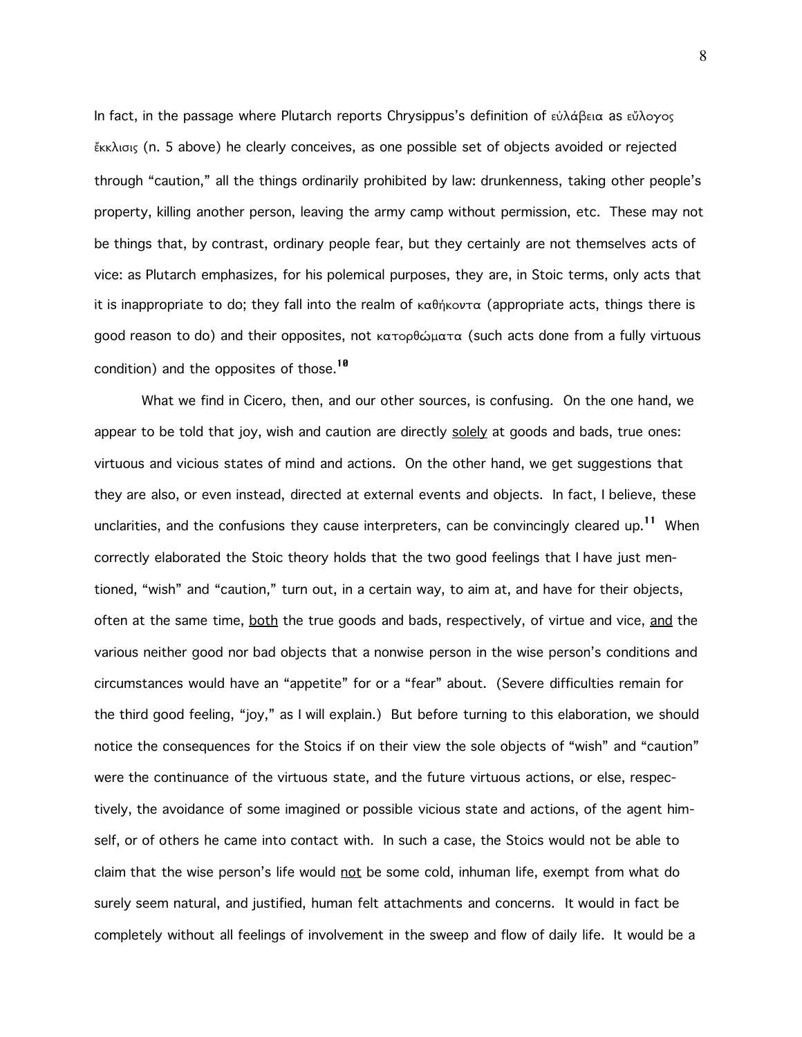In fact, in the passage where Plutarch reports Chrysippus's definition of εὐλάβεια as εὔλογος ἔκκλισις (n. 5 above) he clearly conceives, as one possible set of objects avoided or rejected through "caution," all the things ordinarily prohibited by law: drunkenness, taking other people's property, killing another person, leaving the army camp without permission, etc. These may not be things that, by contrast, ordinary people fear, but they certainly are not themselves acts of vice: as Plutarch emphasizes, for his polemical purposes, they are, in Stoic terms, only acts that it is inappropriate to do; they fall into the realm of καθήκοντα (appropriate acts, things there is good reason to do) and their opposites, not κατορθώματα (such acts done from a fully virtuous condition) and the opposites of those.[10]

What we find in Cicero, then, and our other sources, is confusing. On the one hand, we appear to be told that joy, wish and caution are directly <u>solely</u> at goods and bads, true ones: virtuous and vicious states of mind and actions. On the other hand, we get suggestions that they are also, or even instead, directed at external events and objects. In fact, I believe, these unclarities, and the confusions they cause interpreters, can be convincingly cleared up.[11] When correctly elaborated the Stoic theory holds that the two good feelings that I have just mentioned, "wish" and "caution," turn out, in a certain way, to aim at, and have for their objects, often at the same time, <u>both</u> the true goods and bads, respectively, of virtue and vice, <u>and</u> the various neither good nor bad objects that a nonwise person in the wise person's conditions and circumstances would have an "appetite" for or a "fear" about. (Severe difficulties remain for the third good feeling, "joy," as I will explain.) But before turning to this elaboration, we should notice the consequences for the Stoics if on their view the sole objects of "wish" and "caution" were the continuance of the virtuous state, and the future virtuous actions, or else, respectively, the avoidance of some imagined or possible vicious state and actions, of the agent himself, or of others he came into contact with. In such a case, the Stoics would not be able to claim that the wise person's life would <u>not</u> be some cold, inhuman life, exempt from what do surely seem natural, and justified, human felt attachments and concerns. It would in fact be completely without all feelings of involvement in the sweep and flow of daily life. It would be a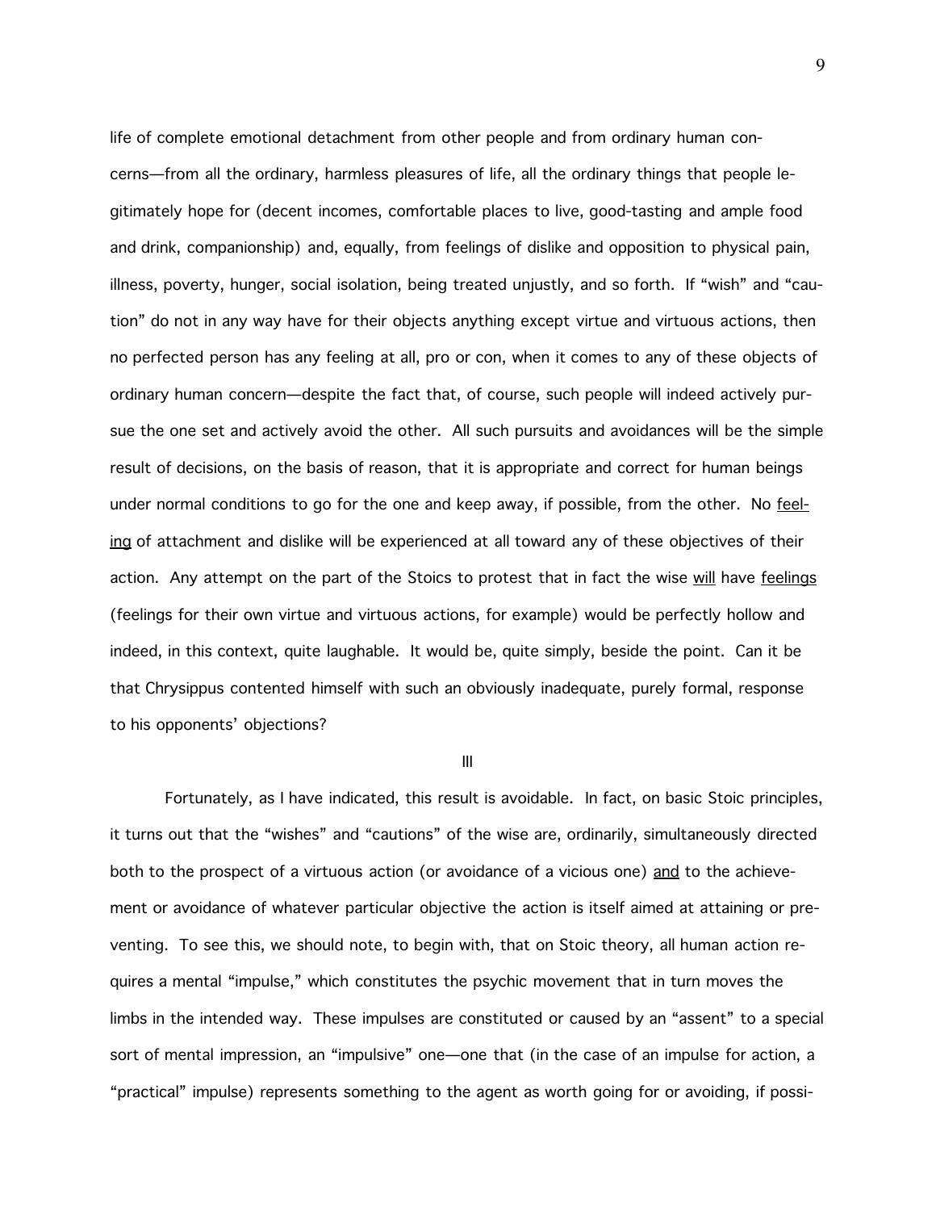life of complete emotional detachment from other people and from ordinary human concerns—from all the ordinary, harmless pleasures of life, all the ordinary things that people legitimately hope for (decent incomes, comfortable places to live, good-tasting and ample food and drink, companionship) and, equally, from feelings of dislike and opposition to physical pain, illness, poverty, hunger, social isolation, being treated unjustly, and so forth. If "wish" and "caution" do not in any way have for their objects anything except virtue and virtuous actions, then no perfected person has any feeling at all, pro or con, when it comes to any of these objects of ordinary human concern—despite the fact that, of course, such people will indeed actively pursue the one set and actively avoid the other. All such pursuits and avoidances will be the simple result of decisions, on the basis of reason, that it is appropriate and correct for human beings under normal conditions to go for the one and keep away, if possible, from the other. No <u>feeling</u> of attachment and dislike will be experienced at all toward any of these objectives of their action. Any attempt on the part of the Stoics to protest that in fact the wise <u>will</u> have <u>feelings</u> (feelings for their own virtue and virtuous actions, for example) would be perfectly hollow and indeed, in this context, quite laughable. It would be, quite simply, beside the point. Can it be that Chrysippus contented himself with such an obviously inadequate, purely formal, response to his opponents' objections?

III

Fortunately, as I have indicated, this result is avoidable. In fact, on basic Stoic principles, it turns out that the "wishes" and "cautions" of the wise are, ordinarily, simultaneously directed both to the prospect of a virtuous action (or avoidance of a vicious one) <u>and</u> to the achievement or avoidance of whatever particular objective the action is itself aimed at attaining or preventing. To see this, we should note, to begin with, that on Stoic theory, all human action requires a mental "impulse," which constitutes the psychic movement that in turn moves the limbs in the intended way. These impulses are constituted or caused by an "assent" to a special sort of mental impression, an "impulsive" one—one that (in the case of an impulse for action, a "practical" impulse) represents something to the agent as worth going for or avoiding, if possi-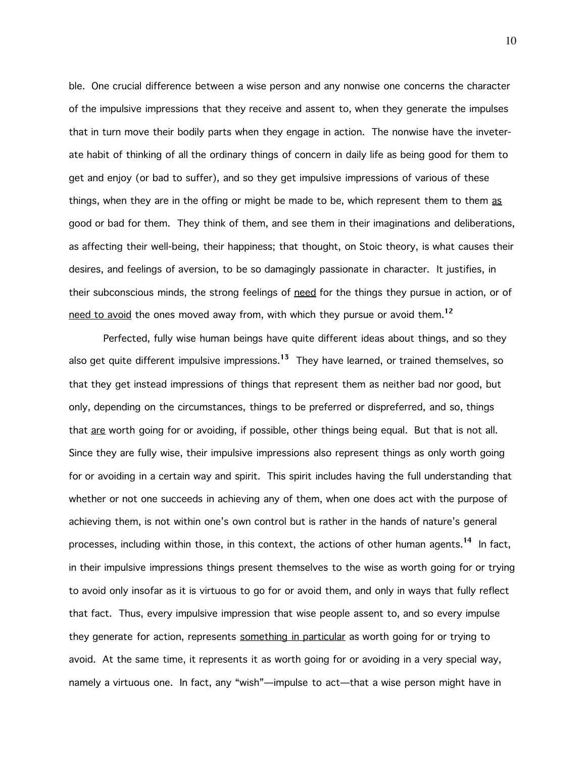ble. One crucial difference between a wise person and any nonwise one concerns the character of the impulsive impressions that they receive and assent to, when they generate the impulses that in turn move their bodily parts when they engage in action. The nonwise have the inveterate habit of thinking of all the ordinary things of concern in daily life as being good for them to get and enjoy (or bad to suffer), and so they get impulsive impressions of various of these things, when they are in the offing or might be made to be, which represent them to them as good or bad for them. They think of them, and see them in their imaginations and deliberations, as affecting their well-being, their happiness; that thought, on Stoic theory, is what causes their desires, and feelings of aversion, to be so damagingly passionate in character. It justifies, in their subconscious minds, the strong feelings of need for the things they pursue in action, or of need to avoid the ones moved away from, with which they pursue or avoid them.[12]

Perfected, fully wise human beings have quite different ideas about things, and so they also get quite different impulsive impressions.[13] They have learned, or trained themselves, so that they get instead impressions of things that represent them as neither bad nor good, but only, depending on the circumstances, things to be preferred or dispreferred, and so, things that are worth going for or avoiding, if possible, other things being equal. But that is not all. Since they are fully wise, their impulsive impressions also represent things as only worth going for or avoiding in a certain way and spirit. This spirit includes having the full understanding that whether or not one succeeds in achieving any of them, when one does act with the purpose of achieving them, is not within one's own control but is rather in the hands of nature's general processes, including within those, in this context, the actions of other human agents.[14] In fact, in their impulsive impressions things present themselves to the wise as worth going for or trying to avoid only insofar as it is virtuous to go for or avoid them, and only in ways that fully reflect that fact. Thus, every impulsive impression that wise people assent to, and so every impulse they generate for action, represents something in particular as worth going for or trying to avoid. At the same time, it represents it as worth going for or avoiding in a very special way, namely a virtuous one. In fact, any "wish"—impulse to act—that a wise person might have in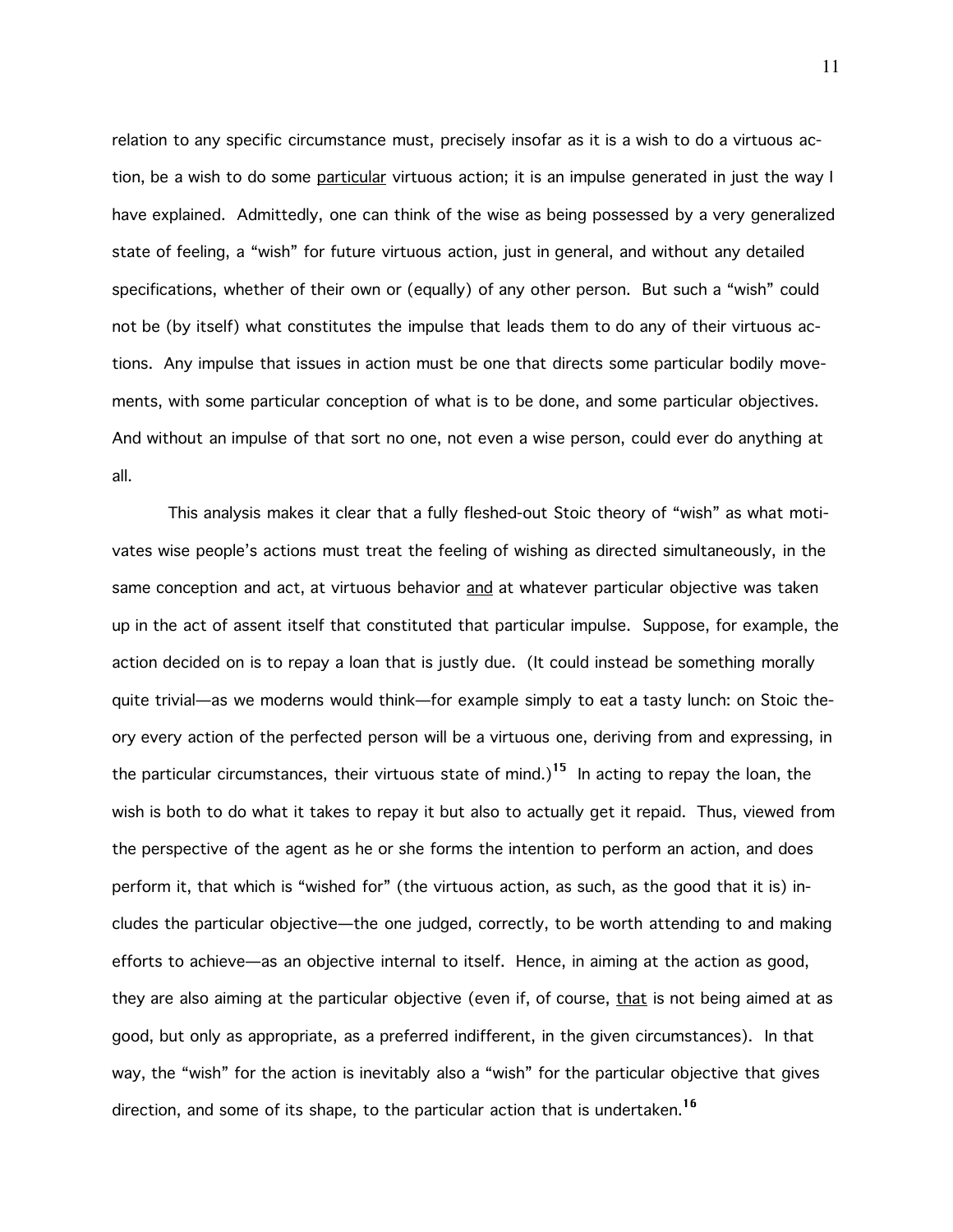relation to any specific circumstance must, precisely insofar as it is a wish to do a virtuous action, be a wish to do some particular virtuous action; it is an impulse generated in just the way I have explained. Admittedly, one can think of the wise as being possessed by a very generalized state of feeling, a "wish" for future virtuous action, just in general, and without any detailed specifications, whether of their own or (equally) of any other person. But such a "wish" could not be (by itself) what constitutes the impulse that leads them to do any of their virtuous actions. Any impulse that issues in action must be one that directs some particular bodily movements, with some particular conception of what is to be done, and some particular objectives. And without an impulse of that sort no one, not even a wise person, could ever do anything at all.

This analysis makes it clear that a fully fleshed-out Stoic theory of "wish" as what motivates wise people's actions must treat the feeling of wishing as directed simultaneously, in the same conception and act, at virtuous behavior and at whatever particular objective was taken up in the act of assent itself that constituted that particular impulse. Suppose, for example, the action decided on is to repay a loan that is justly due. (It could instead be something morally quite trivial—as we moderns would think—for example simply to eat a tasty lunch: on Stoic theory every action of the perfected person will be a virtuous one, deriving from and expressing, in the particular circumstances, their virtuous state of mind.)[15] In acting to repay the loan, the wish is both to do what it takes to repay it but also to actually get it repaid. Thus, viewed from the perspective of the agent as he or she forms the intention to perform an action, and does perform it, that which is "wished for" (the virtuous action, as such, as the good that it is) includes the particular objective—the one judged, correctly, to be worth attending to and making efforts to achieve—as an objective internal to itself. Hence, in aiming at the action as good, they are also aiming at the particular objective (even if, of course, that is not being aimed at as good, but only as appropriate, as a preferred indifferent, in the given circumstances). In that way, the "wish" for the action is inevitably also a "wish" for the particular objective that gives direction, and some of its shape, to the particular action that is undertaken.[16]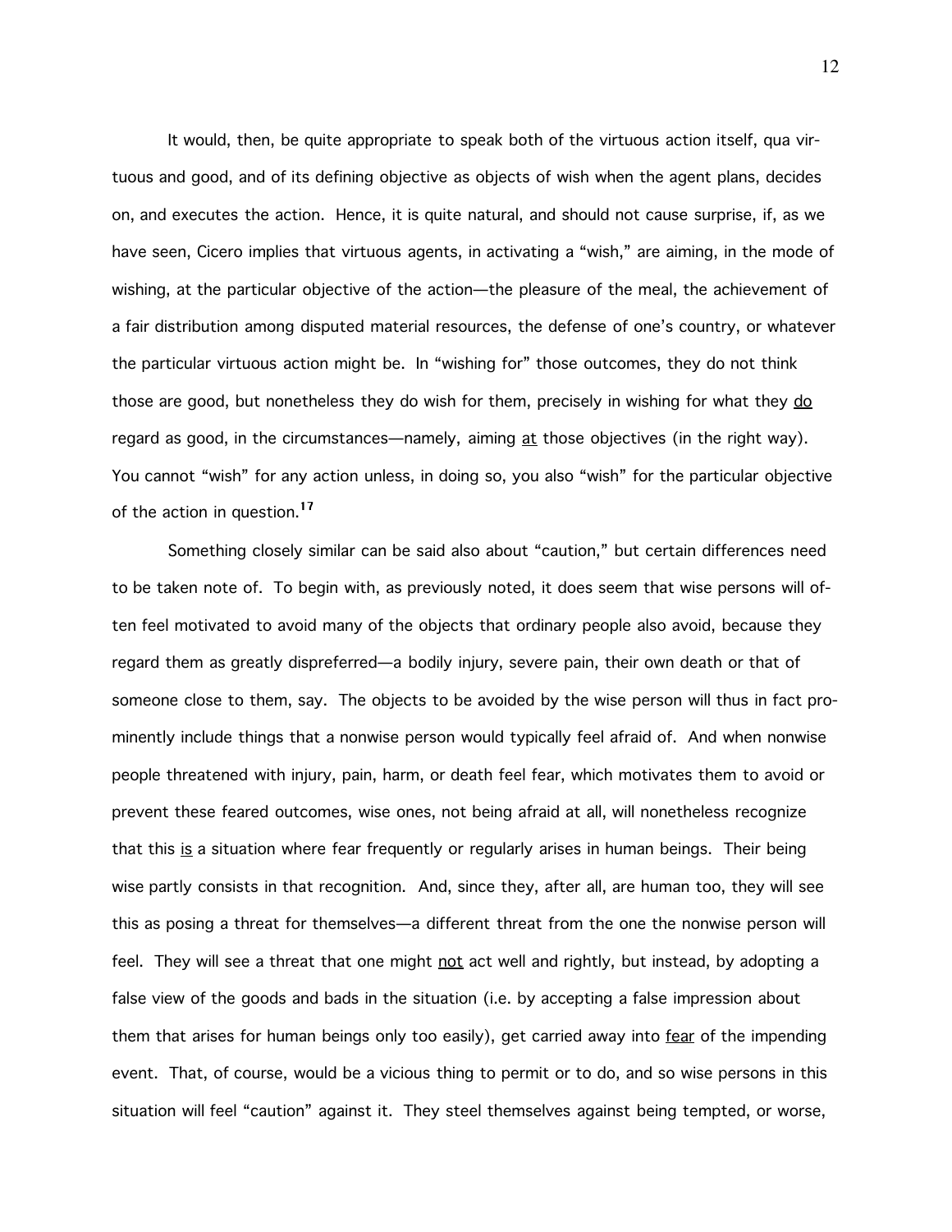It would, then, be quite appropriate to speak both of the virtuous action itself, qua virtuous and good, and of its defining objective as objects of wish when the agent plans, decides on, and executes the action. Hence, it is quite natural, and should not cause surprise, if, as we have seen, Cicero implies that virtuous agents, in activating a "wish," are aiming, in the mode of wishing, at the particular objective of the action—the pleasure of the meal, the achievement of a fair distribution among disputed material resources, the defense of one's country, or whatever the particular virtuous action might be. In "wishing for" those outcomes, they do not think those are good, but nonetheless they do wish for them, precisely in wishing for what they do regard as good, in the circumstances—namely, aiming at those objectives (in the right way). You cannot "wish" for any action unless, in doing so, you also "wish" for the particular objective of the action in question.[17]

Something closely similar can be said also about "caution," but certain differences need to be taken note of. To begin with, as previously noted, it does seem that wise persons will often feel motivated to avoid many of the objects that ordinary people also avoid, because they regard them as greatly dispreferred—a bodily injury, severe pain, their own death or that of someone close to them, say. The objects to be avoided by the wise person will thus in fact prominently include things that a nonwise person would typically feel afraid of. And when nonwise people threatened with injury, pain, harm, or death feel fear, which motivates them to avoid or prevent these feared outcomes, wise ones, not being afraid at all, will nonetheless recognize that this is a situation where fear frequently or regularly arises in human beings. Their being wise partly consists in that recognition. And, since they, after all, are human too, they will see this as posing a threat for themselves—a different threat from the one the nonwise person will feel. They will see a threat that one might not act well and rightly, but instead, by adopting a false view of the goods and bads in the situation (i.e. by accepting a false impression about them that arises for human beings only too easily), get carried away into fear of the impending event. That, of course, would be a vicious thing to permit or to do, and so wise persons in this situation will feel "caution" against it. They steel themselves against being tempted, or worse,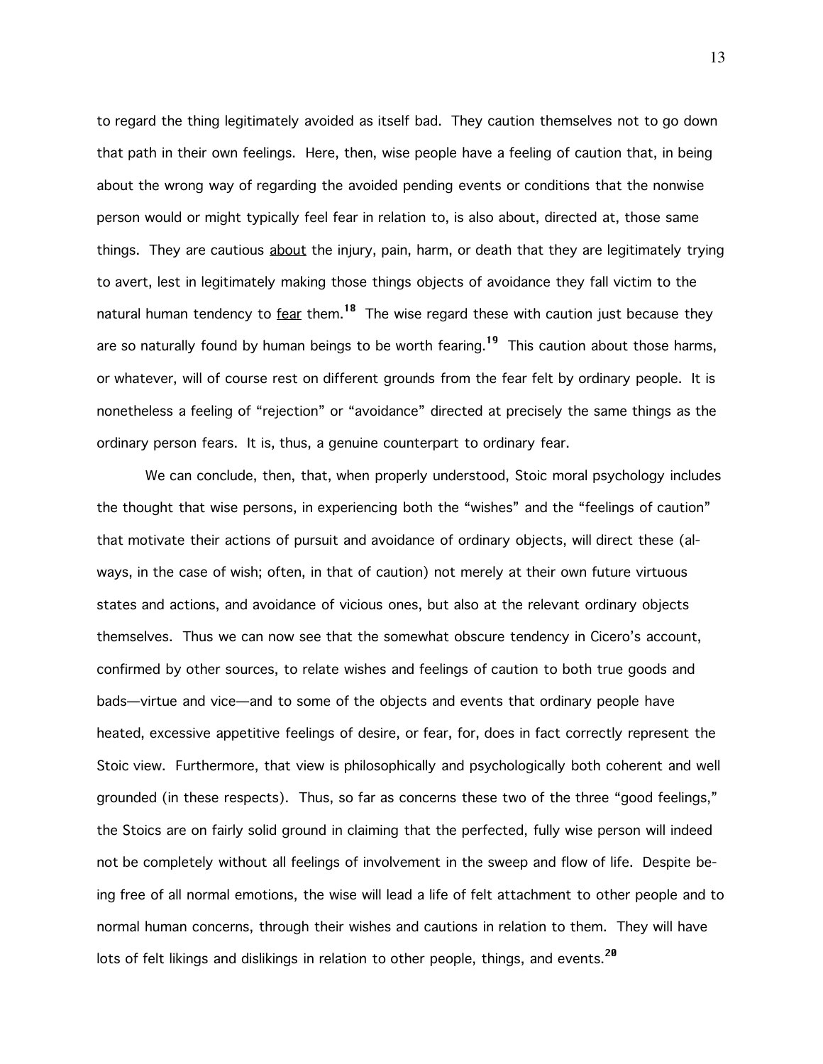to regard the thing legitimately avoided as itself bad. They caution themselves not to go down that path in their own feelings. Here, then, wise people have a feeling of caution that, in being about the wrong way of regarding the avoided pending events or conditions that the nonwise person would or might typically feel fear in relation to, is also about, directed at, those same things. They are cautious <u>about</u> the injury, pain, harm, or death that they are legitimately trying to avert, lest in legitimately making those things objects of avoidance they fall victim to the natural human tendency to <u>fear</u> them.[18] The wise regard these with caution just because they are so naturally found by human beings to be worth fearing.[19] This caution about those harms, or whatever, will of course rest on different grounds from the fear felt by ordinary people. It is nonetheless a feeling of "rejection" or "avoidance" directed at precisely the same things as the ordinary person fears. It is, thus, a genuine counterpart to ordinary fear.

We can conclude, then, that, when properly understood, Stoic moral psychology includes the thought that wise persons, in experiencing both the "wishes" and the "feelings of caution" that motivate their actions of pursuit and avoidance of ordinary objects, will direct these (always, in the case of wish; often, in that of caution) not merely at their own future virtuous states and actions, and avoidance of vicious ones, but also at the relevant ordinary objects themselves. Thus we can now see that the somewhat obscure tendency in Cicero's account, confirmed by other sources, to relate wishes and feelings of caution to both true goods and bads—virtue and vice—and to some of the objects and events that ordinary people have heated, excessive appetitive feelings of desire, or fear, for, does in fact correctly represent the Stoic view. Furthermore, that view is philosophically and psychologically both coherent and well grounded (in these respects). Thus, so far as concerns these two of the three "good feelings," the Stoics are on fairly solid ground in claiming that the perfected, fully wise person will indeed not be completely without all feelings of involvement in the sweep and flow of life. Despite being free of all normal emotions, the wise will lead a life of felt attachment to other people and to normal human concerns, through their wishes and cautions in relation to them. They will have lots of felt likings and dislikings in relation to other people, things, and events.[20]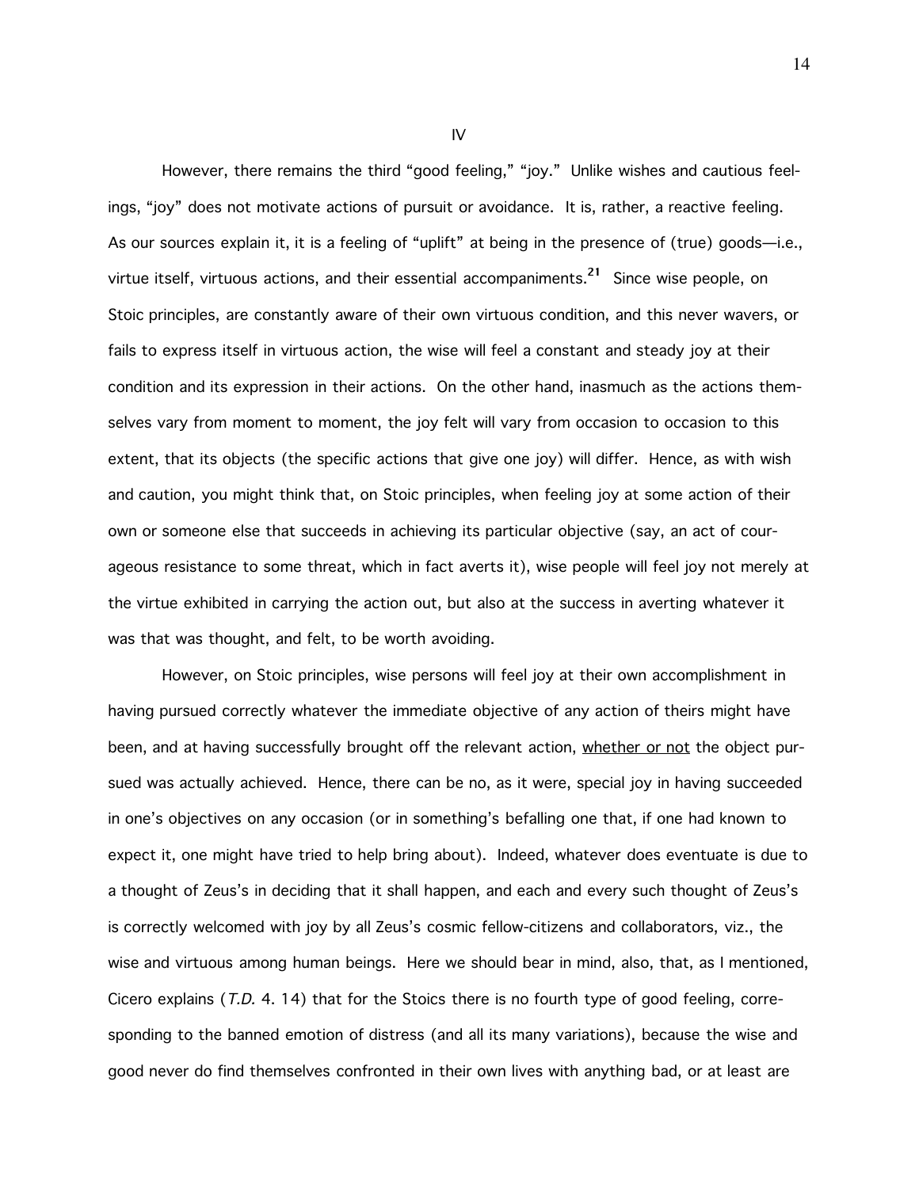## IV

However, there remains the third "good feeling," "joy." Unlike wishes and cautious feelings, "joy" does not motivate actions of pursuit or avoidance. It is, rather, a reactive feeling. As our sources explain it, it is a feeling of "uplift" at being in the presence of (true) goods—i.e., virtue itself, virtuous actions, and their essential accompaniments.[21] Since wise people, on Stoic principles, are constantly aware of their own virtuous condition, and this never wavers, or fails to express itself in virtuous action, the wise will feel a constant and steady joy at their condition and its expression in their actions. On the other hand, inasmuch as the actions themselves vary from moment to moment, the joy felt will vary from occasion to occasion to this extent, that its objects (the specific actions that give one joy) will differ. Hence, as with wish and caution, you might think that, on Stoic principles, when feeling joy at some action of their own or someone else that succeeds in achieving its particular objective (say, an act of courageous resistance to some threat, which in fact averts it), wise people will feel joy not merely at the virtue exhibited in carrying the action out, but also at the success in averting whatever it was that was thought, and felt, to be worth avoiding.

However, on Stoic principles, wise persons will feel joy at their own accomplishment in having pursued correctly whatever the immediate objective of any action of theirs might have been, and at having successfully brought off the relevant action, <u>whether or not</u> the object pursued was actually achieved. Hence, there can be no, as it were, special joy in having succeeded in one's objectives on any occasion (or in something's befalling one that, if one had known to expect it, one might have tried to help bring about). Indeed, whatever does eventuate is due to a thought of Zeus's in deciding that it shall happen, and each and every such thought of Zeus's is correctly welcomed with joy by all Zeus's cosmic fellow-citizens and collaborators, viz., the wise and virtuous among human beings. Here we should bear in mind, also, that, as I mentioned, Cicero explains (*T.D.* 4. 14) that for the Stoics there is no fourth type of good feeling, corresponding to the banned emotion of distress (and all its many variations), because the wise and good never do find themselves confronted in their own lives with anything bad, or at least are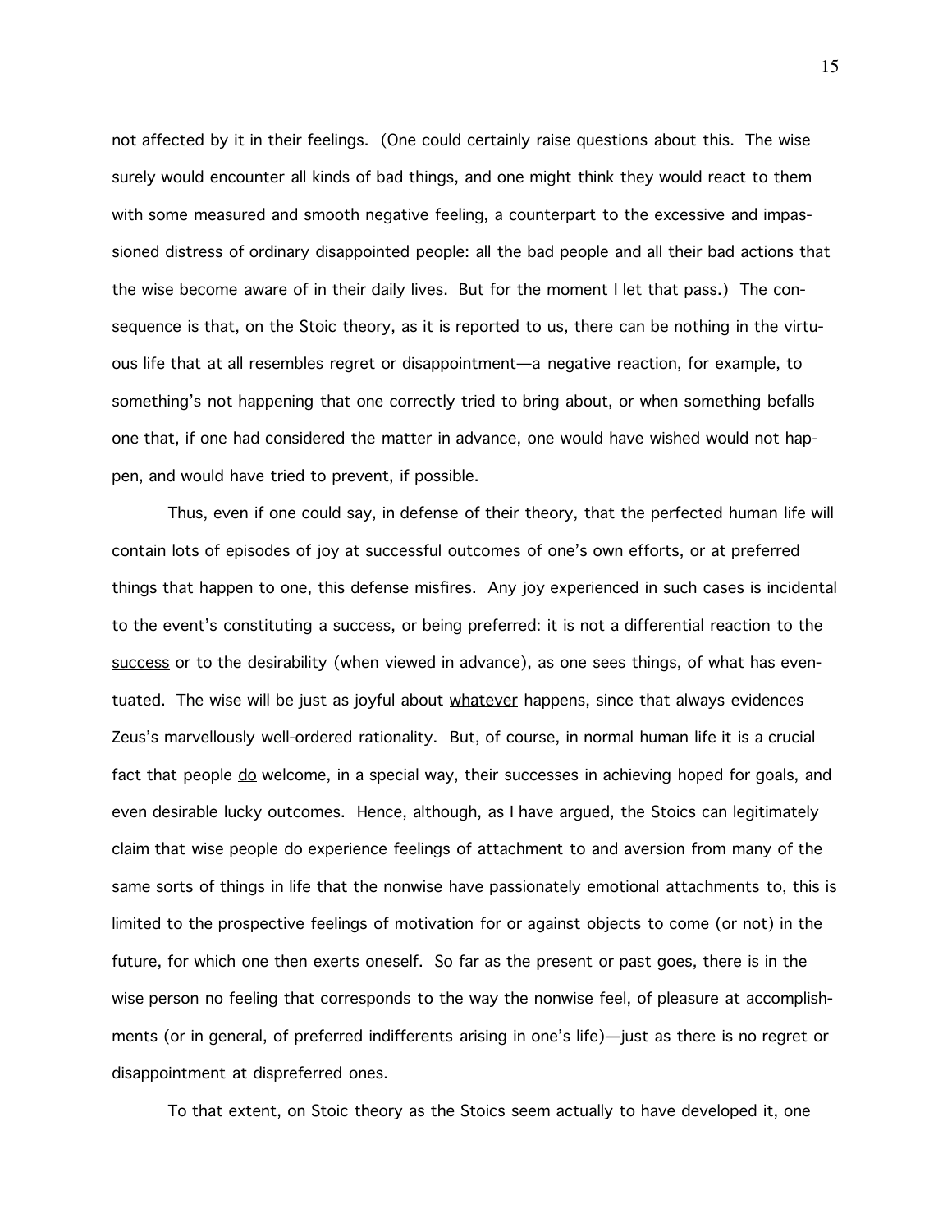not affected by it in their feelings. (One could certainly raise questions about this. The wise surely would encounter all kinds of bad things, and one might think they would react to them with some measured and smooth negative feeling, a counterpart to the excessive and impassioned distress of ordinary disappointed people: all the bad people and all their bad actions that the wise become aware of in their daily lives. But for the moment I let that pass.) The consequence is that, on the Stoic theory, as it is reported to us, there can be nothing in the virtuous life that at all resembles regret or disappointment—a negative reaction, for example, to something's not happening that one correctly tried to bring about, or when something befalls one that, if one had considered the matter in advance, one would have wished would not happen, and would have tried to prevent, if possible.

Thus, even if one could say, in defense of their theory, that the perfected human life will contain lots of episodes of joy at successful outcomes of one's own efforts, or at preferred things that happen to one, this defense misfires. Any joy experienced in such cases is incidental to the event's constituting a success, or being preferred: it is not a <u>differential</u> reaction to the <u>success</u> or to the desirability (when viewed in advance), as one sees things, of what has eventuated. The wise will be just as joyful about <u>whatever</u> happens, since that always evidences Zeus's marvellously well-ordered rationality. But, of course, in normal human life it is a crucial fact that people <u>do</u> welcome, in a special way, their successes in achieving hoped for goals, and even desirable lucky outcomes. Hence, although, as I have argued, the Stoics can legitimately claim that wise people do experience feelings of attachment to and aversion from many of the same sorts of things in life that the nonwise have passionately emotional attachments to, this is limited to the prospective feelings of motivation for or against objects to come (or not) in the future, for which one then exerts oneself. So far as the present or past goes, there is in the wise person no feeling that corresponds to the way the nonwise feel, of pleasure at accomplishments (or in general, of preferred indifferents arising in one's life)—just as there is no regret or disappointment at dispreferred ones.

To that extent, on Stoic theory as the Stoics seem actually to have developed it, one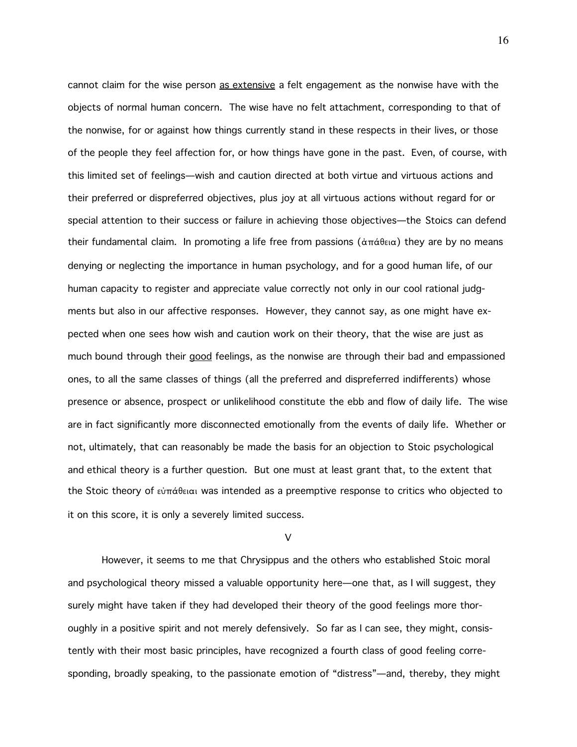cannot claim for the wise person <u>as extensive</u> a felt engagement as the nonwise have with the objects of normal human concern. The wise have no felt attachment, corresponding to that of the nonwise, for or against how things currently stand in these respects in their lives, or those of the people they feel affection for, or how things have gone in the past. Even, of course, with this limited set of feelings—wish and caution directed at both virtue and virtuous actions and their preferred or dispreferred objectives, plus joy at all virtuous actions without regard for or special attention to their success or failure in achieving those objectives—the Stoics can defend their fundamental claim. In promoting a life free from passions (ἀπάθεια) they are by no means denying or neglecting the importance in human psychology, and for a good human life, of our human capacity to register and appreciate value correctly not only in our cool rational judgments but also in our affective responses. However, they cannot say, as one might have expected when one sees how wish and caution work on their theory, that the wise are just as much bound through their <u>good</u> feelings, as the nonwise are through their bad and empassioned ones, to all the same classes of things (all the preferred and dispreferred indifferents) whose presence or absence, prospect or unlikelihood constitute the ebb and flow of daily life. The wise are in fact significantly more disconnected emotionally from the events of daily life. Whether or not, ultimately, that can reasonably be made the basis for an objection to Stoic psychological and ethical theory is a further question. But one must at least grant that, to the extent that the Stoic theory of εὐπάθειαι was intended as a preemptive response to critics who objected to it on this score, it is only a severely limited success.

## V

However, it seems to me that Chrysippus and the others who established Stoic moral and psychological theory missed a valuable opportunity here—one that, as I will suggest, they surely might have taken if they had developed their theory of the good feelings more thoroughly in a positive spirit and not merely defensively. So far as I can see, they might, consistently with their most basic principles, have recognized a fourth class of good feeling corresponding, broadly speaking, to the passionate emotion of "distress"—and, thereby, they might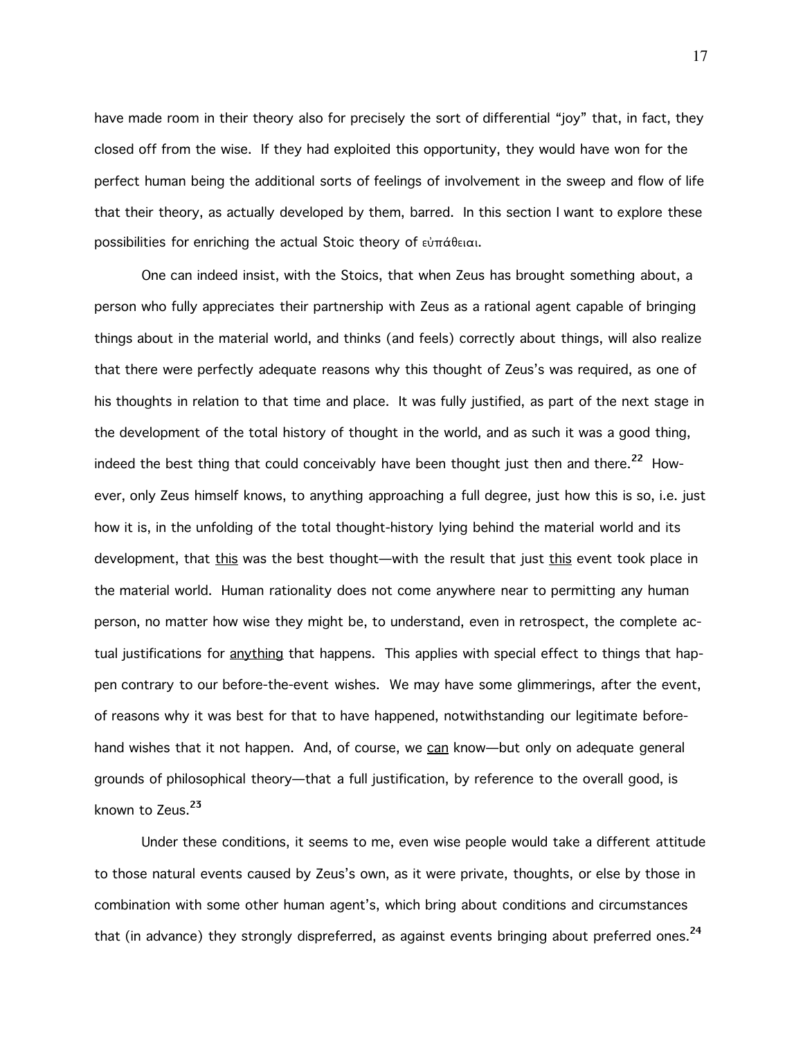have made room in their theory also for precisely the sort of differential "joy" that, in fact, they closed off from the wise. If they had exploited this opportunity, they would have won for the perfect human being the additional sorts of feelings of involvement in the sweep and flow of life that their theory, as actually developed by them, barred. In this section I want to explore these possibilities for enriching the actual Stoic theory of εὐπάθειαι.

One can indeed insist, with the Stoics, that when Zeus has brought something about, a person who fully appreciates their partnership with Zeus as a rational agent capable of bringing things about in the material world, and thinks (and feels) correctly about things, will also realize that there were perfectly adequate reasons why this thought of Zeus's was required, as one of his thoughts in relation to that time and place. It was fully justified, as part of the next stage in the development of the total history of thought in the world, and as such it was a good thing, indeed the best thing that could conceivably have been thought just then and there.[22] However, only Zeus himself knows, to anything approaching a full degree, just how this is so, i.e. just how it is, in the unfolding of the total thought-history lying behind the material world and its development, that <u>this</u> was the best thought—with the result that just <u>this</u> event took place in the material world. Human rationality does not come anywhere near to permitting any human person, no matter how wise they might be, to understand, even in retrospect, the complete actual justifications for <u>anything</u> that happens. This applies with special effect to things that happen contrary to our before-the-event wishes. We may have some glimmerings, after the event, of reasons why it was best for that to have happened, notwithstanding our legitimate beforehand wishes that it not happen. And, of course, we <u>can</u> know—but only on adequate general grounds of philosophical theory—that a full justification, by reference to the overall good, is known to Zeus.[23]

Under these conditions, it seems to me, even wise people would take a different attitude to those natural events caused by Zeus's own, as it were private, thoughts, or else by those in combination with some other human agent's, which bring about conditions and circumstances that (in advance) they strongly dispreferred, as against events bringing about preferred ones.[24]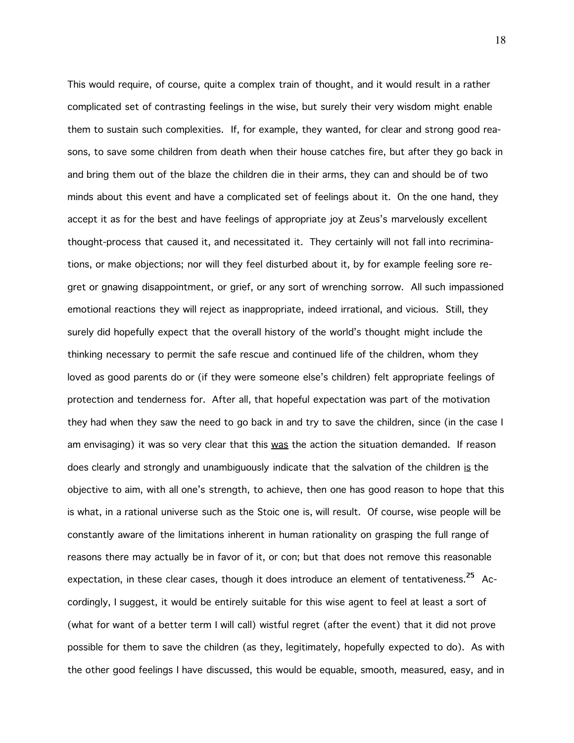This would require, of course, quite a complex train of thought, and it would result in a rather complicated set of contrasting feelings in the wise, but surely their very wisdom might enable them to sustain such complexities. If, for example, they wanted, for clear and strong good reasons, to save some children from death when their house catches fire, but after they go back in and bring them out of the blaze the children die in their arms, they can and should be of two minds about this event and have a complicated set of feelings about it. On the one hand, they accept it as for the best and have feelings of appropriate joy at Zeus's marvelously excellent thought-process that caused it, and necessitated it. They certainly will not fall into recriminations, or make objections; nor will they feel disturbed about it, by for example feeling sore regret or gnawing disappointment, or grief, or any sort of wrenching sorrow. All such impassioned emotional reactions they will reject as inappropriate, indeed irrational, and vicious. Still, they surely did hopefully expect that the overall history of the world's thought might include the thinking necessary to permit the safe rescue and continued life of the children, whom they loved as good parents do or (if they were someone else's children) felt appropriate feelings of protection and tenderness for. After all, that hopeful expectation was part of the motivation they had when they saw the need to go back in and try to save the children, since (in the case I am envisaging) it was so very clear that this <u>was</u> the action the situation demanded. If reason does clearly and strongly and unambiguously indicate that the salvation of the children <u>is</u> the objective to aim, with all one's strength, to achieve, then one has good reason to hope that this is what, in a rational universe such as the Stoic one is, will result. Of course, wise people will be constantly aware of the limitations inherent in human rationality on grasping the full range of reasons there may actually be in favor of it, or con; but that does not remove this reasonable expectation, in these clear cases, though it does introduce an element of tentativeness.[25] Accordingly, I suggest, it would be entirely suitable for this wise agent to feel at least a sort of (what for want of a better term I will call) wistful regret (after the event) that it did not prove possible for them to save the children (as they, legitimately, hopefully expected to do). As with the other good feelings I have discussed, this would be equable, smooth, measured, easy, and in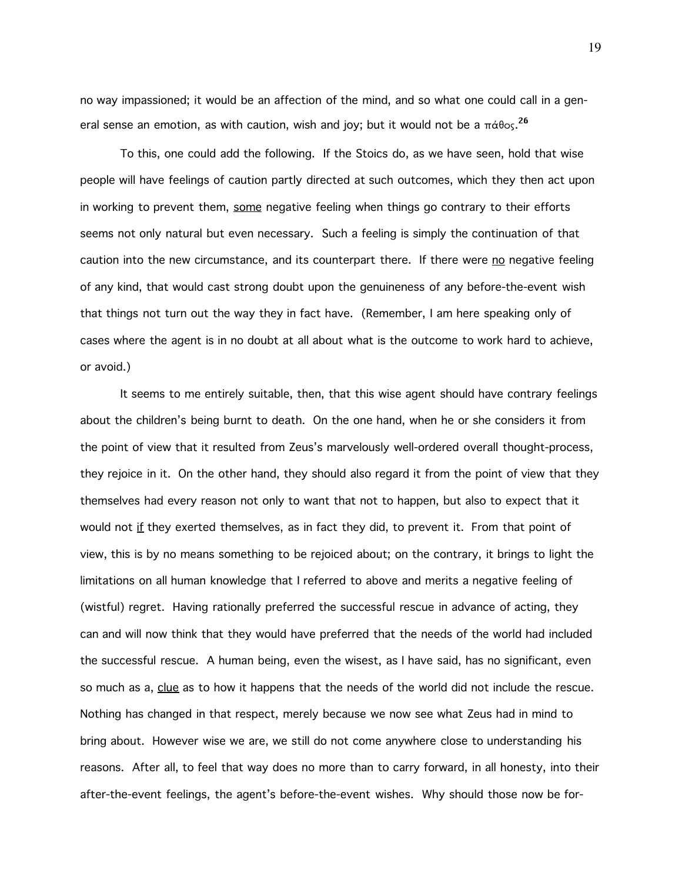no way impassioned; it would be an affection of the mind, and so what one could call in a general sense an emotion, as with caution, wish and joy; but it would not be a πάθος.[26]

To this, one could add the following. If the Stoics do, as we have seen, hold that wise people will have feelings of caution partly directed at such outcomes, which they then act upon in working to prevent them, <u>some</u> negative feeling when things go contrary to their efforts seems not only natural but even necessary. Such a feeling is simply the continuation of that caution into the new circumstance, and its counterpart there. If there were <u>no</u> negative feeling of any kind, that would cast strong doubt upon the genuineness of any before-the-event wish that things not turn out the way they in fact have. (Remember, I am here speaking only of cases where the agent is in no doubt at all about what is the outcome to work hard to achieve, or avoid.)

It seems to me entirely suitable, then, that this wise agent should have contrary feelings about the children's being burnt to death. On the one hand, when he or she considers it from the point of view that it resulted from Zeus's marvelously well-ordered overall thought-process, they rejoice in it. On the other hand, they should also regard it from the point of view that they themselves had every reason not only to want that not to happen, but also to expect that it would not <u>if</u> they exerted themselves, as in fact they did, to prevent it. From that point of view, this is by no means something to be rejoiced about; on the contrary, it brings to light the limitations on all human knowledge that I referred to above and merits a negative feeling of (wistful) regret. Having rationally preferred the successful rescue in advance of acting, they can and will now think that they would have preferred that the needs of the world had included the successful rescue. A human being, even the wisest, as I have said, has no significant, even so much as a, <u>clue</u> as to how it happens that the needs of the world did not include the rescue. Nothing has changed in that respect, merely because we now see what Zeus had in mind to bring about. However wise we are, we still do not come anywhere close to understanding his reasons. After all, to feel that way does no more than to carry forward, in all honesty, into their after-the-event feelings, the agent's before-the-event wishes. Why should those now be for-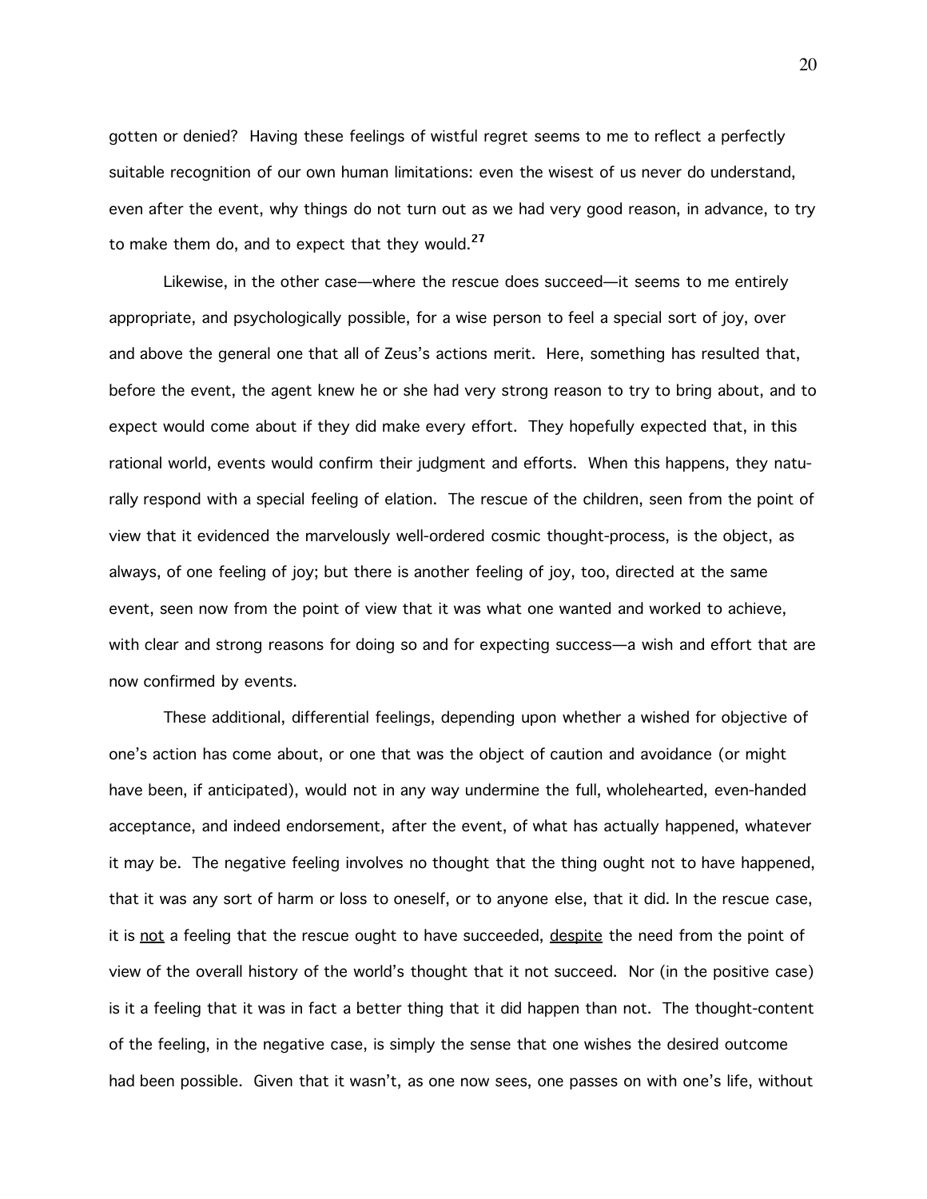gotten or denied? Having these feelings of wistful regret seems to me to reflect a perfectly suitable recognition of our own human limitations: even the wisest of us never do understand, even after the event, why things do not turn out as we had very good reason, in advance, to try to make them do, and to expect that they would.[27]

Likewise, in the other case—where the rescue does succeed—it seems to me entirely appropriate, and psychologically possible, for a wise person to feel a special sort of joy, over and above the general one that all of Zeus's actions merit. Here, something has resulted that, before the event, the agent knew he or she had very strong reason to try to bring about, and to expect would come about if they did make every effort. They hopefully expected that, in this rational world, events would confirm their judgment and efforts. When this happens, they naturally respond with a special feeling of elation. The rescue of the children, seen from the point of view that it evidenced the marvelously well-ordered cosmic thought-process, is the object, as always, of one feeling of joy; but there is another feeling of joy, too, directed at the same event, seen now from the point of view that it was what one wanted and worked to achieve, with clear and strong reasons for doing so and for expecting success—a wish and effort that are now confirmed by events.

These additional, differential feelings, depending upon whether a wished for objective of one's action has come about, or one that was the object of caution and avoidance (or might have been, if anticipated), would not in any way undermine the full, wholehearted, even-handed acceptance, and indeed endorsement, after the event, of what has actually happened, whatever it may be. The negative feeling involves no thought that the thing ought not to have happened, that it was any sort of harm or loss to oneself, or to anyone else, that it did. In the rescue case, it is <u>not</u> a feeling that the rescue ought to have succeeded, <u>despite</u> the need from the point of view of the overall history of the world's thought that it not succeed. Nor (in the positive case) is it a feeling that it was in fact a better thing that it did happen than not. The thought-content of the feeling, in the negative case, is simply the sense that one wishes the desired outcome had been possible. Given that it wasn't, as one now sees, one passes on with one's life, without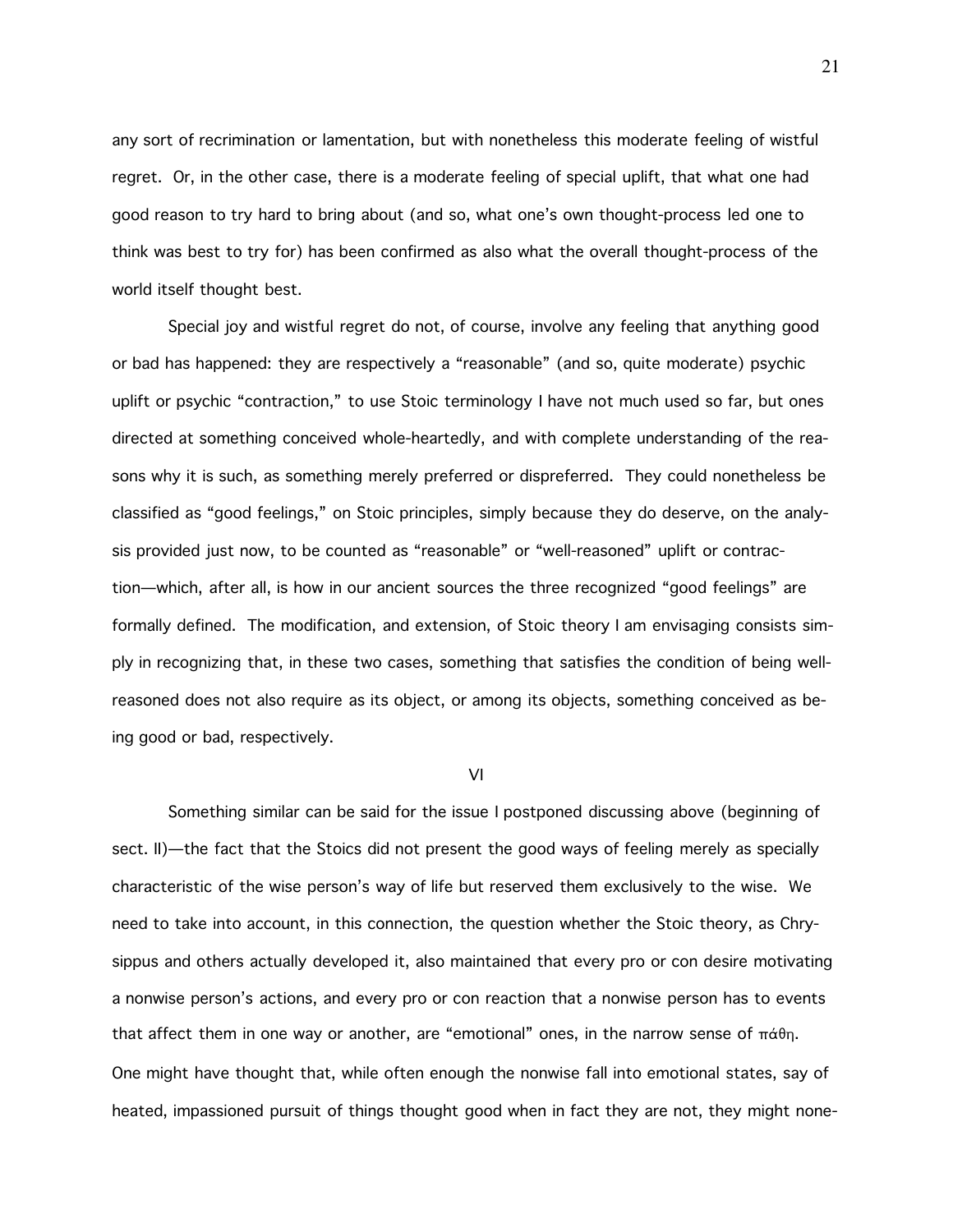any sort of recrimination or lamentation, but with nonetheless this moderate feeling of wistful regret. Or, in the other case, there is a moderate feeling of special uplift, that what one had good reason to try hard to bring about (and so, what one's own thought-process led one to think was best to try for) has been confirmed as also what the overall thought-process of the world itself thought best.

Special joy and wistful regret do not, of course, involve any feeling that anything good or bad has happened: they are respectively a "reasonable" (and so, quite moderate) psychic uplift or psychic "contraction," to use Stoic terminology I have not much used so far, but ones directed at something conceived whole-heartedly, and with complete understanding of the reasons why it is such, as something merely preferred or dispreferred. They could nonetheless be classified as "good feelings," on Stoic principles, simply because they do deserve, on the analysis provided just now, to be counted as "reasonable" or "well-reasoned" uplift or contraction—which, after all, is how in our ancient sources the three recognized "good feelings" are formally defined. The modification, and extension, of Stoic theory I am envisaging consists simply in recognizing that, in these two cases, something that satisfies the condition of being well-reasoned does not also require as its object, or among its objects, something conceived as being good or bad, respectively.

## VI

Something similar can be said for the issue I postponed discussing above (beginning of sect. II)—the fact that the Stoics did not present the good ways of feeling merely as specially characteristic of the wise person's way of life but reserved them exclusively to the wise. We need to take into account, in this connection, the question whether the Stoic theory, as Chrysippus and others actually developed it, also maintained that every pro or con desire motivating a nonwise person's actions, and every pro or con reaction that a nonwise person has to events that affect them in one way or another, are "emotional" ones, in the narrow sense of πάθη. One might have thought that, while often enough the nonwise fall into emotional states, say of heated, impassioned pursuit of things thought good when in fact they are not, they might none-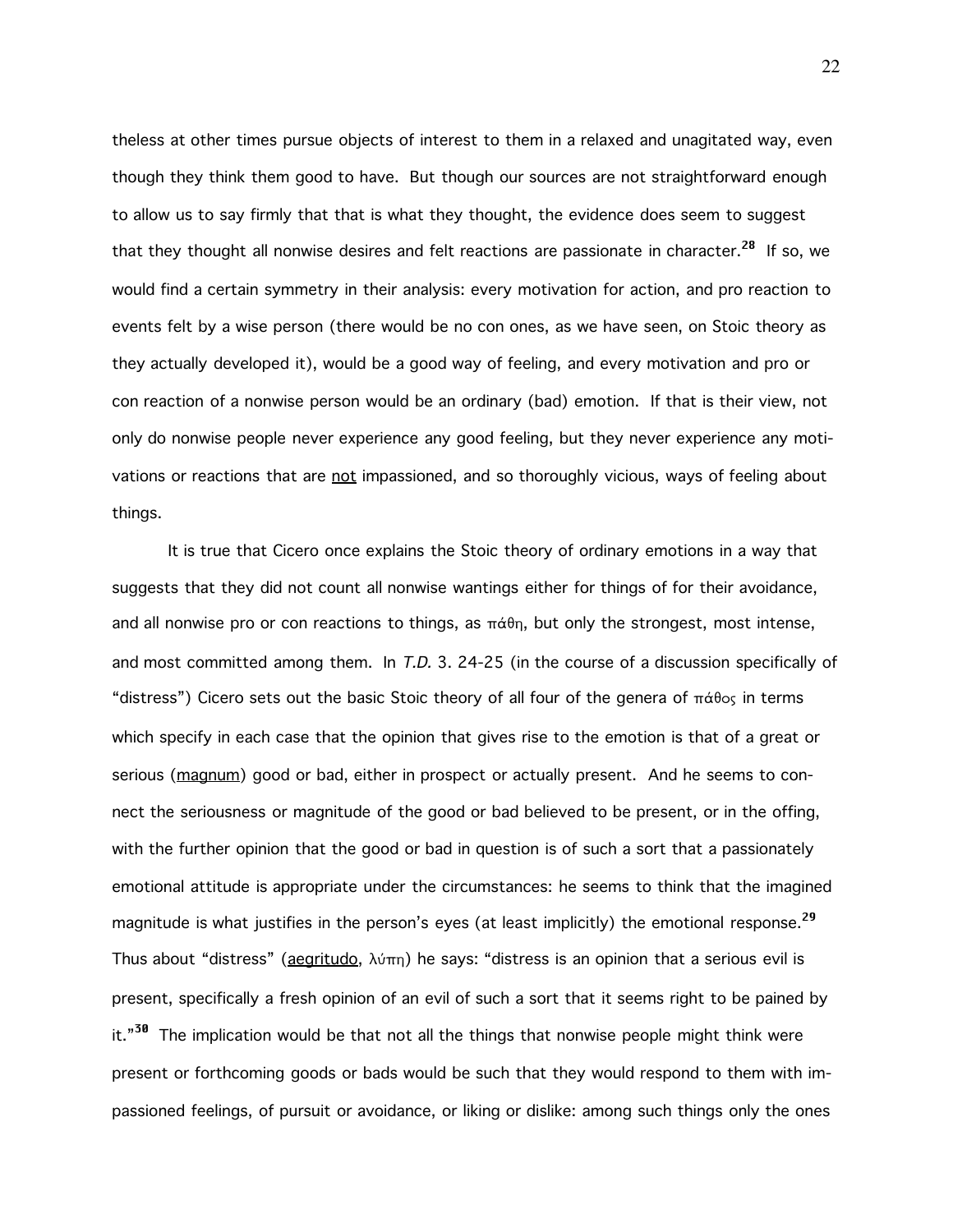theless at other times pursue objects of interest to them in a relaxed and unagitated way, even though they think them good to have. But though our sources are not straightforward enough to allow us to say firmly that that is what they thought, the evidence does seem to suggest that they thought all nonwise desires and felt reactions are passionate in character.[28] If so, we would find a certain symmetry in their analysis: every motivation for action, and pro reaction to events felt by a wise person (there would be no con ones, as we have seen, on Stoic theory as they actually developed it), would be a good way of feeling, and every motivation and pro or con reaction of a nonwise person would be an ordinary (bad) emotion. If that is their view, not only do nonwise people never experience any good feeling, but they never experience any motivations or reactions that are <u>not</u> impassioned, and so thoroughly vicious, ways of feeling about things.

It is true that Cicero once explains the Stoic theory of ordinary emotions in a way that suggests that they did not count all nonwise wantings either for things of for their avoidance, and all nonwise pro or con reactions to things, as πάθη, but only the strongest, most intense, and most committed among them. In *T.D.* 3. 24-25 (in the course of a discussion specifically of "distress") Cicero sets out the basic Stoic theory of all four of the genera of πάθος in terms which specify in each case that the opinion that gives rise to the emotion is that of a great or serious (<u>magnum</u>) good or bad, either in prospect or actually present. And he seems to connect the seriousness or magnitude of the good or bad believed to be present, or in the offing, with the further opinion that the good or bad in question is of such a sort that a passionately emotional attitude is appropriate under the circumstances: he seems to think that the imagined magnitude is what justifies in the person's eyes (at least implicitly) the emotional response.[29] Thus about "distress" (<u>aegritudo</u>, λύπη) he says: "distress is an opinion that a serious evil is present, specifically a fresh opinion of an evil of such a sort that it seems right to be pained by it."[30] The implication would be that not all the things that nonwise people might think were present or forthcoming goods or bads would be such that they would respond to them with impassioned feelings, of pursuit or avoidance, or liking or dislike: among such things only the ones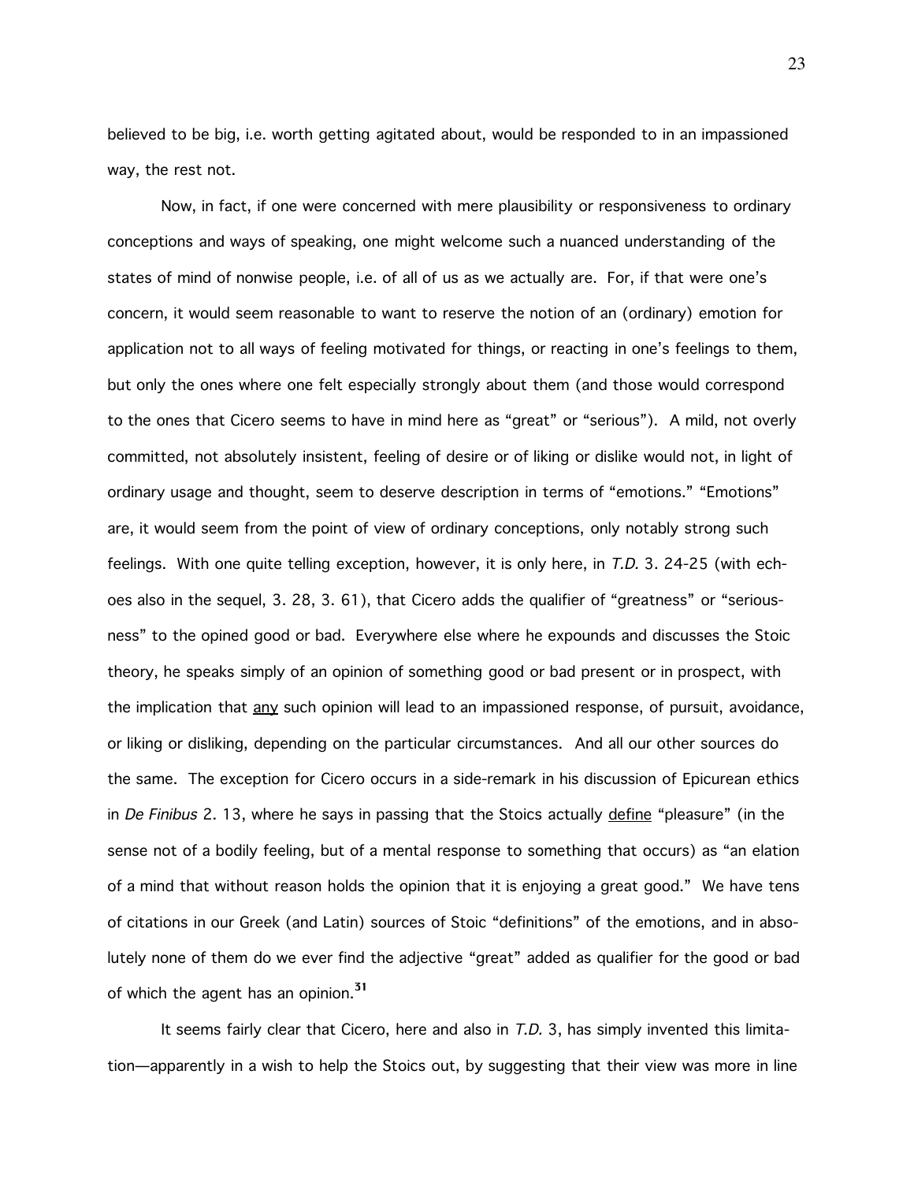believed to be big, i.e. worth getting agitated about, would be responded to in an impassioned way, the rest not.

Now, in fact, if one were concerned with mere plausibility or responsiveness to ordinary conceptions and ways of speaking, one might welcome such a nuanced understanding of the states of mind of nonwise people, i.e. of all of us as we actually are. For, if that were one's concern, it would seem reasonable to want to reserve the notion of an (ordinary) emotion for application not to all ways of feeling motivated for things, or reacting in one's feelings to them, but only the ones where one felt especially strongly about them (and those would correspond to the ones that Cicero seems to have in mind here as "great" or "serious"). A mild, not overly committed, not absolutely insistent, feeling of desire or of liking or dislike would not, in light of ordinary usage and thought, seem to deserve description in terms of "emotions." "Emotions" are, it would seem from the point of view of ordinary conceptions, only notably strong such feelings. With one quite telling exception, however, it is only here, in *T.D.* 3. 24-25 (with echoes also in the sequel, 3. 28, 3. 61), that Cicero adds the qualifier of "greatness" or "seriousness" to the opined good or bad. Everywhere else where he expounds and discusses the Stoic theory, he speaks simply of an opinion of something good or bad present or in prospect, with the implication that <u>any</u> such opinion will lead to an impassioned response, of pursuit, avoidance, or liking or disliking, depending on the particular circumstances. And all our other sources do the same. The exception for Cicero occurs in a side-remark in his discussion of Epicurean ethics in *De Finibus* 2. 13, where he says in passing that the Stoics actually <u>define</u> "pleasure" (in the sense not of a bodily feeling, but of a mental response to something that occurs) as "an elation of a mind that without reason holds the opinion that it is enjoying a great good." We have tens of citations in our Greek (and Latin) sources of Stoic "definitions" of the emotions, and in absolutely none of them do we ever find the adjective "great" added as qualifier for the good or bad of which the agent has an opinion.[31]

It seems fairly clear that Cicero, here and also in *T.D.* 3, has simply invented this limitation—apparently in a wish to help the Stoics out, by suggesting that their view was more in line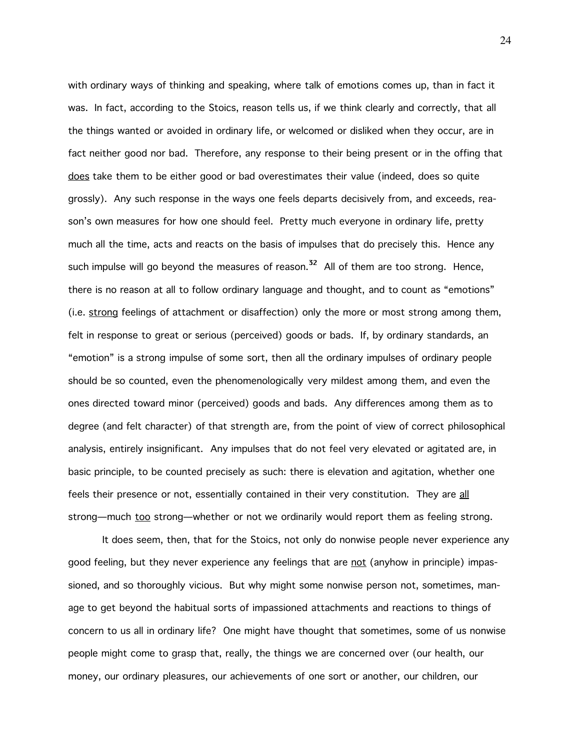with ordinary ways of thinking and speaking, where talk of emotions comes up, than in fact it was. In fact, according to the Stoics, reason tells us, if we think clearly and correctly, that all the things wanted or avoided in ordinary life, or welcomed or disliked when they occur, are in fact neither good nor bad. Therefore, any response to their being present or in the offing that does take them to be either good or bad overestimates their value (indeed, does so quite grossly). Any such response in the ways one feels departs decisively from, and exceeds, reason's own measures for how one should feel. Pretty much everyone in ordinary life, pretty much all the time, acts and reacts on the basis of impulses that do precisely this. Hence any such impulse will go beyond the measures of reason.[32] All of them are too strong. Hence, there is no reason at all to follow ordinary language and thought, and to count as "emotions" (i.e. strong feelings of attachment or disaffection) only the more or most strong among them, felt in response to great or serious (perceived) goods or bads. If, by ordinary standards, an "emotion" is a strong impulse of some sort, then all the ordinary impulses of ordinary people should be so counted, even the phenomenologically very mildest among them, and even the ones directed toward minor (perceived) goods and bads. Any differences among them as to degree (and felt character) of that strength are, from the point of view of correct philosophical analysis, entirely insignificant. Any impulses that do not feel very elevated or agitated are, in basic principle, to be counted precisely as such: there is elevation and agitation, whether one feels their presence or not, essentially contained in their very constitution. They are all strong—much too strong—whether or not we ordinarily would report them as feeling strong.

It does seem, then, that for the Stoics, not only do nonwise people never experience any good feeling, but they never experience any feelings that are not (anyhow in principle) impassioned, and so thoroughly vicious. But why might some nonwise person not, sometimes, manage to get beyond the habitual sorts of impassioned attachments and reactions to things of concern to us all in ordinary life? One might have thought that sometimes, some of us nonwise people might come to grasp that, really, the things we are concerned over (our health, our money, our ordinary pleasures, our achievements of one sort or another, our children, our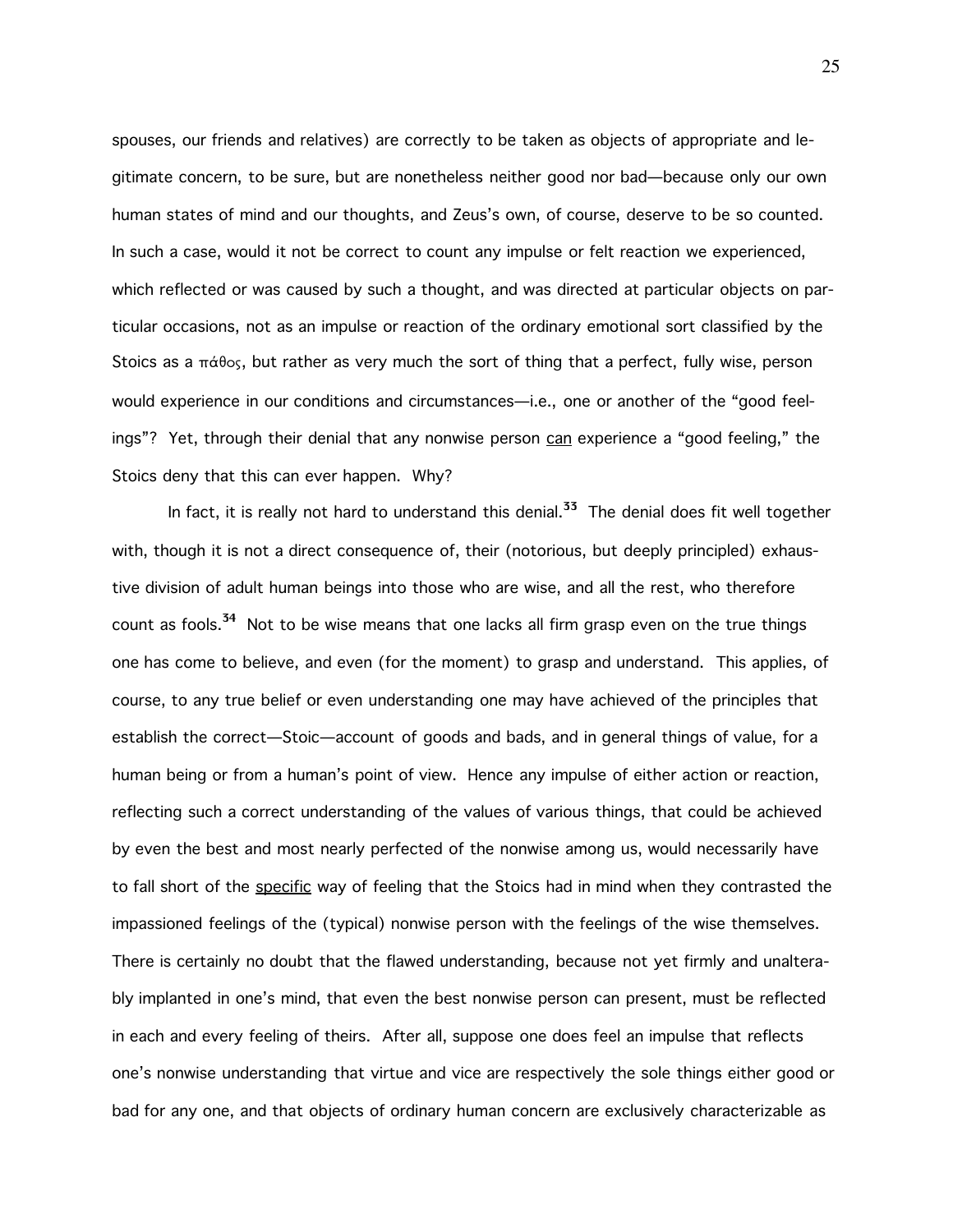spouses, our friends and relatives) are correctly to be taken as objects of appropriate and legitimate concern, to be sure, but are nonetheless neither good nor bad—because only our own human states of mind and our thoughts, and Zeus's own, of course, deserve to be so counted. In such a case, would it not be correct to count any impulse or felt reaction we experienced, which reflected or was caused by such a thought, and was directed at particular objects on particular occasions, not as an impulse or reaction of the ordinary emotional sort classified by the Stoics as a πάθος, but rather as very much the sort of thing that a perfect, fully wise, person would experience in our conditions and circumstances—i.e., one or another of the "good feelings"? Yet, through their denial that any nonwise person <u>can</u> experience a "good feeling," the Stoics deny that this can ever happen. Why?

In fact, it is really not hard to understand this denial.[33] The denial does fit well together with, though it is not a direct consequence of, their (notorious, but deeply principled) exhaustive division of adult human beings into those who are wise, and all the rest, who therefore count as fools.[34] Not to be wise means that one lacks all firm grasp even on the true things one has come to believe, and even (for the moment) to grasp and understand. This applies, of course, to any true belief or even understanding one may have achieved of the principles that establish the correct—Stoic—account of goods and bads, and in general things of value, for a human being or from a human's point of view. Hence any impulse of either action or reaction, reflecting such a correct understanding of the values of various things, that could be achieved by even the best and most nearly perfected of the nonwise among us, would necessarily have to fall short of the <u>specific</u> way of feeling that the Stoics had in mind when they contrasted the impassioned feelings of the (typical) nonwise person with the feelings of the wise themselves. There is certainly no doubt that the flawed understanding, because not yet firmly and unalterably implanted in one's mind, that even the best nonwise person can present, must be reflected in each and every feeling of theirs. After all, suppose one does feel an impulse that reflects one's nonwise understanding that virtue and vice are respectively the sole things either good or bad for any one, and that objects of ordinary human concern are exclusively characterizable as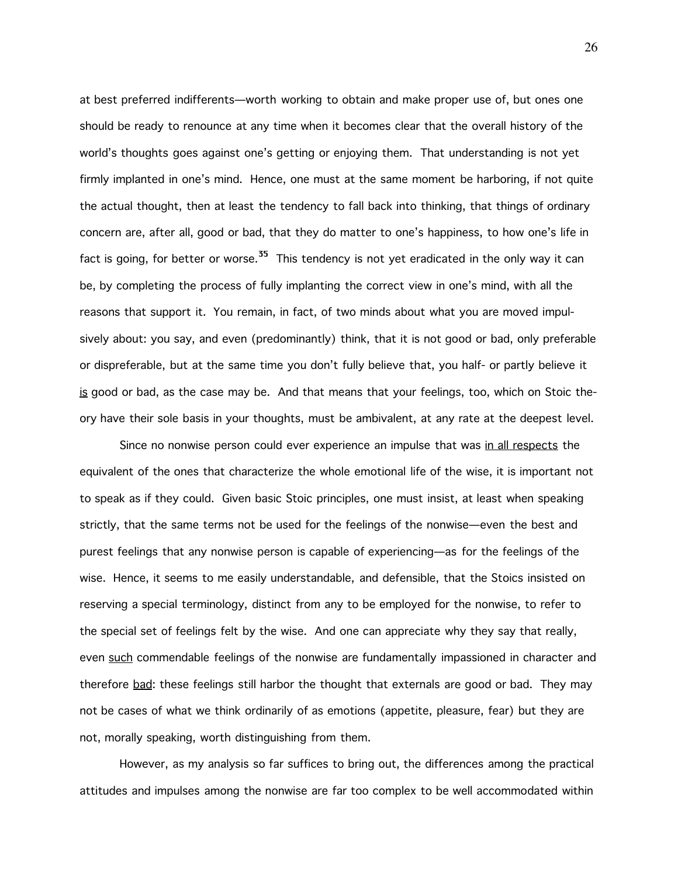at best preferred indifferents—worth working to obtain and make proper use of, but ones one should be ready to renounce at any time when it becomes clear that the overall history of the world's thoughts goes against one's getting or enjoying them. That understanding is not yet firmly implanted in one's mind. Hence, one must at the same moment be harboring, if not quite the actual thought, then at least the tendency to fall back into thinking, that things of ordinary concern are, after all, good or bad, that they do matter to one's happiness, to how one's life in fact is going, for better or worse.[35] This tendency is not yet eradicated in the only way it can be, by completing the process of fully implanting the correct view in one's mind, with all the reasons that support it. You remain, in fact, of two minds about what you are moved impulsively about: you say, and even (predominantly) think, that it is not good or bad, only preferable or dispreferable, but at the same time you don't fully believe that, you half- or partly believe it _is_ good or bad, as the case may be. And that means that your feelings, too, which on Stoic theory have their sole basis in your thoughts, must be ambivalent, at any rate at the deepest level.

Since no nonwise person could ever experience an impulse that was _in all respects_ the equivalent of the ones that characterize the whole emotional life of the wise, it is important not to speak as if they could. Given basic Stoic principles, one must insist, at least when speaking strictly, that the same terms not be used for the feelings of the nonwise—even the best and purest feelings that any nonwise person is capable of experiencing—as for the feelings of the wise. Hence, it seems to me easily understandable, and defensible, that the Stoics insisted on reserving a special terminology, distinct from any to be employed for the nonwise, to refer to the special set of feelings felt by the wise. And one can appreciate why they say that really, even _such_ commendable feelings of the nonwise are fundamentally impassioned in character and therefore _bad_: these feelings still harbor the thought that externals are good or bad. They may not be cases of what we think ordinarily of as emotions (appetite, pleasure, fear) but they are not, morally speaking, worth distinguishing from them.

However, as my analysis so far suffices to bring out, the differences among the practical attitudes and impulses among the nonwise are far too complex to be well accommodated within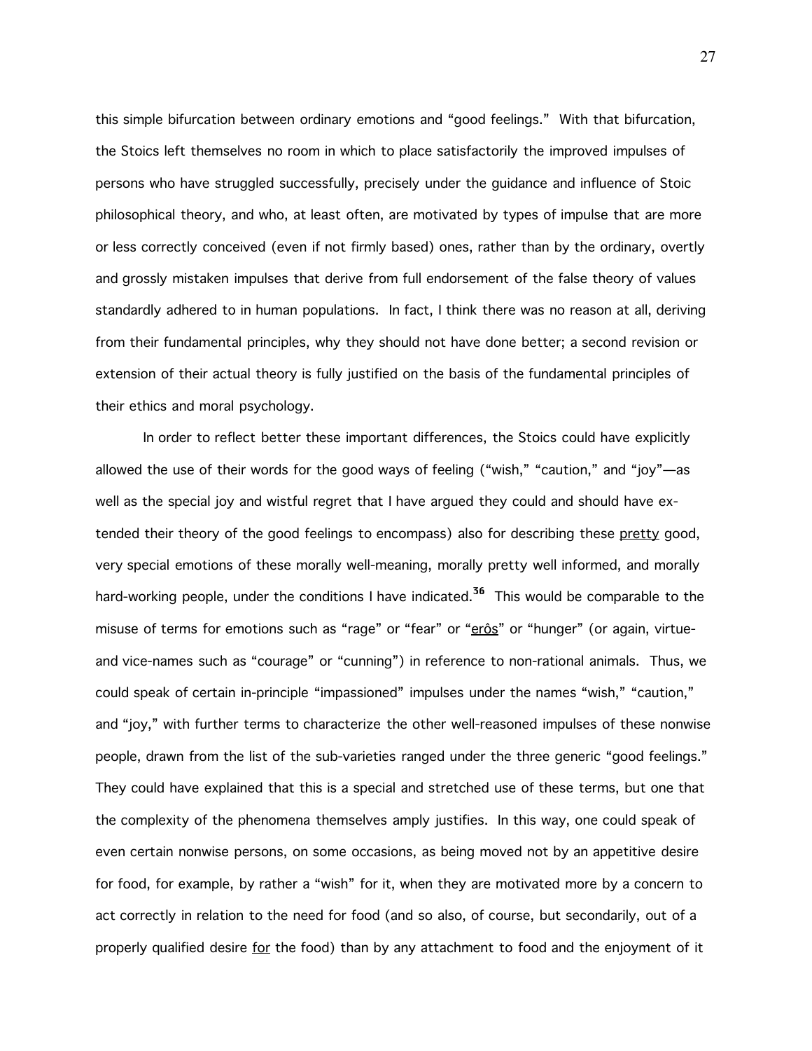this simple bifurcation between ordinary emotions and "good feelings." With that bifurcation, the Stoics left themselves no room in which to place satisfactorily the improved impulses of persons who have struggled successfully, precisely under the guidance and influence of Stoic philosophical theory, and who, at least often, are motivated by types of impulse that are more or less correctly conceived (even if not firmly based) ones, rather than by the ordinary, overtly and grossly mistaken impulses that derive from full endorsement of the false theory of values standardly adhered to in human populations. In fact, I think there was no reason at all, deriving from their fundamental principles, why they should not have done better; a second revision or extension of their actual theory is fully justified on the basis of the fundamental principles of their ethics and moral psychology.

In order to reflect better these important differences, the Stoics could have explicitly allowed the use of their words for the good ways of feeling ("wish," "caution," and "joy"—as well as the special joy and wistful regret that I have argued they could and should have extended their theory of the good feelings to encompass) also for describing these <u>pretty</u> good, very special emotions of these morally well-meaning, morally pretty well informed, and morally hard-working people, under the conditions I have indicated.[36] This would be comparable to the misuse of terms for emotions such as "rage" or "fear" or "<u>erôs</u>" or "hunger" (or again, virtue- and vice-names such as "courage" or "cunning") in reference to non-rational animals. Thus, we could speak of certain in-principle "impassioned" impulses under the names "wish," "caution," and "joy," with further terms to characterize the other well-reasoned impulses of these nonwise people, drawn from the list of the sub-varieties ranged under the three generic "good feelings." They could have explained that this is a special and stretched use of these terms, but one that the complexity of the phenomena themselves amply justifies. In this way, one could speak of even certain nonwise persons, on some occasions, as being moved not by an appetitive desire for food, for example, by rather a "wish" for it, when they are motivated more by a concern to act correctly in relation to the need for food (and so also, of course, but secondarily, out of a properly qualified desire <u>for</u> the food) than by any attachment to food and the enjoyment of it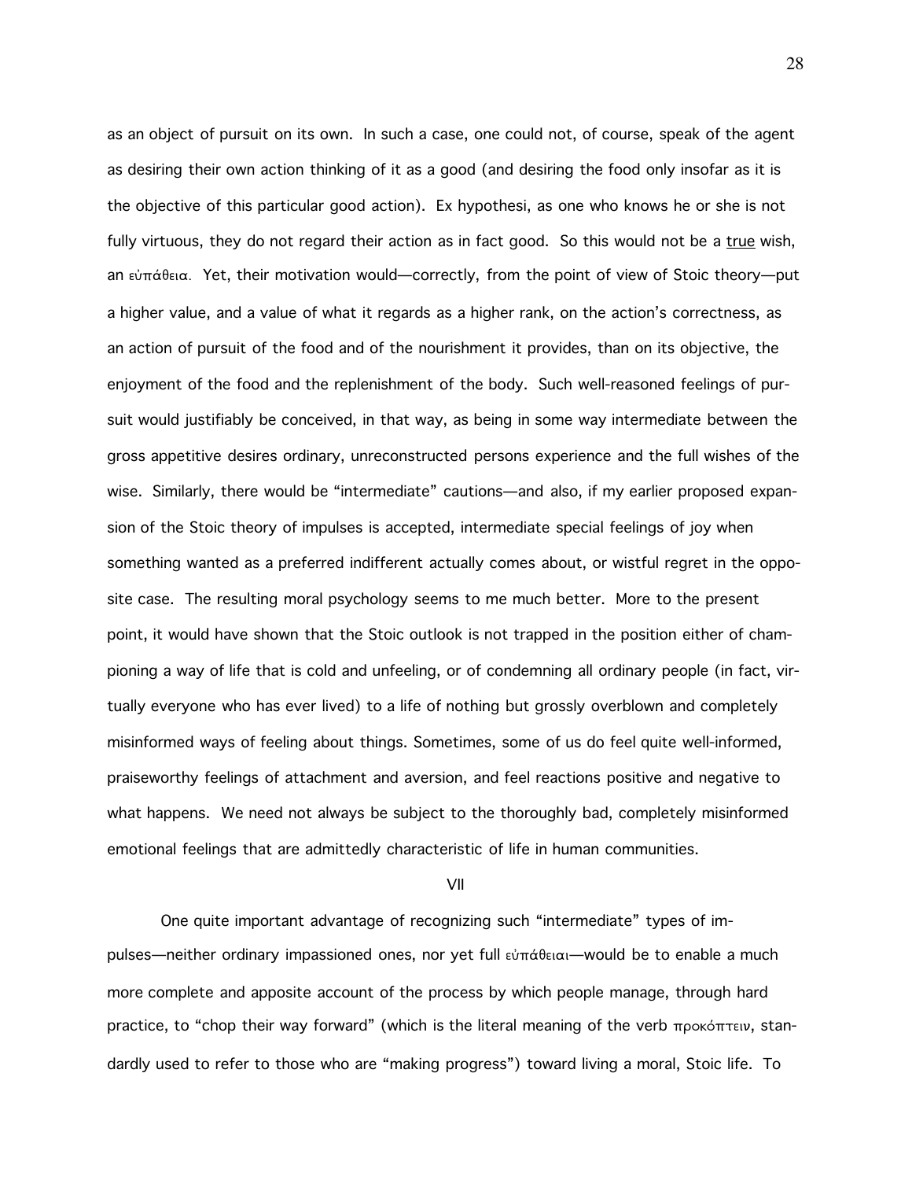as an object of pursuit on its own. In such a case, one could not, of course, speak of the agent as desiring their own action thinking of it as a good (and desiring the food only insofar as it is the objective of this particular good action). Ex hypothesi, as one who knows he or she is not fully virtuous, they do not regard their action as in fact good. So this would not be a <u>true</u> wish, an εὐπάθεια. Yet, their motivation would—correctly, from the point of view of Stoic theory—put a higher value, and a value of what it regards as a higher rank, on the action's correctness, as an action of pursuit of the food and of the nourishment it provides, than on its objective, the enjoyment of the food and the replenishment of the body. Such well-reasoned feelings of pursuit would justifiably be conceived, in that way, as being in some way intermediate between the gross appetitive desires ordinary, unreconstructed persons experience and the full wishes of the wise. Similarly, there would be "intermediate" cautions—and also, if my earlier proposed expansion of the Stoic theory of impulses is accepted, intermediate special feelings of joy when something wanted as a preferred indifferent actually comes about, or wistful regret in the opposite case. The resulting moral psychology seems to me much better. More to the present point, it would have shown that the Stoic outlook is not trapped in the position either of championing a way of life that is cold and unfeeling, or of condemning all ordinary people (in fact, virtually everyone who has ever lived) to a life of nothing but grossly overblown and completely misinformed ways of feeling about things. Sometimes, some of us do feel quite well-informed, praiseworthy feelings of attachment and aversion, and feel reactions positive and negative to what happens. We need not always be subject to the thoroughly bad, completely misinformed emotional feelings that are admittedly characteristic of life in human communities.

## VII

One quite important advantage of recognizing such "intermediate" types of impulses—neither ordinary impassioned ones, nor yet full εὐπάθειαι—would be to enable a much more complete and apposite account of the process by which people manage, through hard practice, to "chop their way forward" (which is the literal meaning of the verb προκόπτειν, standardly used to refer to those who are "making progress") toward living a moral, Stoic life. To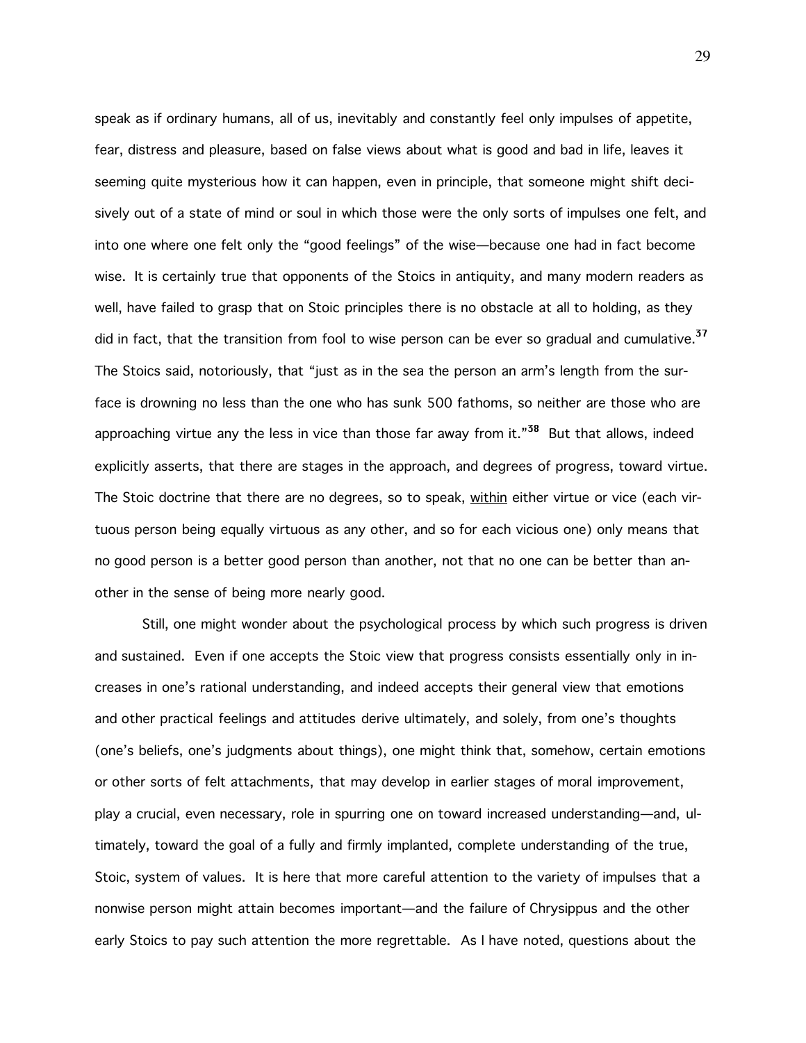speak as if ordinary humans, all of us, inevitably and constantly feel only impulses of appetite, fear, distress and pleasure, based on false views about what is good and bad in life, leaves it seeming quite mysterious how it can happen, even in principle, that someone might shift decisively out of a state of mind or soul in which those were the only sorts of impulses one felt, and into one where one felt only the "good feelings" of the wise—because one had in fact become wise. It is certainly true that opponents of the Stoics in antiquity, and many modern readers as well, have failed to grasp that on Stoic principles there is no obstacle at all to holding, as they did in fact, that the transition from fool to wise person can be ever so gradual and cumulative.[37] The Stoics said, notoriously, that "just as in the sea the person an arm's length from the surface is drowning no less than the one who has sunk 500 fathoms, so neither are those who are approaching virtue any the less in vice than those far away from it."[38] But that allows, indeed explicitly asserts, that there are stages in the approach, and degrees of progress, toward virtue. The Stoic doctrine that there are no degrees, so to speak, <u>within</u> either virtue or vice (each virtuous person being equally virtuous as any other, and so for each vicious one) only means that no good person is a better good person than another, not that no one can be better than another in the sense of being more nearly good.

Still, one might wonder about the psychological process by which such progress is driven and sustained. Even if one accepts the Stoic view that progress consists essentially only in increases in one's rational understanding, and indeed accepts their general view that emotions and other practical feelings and attitudes derive ultimately, and solely, from one's thoughts (one's beliefs, one's judgments about things), one might think that, somehow, certain emotions or other sorts of felt attachments, that may develop in earlier stages of moral improvement, play a crucial, even necessary, role in spurring one on toward increased understanding—and, ultimately, toward the goal of a fully and firmly implanted, complete understanding of the true, Stoic, system of values. It is here that more careful attention to the variety of impulses that a nonwise person might attain becomes important—and the failure of Chrysippus and the other early Stoics to pay such attention the more regrettable. As I have noted, questions about the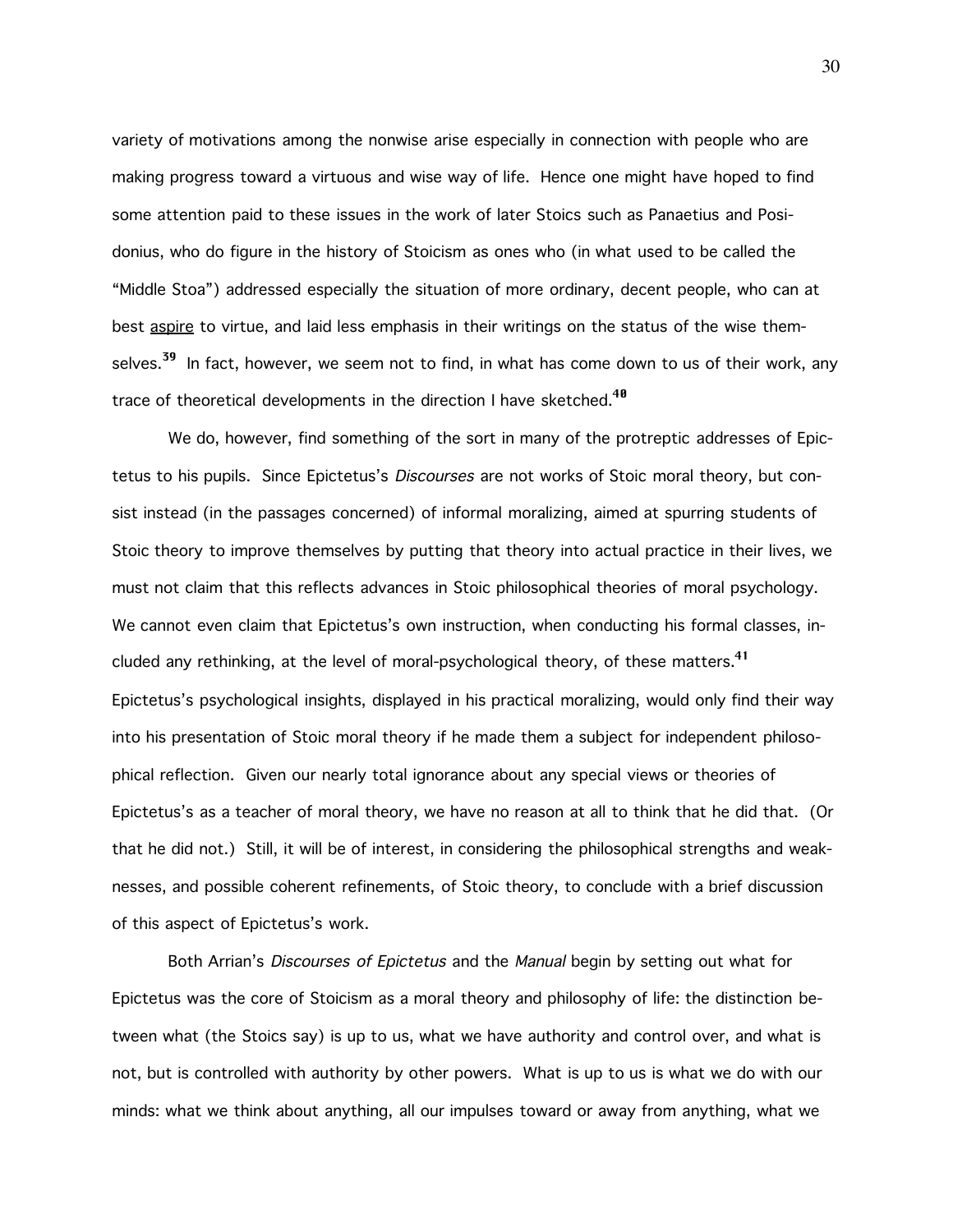variety of motivations among the nonwise arise especially in connection with people who are making progress toward a virtuous and wise way of life. Hence one might have hoped to find some attention paid to these issues in the work of later Stoics such as Panaetius and Posidonius, who do figure in the history of Stoicism as ones who (in what used to be called the "Middle Stoa") addressed especially the situation of more ordinary, decent people, who can at best aspire to virtue, and laid less emphasis in their writings on the status of the wise themselves.[39] In fact, however, we seem not to find, in what has come down to us of their work, any trace of theoretical developments in the direction I have sketched.[40]

We do, however, find something of the sort in many of the protreptic addresses of Epictetus to his pupils. Since Epictetus's *Discourses* are not works of Stoic moral theory, but consist instead (in the passages concerned) of informal moralizing, aimed at spurring students of Stoic theory to improve themselves by putting that theory into actual practice in their lives, we must not claim that this reflects advances in Stoic philosophical theories of moral psychology. We cannot even claim that Epictetus's own instruction, when conducting his formal classes, included any rethinking, at the level of moral-psychological theory, of these matters.[41] Epictetus's psychological insights, displayed in his practical moralizing, would only find their way into his presentation of Stoic moral theory if he made them a subject for independent philosophical reflection. Given our nearly total ignorance about any special views or theories of Epictetus's as a teacher of moral theory, we have no reason at all to think that he did that. (Or that he did not.) Still, it will be of interest, in considering the philosophical strengths and weaknesses, and possible coherent refinements, of Stoic theory, to conclude with a brief discussion of this aspect of Epictetus's work.

Both Arrian's *Discourses of Epictetus* and the *Manual* begin by setting out what for Epictetus was the core of Stoicism as a moral theory and philosophy of life: the distinction between what (the Stoics say) is up to us, what we have authority and control over, and what is not, but is controlled with authority by other powers. What is up to us is what we do with our minds: what we think about anything, all our impulses toward or away from anything, what we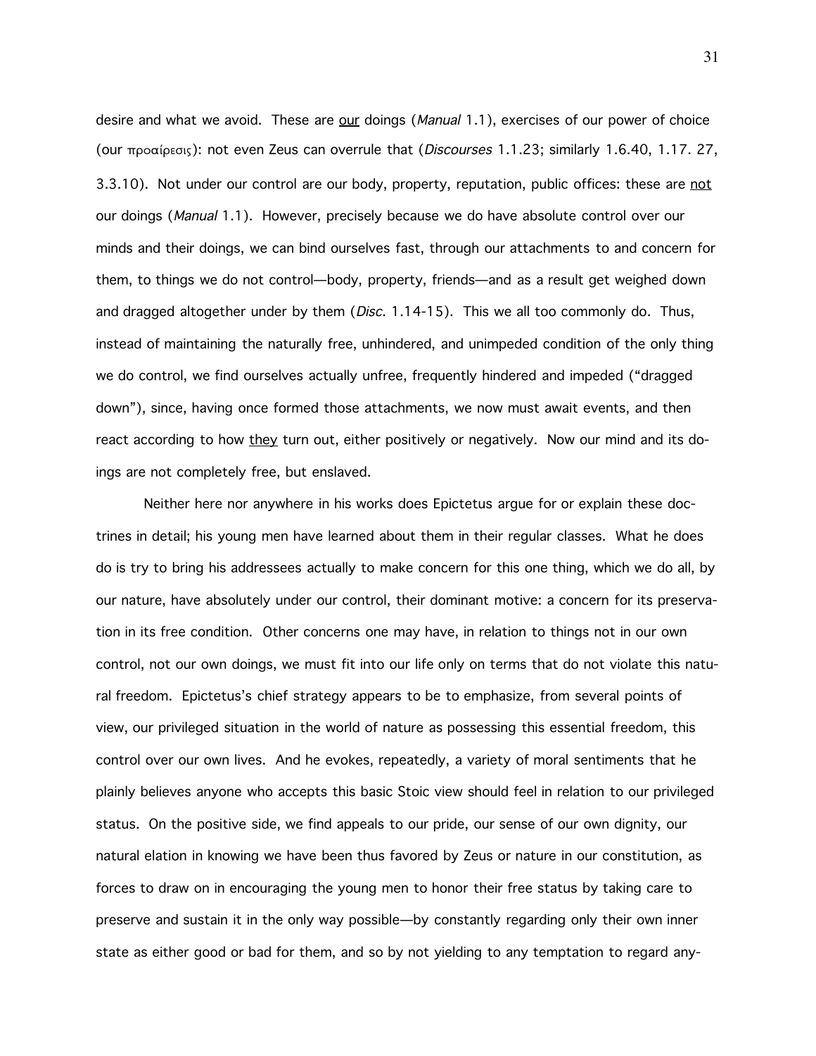desire and what we avoid. These are <u>our</u> doings (*Manual* 1.1), exercises of our power of choice (our προαίρεσις): not even Zeus can overrule that (*Discourses* 1.1.23; similarly 1.6.40, 1.17. 27, 3.3.10). Not under our control are our body, property, reputation, public offices: these are <u>not</u> our doings (*Manual* 1.1). However, precisely because we do have absolute control over our minds and their doings, we can bind ourselves fast, through our attachments to and concern for them, to things we do not control—body, property, friends—and as a result get weighed down and dragged altogether under by them (*Disc.* 1.14-15). This we all too commonly do. Thus, instead of maintaining the naturally free, unhindered, and unimpeded condition of the only thing we do control, we find ourselves actually unfree, frequently hindered and impeded ("dragged down"), since, having once formed those attachments, we now must await events, and then react according to how <u>they</u> turn out, either positively or negatively. Now our mind and its doings are not completely free, but enslaved.

Neither here nor anywhere in his works does Epictetus argue for or explain these doctrines in detail; his young men have learned about them in their regular classes. What he does do is try to bring his addressees actually to make concern for this one thing, which we do all, by our nature, have absolutely under our control, their dominant motive: a concern for its preservation in its free condition. Other concerns one may have, in relation to things not in our own control, not our own doings, we must fit into our life only on terms that do not violate this natural freedom. Epictetus's chief strategy appears to be to emphasize, from several points of view, our privileged situation in the world of nature as possessing this essential freedom, this control over our own lives. And he evokes, repeatedly, a variety of moral sentiments that he plainly believes anyone who accepts this basic Stoic view should feel in relation to our privileged status. On the positive side, we find appeals to our pride, our sense of our own dignity, our natural elation in knowing we have been thus favored by Zeus or nature in our constitution, as forces to draw on in encouraging the young men to honor their free status by taking care to preserve and sustain it in the only way possible—by constantly regarding only their own inner state as either good or bad for them, and so by not yielding to any temptation to regard any-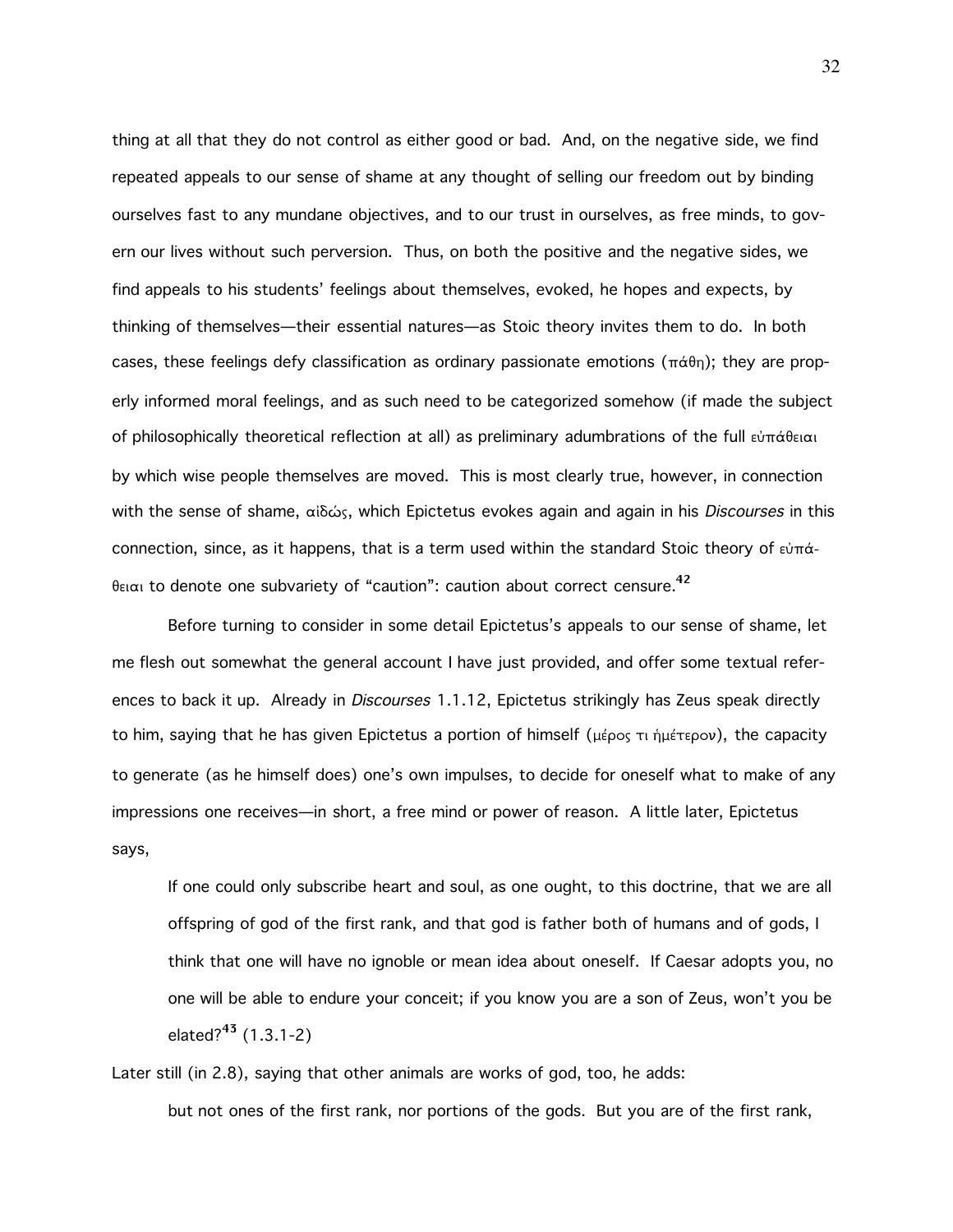thing at all that they do not control as either good or bad. And, on the negative side, we find repeated appeals to our sense of shame at any thought of selling our freedom out by binding ourselves fast to any mundane objectives, and to our trust in ourselves, as free minds, to govern our lives without such perversion. Thus, on both the positive and the negative sides, we find appeals to his students' feelings about themselves, evoked, he hopes and expects, by thinking of themselves—their essential natures—as Stoic theory invites them to do. In both cases, these feelings defy classification as ordinary passionate emotions (πάθη); they are properly informed moral feelings, and as such need to be categorized somehow (if made the subject of philosophically theoretical reflection at all) as preliminary adumbrations of the full εὐπάθειαι by which wise people themselves are moved. This is most clearly true, however, in connection with the sense of shame, αἰδώς, which Epictetus evokes again and again in his *Discourses* in this connection, since, as it happens, that is a term used within the standard Stoic theory of εὐπάθειαι to denote one subvariety of "caution": caution about correct censure.[42]

Before turning to consider in some detail Epictetus's appeals to our sense of shame, let me flesh out somewhat the general account I have just provided, and offer some textual references to back it up. Already in *Discourses* 1.1.12, Epictetus strikingly has Zeus speak directly to him, saying that he has given Epictetus a portion of himself (μέρος τι ἡμέτερον), the capacity to generate (as he himself does) one's own impulses, to decide for oneself what to make of any impressions one receives—in short, a free mind or power of reason. A little later, Epictetus says,

> If one could only subscribe heart and soul, as one ought, to this doctrine, that we are all offspring of god of the first rank, and that god is father both of humans and of gods, I think that one will have no ignoble or mean idea about oneself. If Caesar adopts you, no one will be able to endure your conceit; if you know you are a son of Zeus, won't you be elated?[43] (1.3.1-2)

Later still (in 2.8), saying that other animals are works of god, too, he adds:

> but not ones of the first rank, nor portions of the gods. But you are of the first rank,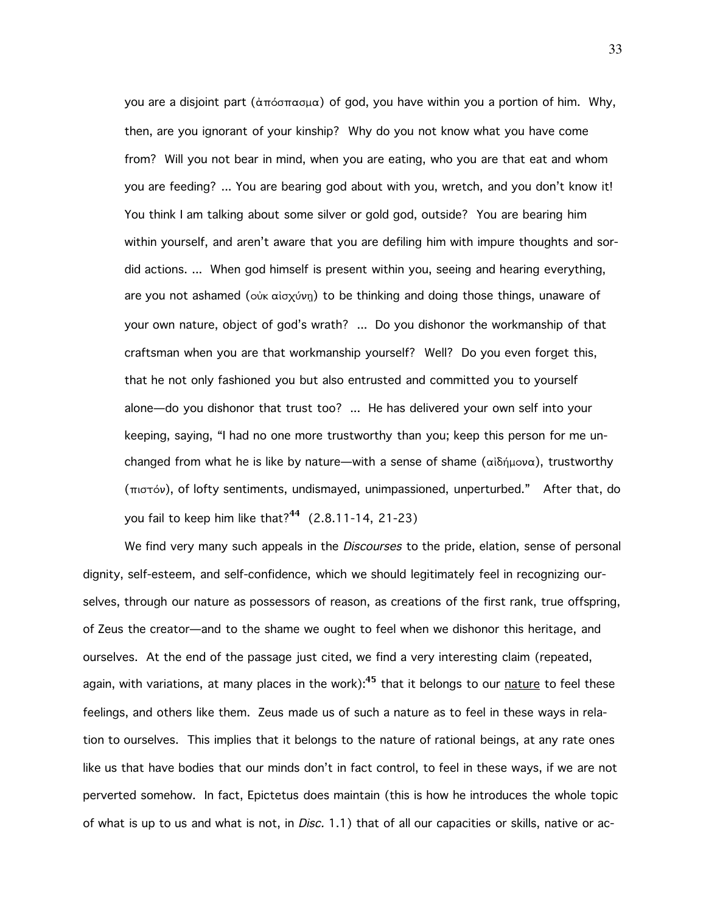> you are a disjoint part (ἀπόσπασμα) of god, you have within you a portion of him. Why, then, are you ignorant of your kinship? Why do you not know what you have come from? Will you not bear in mind, when you are eating, who you are that eat and whom you are feeding? ... You are bearing god about with you, wretch, and you don't know it! You think I am talking about some silver or gold god, outside? You are bearing him within yourself, and aren't aware that you are defiling him with impure thoughts and sordid actions. ... When god himself is present within you, seeing and hearing everything, are you not ashamed (οὐκ αἰσχύνῃ) to be thinking and doing those things, unaware of your own nature, object of god's wrath? ... Do you dishonor the workmanship of that craftsman when you are that workmanship yourself? Well? Do you even forget this, that he not only fashioned you but also entrusted and committed you to yourself alone—do you dishonor that trust too? ... He has delivered your own self into your keeping, saying, "I had no one more trustworthy than you; keep this person for me unchanged from what he is like by nature—with a sense of shame (αἰδήμονα), trustworthy (πιστόν), of lofty sentiments, undismayed, unimpassioned, unperturbed." After that, do you fail to keep him like that?[44] (2.8.11-14, 21-23)

We find very many such appeals in the *Discourses* to the pride, elation, sense of personal dignity, self-esteem, and self-confidence, which we should legitimately feel in recognizing ourselves, through our nature as possessors of reason, as creations of the first rank, true offspring, of Zeus the creator—and to the shame we ought to feel when we dishonor this heritage, and ourselves. At the end of the passage just cited, we find a very interesting claim (repeated, again, with variations, at many places in the work):[45] that it belongs to our <u>nature</u> to feel these feelings, and others like them. Zeus made us of such a nature as to feel in these ways in relation to ourselves. This implies that it belongs to the nature of rational beings, at any rate ones like us that have bodies that our minds don't in fact control, to feel in these ways, if we are not perverted somehow. In fact, Epictetus does maintain (this is how he introduces the whole topic of what is up to us and what is not, in *Disc.* 1.1) that of all our capacities or skills, native or ac-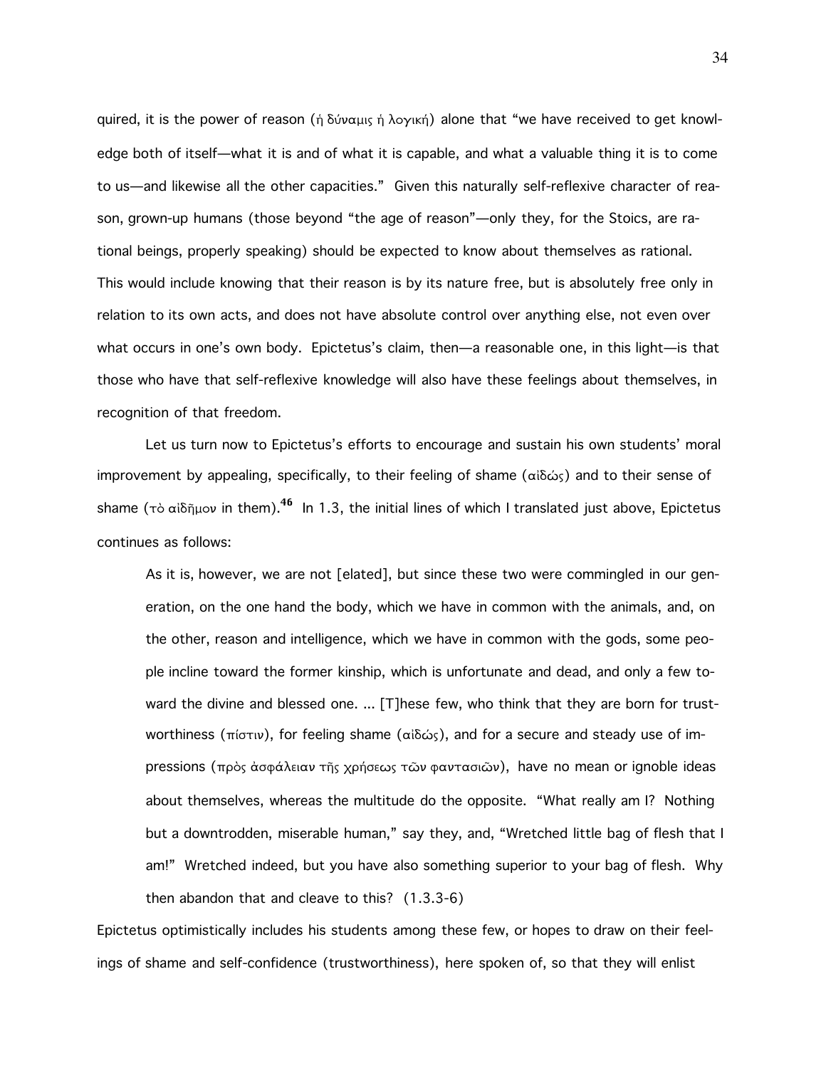quired, it is the power of reason (ἡ δύναμις ἡ λογική) alone that "we have received to get knowledge both of itself—what it is and of what it is capable, and what a valuable thing it is to come to us—and likewise all the other capacities." Given this naturally self-reflexive character of reason, grown-up humans (those beyond "the age of reason"—only they, for the Stoics, are rational beings, properly speaking) should be expected to know about themselves as rational. This would include knowing that their reason is by its nature free, but is absolutely free only in relation to its own acts, and does not have absolute control over anything else, not even over what occurs in one's own body. Epictetus's claim, then—a reasonable one, in this light—is that those who have that self-reflexive knowledge will also have these feelings about themselves, in recognition of that freedom.

Let us turn now to Epictetus's efforts to encourage and sustain his own students' moral improvement by appealing, specifically, to their feeling of shame (αἰδώς) and to their sense of shame (τὸ αἰδῆμον in them).[46] In 1.3, the initial lines of which I translated just above, Epictetus continues as follows:

> As it is, however, we are not [elated], but since these two were commingled in our generation, on the one hand the body, which we have in common with the animals, and, on the other, reason and intelligence, which we have in common with the gods, some people incline toward the former kinship, which is unfortunate and dead, and only a few toward the divine and blessed one. ... [T]hese few, who think that they are born for trustworthiness (πίστιν), for feeling shame (αἰδώς), and for a secure and steady use of impressions (πρὸς ἀσφάλειαν τῆς χρήσεως τῶν φαντασιῶν), have no mean or ignoble ideas about themselves, whereas the multitude do the opposite. "What really am I? Nothing but a downtrodden, miserable human," say they, and, "Wretched little bag of flesh that I am!" Wretched indeed, but you have also something superior to your bag of flesh. Why then abandon that and cleave to this? (1.3.3-6)

Epictetus optimistically includes his students among these few, or hopes to draw on their feelings of shame and self-confidence (trustworthiness), here spoken of, so that they will enlist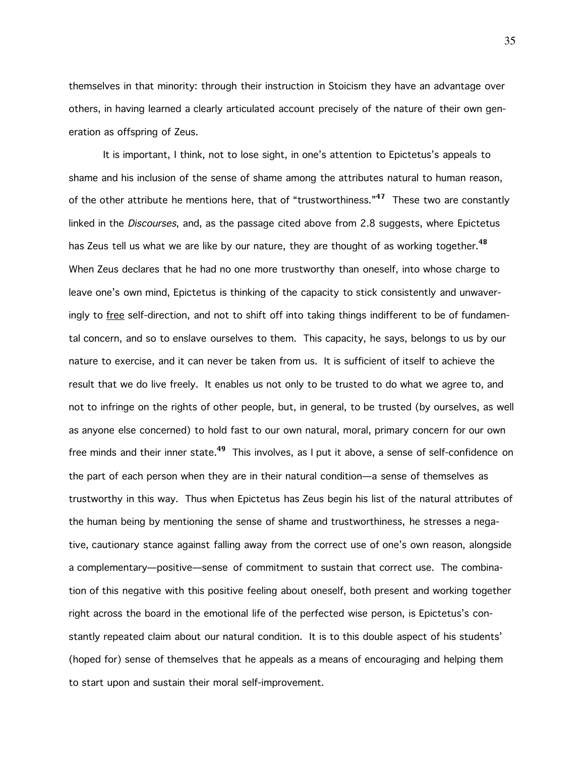themselves in that minority: through their instruction in Stoicism they have an advantage over others, in having learned a clearly articulated account precisely of the nature of their own generation as offspring of Zeus.

It is important, I think, not to lose sight, in one's attention to Epictetus's appeals to shame and his inclusion of the sense of shame among the attributes natural to human reason, of the other attribute he mentions here, that of "trustworthiness."[47] These two are constantly linked in the *Discourses*, and, as the passage cited above from 2.8 suggests, where Epictetus has Zeus tell us what we are like by our nature, they are thought of as working together.[48] When Zeus declares that he had no one more trustworthy than oneself, into whose charge to leave one's own mind, Epictetus is thinking of the capacity to stick consistently and unwaveringly to <u>free</u> self-direction, and not to shift off into taking things indifferent to be of fundamental concern, and so to enslave ourselves to them. This capacity, he says, belongs to us by our nature to exercise, and it can never be taken from us. It is sufficient of itself to achieve the result that we do live freely. It enables us not only to be trusted to do what we agree to, and not to infringe on the rights of other people, but, in general, to be trusted (by ourselves, as well as anyone else concerned) to hold fast to our own natural, moral, primary concern for our own free minds and their inner state.[49] This involves, as I put it above, a sense of self-confidence on the part of each person when they are in their natural condition—a sense of themselves as trustworthy in this way. Thus when Epictetus has Zeus begin his list of the natural attributes of the human being by mentioning the sense of shame and trustworthiness, he stresses a negative, cautionary stance against falling away from the correct use of one's own reason, alongside a complementary—positive—sense of commitment to sustain that correct use. The combination of this negative with this positive feeling about oneself, both present and working together right across the board in the emotional life of the perfected wise person, is Epictetus's constantly repeated claim about our natural condition. It is to this double aspect of his students' (hoped for) sense of themselves that he appeals as a means of encouraging and helping them to start upon and sustain their moral self-improvement.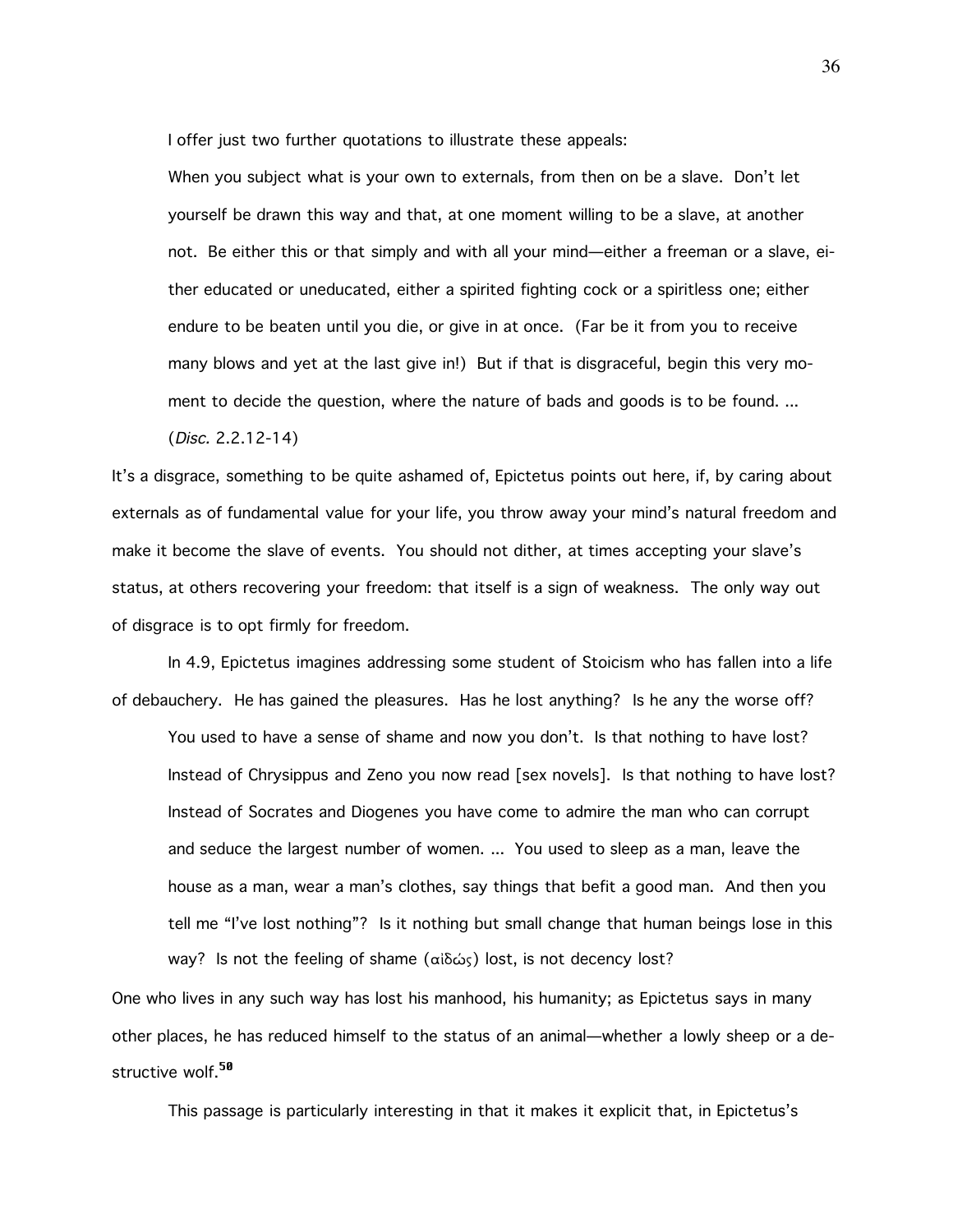I offer just two further quotations to illustrate these appeals:

> When you subject what is your own to externals, from then on be a slave. Don't let yourself be drawn this way and that, at one moment willing to be a slave, at another not. Be either this or that simply and with all your mind—either a freeman or a slave, either educated or uneducated, either a spirited fighting cock or a spiritless one; either endure to be beaten until you die, or give in at once. (Far be it from you to receive many blows and yet at the last give in!) But if that is disgraceful, begin this very moment to decide the question, where the nature of bads and goods is to be found. ... (*Disc.* 2.2.12-14)

It's a disgrace, something to be quite ashamed of, Epictetus points out here, if, by caring about externals as of fundamental value for your life, you throw away your mind's natural freedom and make it become the slave of events. You should not dither, at times accepting your slave's status, at others recovering your freedom: that itself is a sign of weakness. The only way out of disgrace is to opt firmly for freedom.

In 4.9, Epictetus imagines addressing some student of Stoicism who has fallen into a life of debauchery. He has gained the pleasures. Has he lost anything? Is he any the worse off?

> You used to have a sense of shame and now you don't. Is that nothing to have lost? Instead of Chrysippus and Zeno you now read [sex novels]. Is that nothing to have lost? Instead of Socrates and Diogenes you have come to admire the man who can corrupt and seduce the largest number of women. ... You used to sleep as a man, leave the house as a man, wear a man's clothes, say things that befit a good man. And then you tell me "I've lost nothing"? Is it nothing but small change that human beings lose in this way? Is not the feeling of shame (αἰδώς) lost, is not decency lost?

One who lives in any such way has lost his manhood, his humanity; as Epictetus says in many other places, he has reduced himself to the status of an animal—whether a lowly sheep or a destructive wolf.[50]

This passage is particularly interesting in that it makes it explicit that, in Epictetus's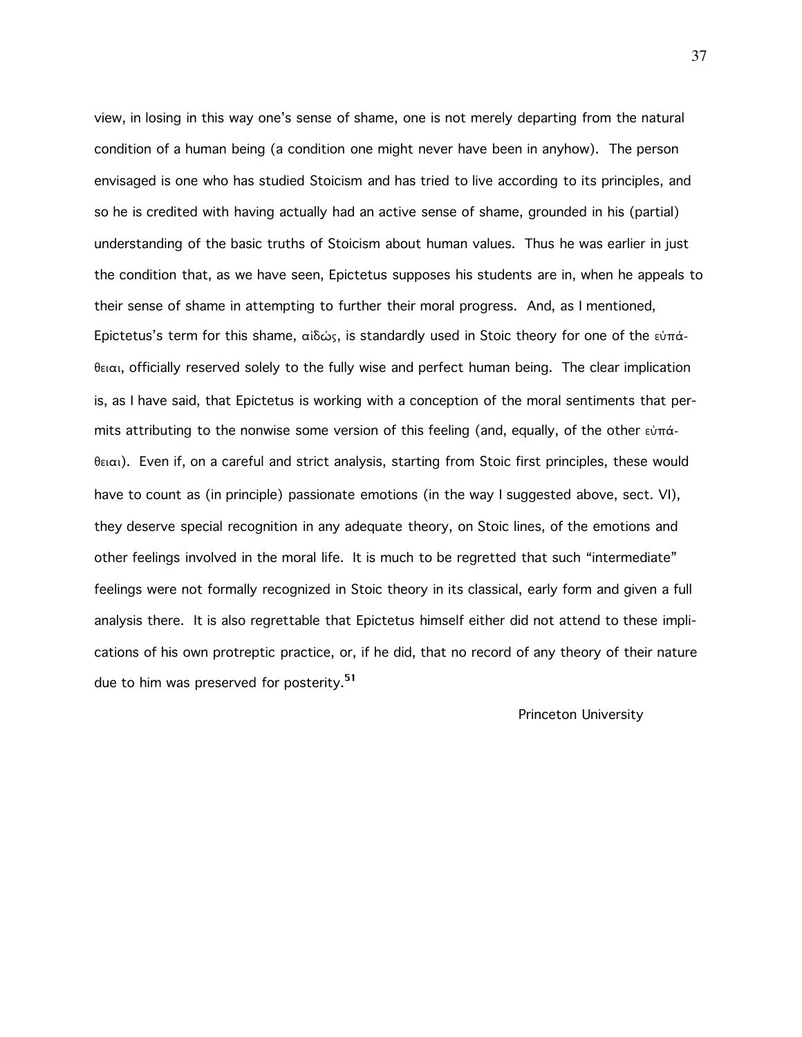view, in losing in this way one's sense of shame, one is not merely departing from the natural condition of a human being (a condition one might never have been in anyhow). The person envisaged is one who has studied Stoicism and has tried to live according to its principles, and so he is credited with having actually had an active sense of shame, grounded in his (partial) understanding of the basic truths of Stoicism about human values. Thus he was earlier in just the condition that, as we have seen, Epictetus supposes his students are in, when he appeals to their sense of shame in attempting to further their moral progress. And, as I mentioned, Epictetus's term for this shame, αἰδώς, is standardly used in Stoic theory for one of the εὐπάθειαι, officially reserved solely to the fully wise and perfect human being. The clear implication is, as I have said, that Epictetus is working with a conception of the moral sentiments that permits attributing to the nonwise some version of this feeling (and, equally, of the other εὐπάθειαι). Even if, on a careful and strict analysis, starting from Stoic first principles, these would have to count as (in principle) passionate emotions (in the way I suggested above, sect. VI), they deserve special recognition in any adequate theory, on Stoic lines, of the emotions and other feelings involved in the moral life. It is much to be regretted that such "intermediate" feelings were not formally recognized in Stoic theory in its classical, early form and given a full analysis there. It is also regrettable that Epictetus himself either did not attend to these implications of his own protreptic practice, or, if he did, that no record of any theory of their nature due to him was preserved for posterity.[51]

Princeton University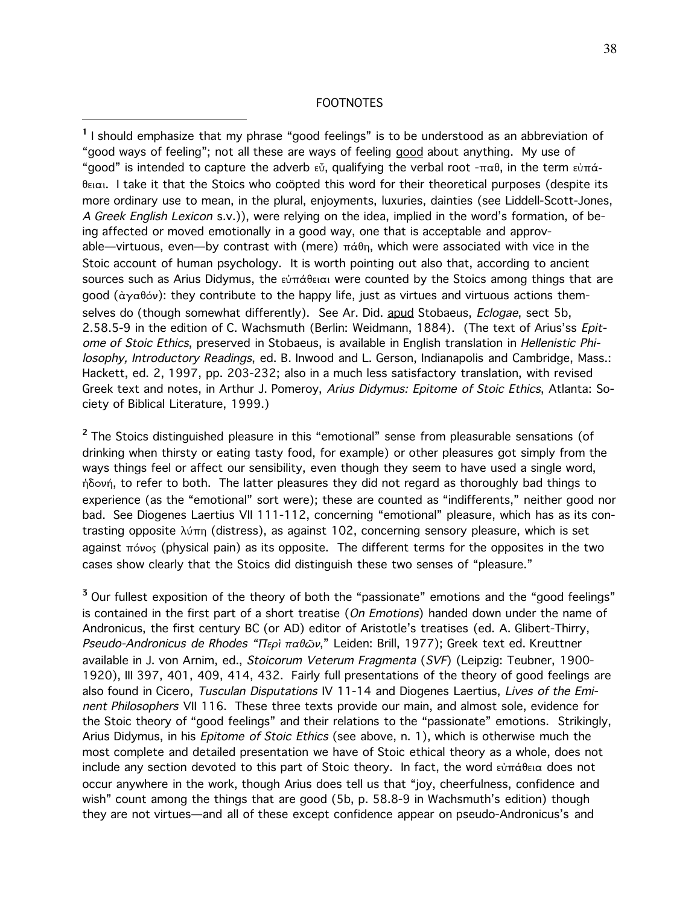FOOTNOTES

[1] I should emphasize that my phrase "good feelings" is to be understood as an abbreviation of "good ways of feeling"; not all these are ways of feeling good about anything. My use of "good" is intended to capture the adverb εὖ, qualifying the verbal root -παθ, in the term εὐπάθειαι. I take it that the Stoics who coöpted this word for their theoretical purposes (despite its more ordinary use to mean, in the plural, enjoyments, luxuries, dainties (see Liddell-Scott-Jones, *A Greek English Lexicon* s.v.)), were relying on the idea, implied in the word's formation, of being affected or moved emotionally in a good way, one that is acceptable and approvable—virtuous, even—by contrast with (mere) πάθη, which were associated with vice in the Stoic account of human psychology. It is worth pointing out also that, according to ancient sources such as Arius Didymus, the εὐπάθειαι were counted by the Stoics among things that are good (ἀγαθόν): they contribute to the happy life, just as virtues and virtuous actions themselves do (though somewhat differently). See Ar. Did. apud Stobaeus, *Eclogae*, sect 5b, 2.58.5-9 in the edition of C. Wachsmuth (Berlin: Weidmann, 1884). (The text of Arius'ss *Epitome of Stoic Ethics*, preserved in Stobaeus, is available in English translation in *Hellenistic Philosophy, Introductory Readings*, ed. B. Inwood and L. Gerson, Indianapolis and Cambridge, Mass.: Hackett, ed. 2, 1997, pp. 203-232; also in a much less satisfactory translation, with revised Greek text and notes, in Arthur J. Pomeroy, *Arius Didymus: Epitome of Stoic Ethics*, Atlanta: Society of Biblical Literature, 1999.)

[2] The Stoics distinguished pleasure in this "emotional" sense from pleasurable sensations (of drinking when thirsty or eating tasty food, for example) or other pleasures got simply from the ways things feel or affect our sensibility, even though they seem to have used a single word, ἡδονή, to refer to both. The latter pleasures they did not regard as thoroughly bad things to experience (as the "emotional" sort were); these are counted as "indifferents," neither good nor bad. See Diogenes Laertius VII 111-112, concerning "emotional" pleasure, which has as its contrasting opposite λύπη (distress), as against 102, concerning sensory pleasure, which is set against πόνος (physical pain) as its opposite. The different terms for the opposites in the two cases show clearly that the Stoics did distinguish these two senses of "pleasure."

[3] Our fullest exposition of the theory of both the "passionate" emotions and the "good feelings" is contained in the first part of a short treatise (*On Emotions*) handed down under the name of Andronicus, the first century BC (or AD) editor of Aristotle's treatises (ed. A. Glibert-Thirry, *Pseudo-Andronicus de Rhodes "Περὶ παθῶν,"* Leiden: Brill, 1977); Greek text ed. Kreuttner available in J. von Arnim, ed., *Stoicorum Veterum Fragmenta* (*SVF*) (Leipzig: Teubner, 1900-1920), III 397, 401, 409, 414, 432. Fairly full presentations of the theory of good feelings are also found in Cicero, *Tusculan Disputations* IV 11-14 and Diogenes Laertius, *Lives of the Eminent Philosophers* VII 116. These three texts provide our main, and almost sole, evidence for the Stoic theory of "good feelings" and their relations to the "passionate" emotions. Strikingly, Arius Didymus, in his *Epitome of Stoic Ethics* (see above, n. 1), which is otherwise much the most complete and detailed presentation we have of Stoic ethical theory as a whole, does not include any section devoted to this part of Stoic theory. In fact, the word εὐπάθεια does not occur anywhere in the work, though Arius does tell us that "joy, cheerfulness, confidence and wish" count among the things that are good (5b, p. 58.8-9 in Wachsmuth's edition) though they are not virtues—and all of these except confidence appear on pseudo-Andronicus's and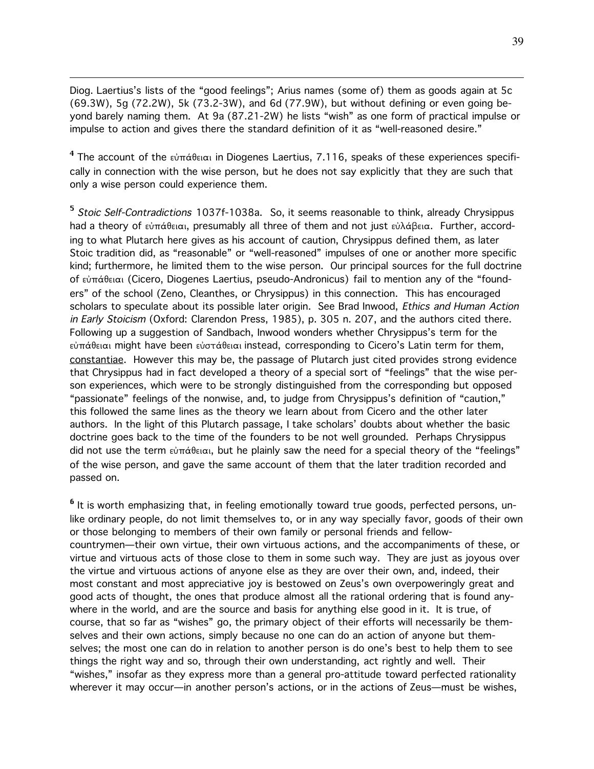Diog. Laertius's lists of the "good feelings"; Arius names (some of) them as goods again at 5c (69.3W), 5g (72.2W), 5k (73.2-3W), and 6d (77.9W), but without defining or even going beyond barely naming them. At 9a (87.21-2W) he lists "wish" as one form of practical impulse or impulse to action and gives there the standard definition of it as "well-reasoned desire."

[4] The account of the εὐπάθειαι in Diogenes Laertius, 7.116, speaks of these experiences specifically in connection with the wise person, but he does not say explicitly that they are such that only a wise person could experience them.

[5] *Stoic Self-Contradictions* 1037f-1038a. So, it seems reasonable to think, already Chrysippus had a theory of εὐπάθειαι, presumably all three of them and not just εὐλάβεια. Further, according to what Plutarch here gives as his account of caution, Chrysippus defined them, as later Stoic tradition did, as "reasonable" or "well-reasoned" impulses of one or another more specific kind; furthermore, he limited them to the wise person. Our principal sources for the full doctrine of εὐπάθειαι (Cicero, Diogenes Laertius, pseudo-Andronicus) fail to mention any of the "founders" of the school (Zeno, Cleanthes, or Chrysippus) in this connection. This has encouraged scholars to speculate about its possible later origin. See Brad Inwood, *Ethics and Human Action in Early Stoicism* (Oxford: Clarendon Press, 1985), p. 305 n. 207, and the authors cited there. Following up a suggestion of Sandbach, Inwood wonders whether Chrysippus's term for the εὐπάθειαι might have been εὐστάθειαι instead, corresponding to Cicero's Latin term for them, constantiae. However this may be, the passage of Plutarch just cited provides strong evidence that Chrysippus had in fact developed a theory of a special sort of "feelings" that the wise person experiences, which were to be strongly distinguished from the corresponding but opposed "passionate" feelings of the nonwise, and, to judge from Chrysippus's definition of "caution," this followed the same lines as the theory we learn about from Cicero and the other later authors. In the light of this Plutarch passage, I take scholars' doubts about whether the basic doctrine goes back to the time of the founders to be not well grounded. Perhaps Chrysippus did not use the term εὐπάθειαι, but he plainly saw the need for a special theory of the "feelings" of the wise person, and gave the same account of them that the later tradition recorded and passed on.

[6] It is worth emphasizing that, in feeling emotionally toward true goods, perfected persons, unlike ordinary people, do not limit themselves to, or in any way specially favor, goods of their own or those belonging to members of their own family or personal friends and fellow-countrymen—their own virtue, their own virtuous actions, and the accompaniments of these, or virtue and virtuous acts of those close to them in some such way. They are just as joyous over the virtue and virtuous actions of anyone else as they are over their own, and, indeed, their most constant and most appreciative joy is bestowed on Zeus's own overpoweringly great and good acts of thought, the ones that produce almost all the rational ordering that is found anywhere in the world, and are the source and basis for anything else good in it. It is true, of course, that so far as "wishes" go, the primary object of their efforts will necessarily be themselves and their own actions, simply because no one can do an action of anyone but themselves; the most one can do in relation to another person is do one's best to help them to see things the right way and so, through their own understanding, act rightly and well. Their "wishes," insofar as they express more than a general pro-attitude toward perfected rationality wherever it may occur—in another person's actions, or in the actions of Zeus—must be wishes,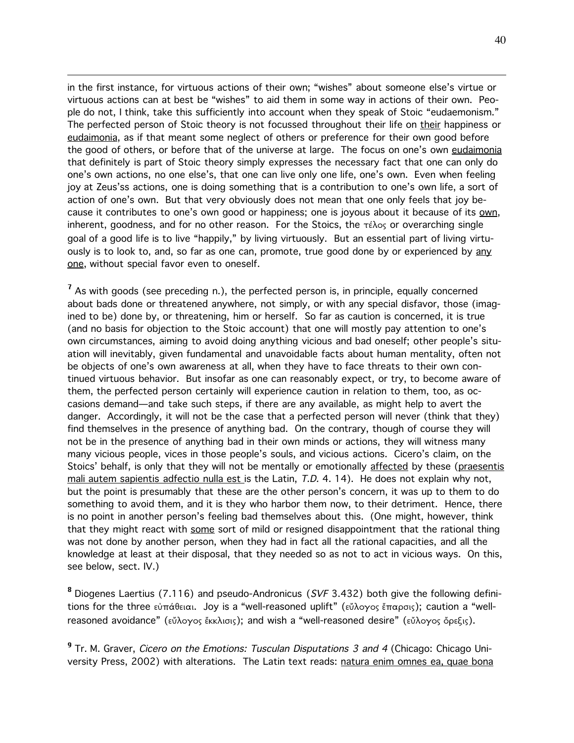in the first instance, for virtuous actions of their own; "wishes" about someone else's virtue or virtuous actions can at best be "wishes" to aid them in some way in actions of their own. People do not, I think, take this sufficiently into account when they speak of Stoic "eudaemonism." The perfected person of Stoic theory is not focussed throughout their life on <u>their</u> happiness or <u>eudaimonia</u>, as if that meant some neglect of others or preference for their own good before the good of others, or before that of the universe at large. The focus on one's own <u>eudaimonia</u> that definitely is part of Stoic theory simply expresses the necessary fact that one can only do one's own actions, no one else's, that one can live only one life, one's own. Even when feeling joy at Zeus'ss actions, one is doing something that is a contribution to one's own life, a sort of action of one's own. But that very obviously does not mean that one only feels that joy because it contributes to one's own good or happiness; one is joyous about it because of its <u>own</u>, inherent, goodness, and for no other reason. For the Stoics, the τέλος or overarching single goal of a good life is to live "happily," by living virtuously. But an essential part of living virtuously is to look to, and, so far as one can, promote, true good done by or experienced by <u>any one</u>, without special favor even to oneself.

[7] As with goods (see preceding n.), the perfected person is, in principle, equally concerned about bads done or threatened anywhere, not simply, or with any special disfavor, those (imagined to be) done by, or threatening, him or herself. So far as caution is concerned, it is true (and no basis for objection to the Stoic account) that one will mostly pay attention to one's own circumstances, aiming to avoid doing anything vicious and bad oneself; other people's situation will inevitably, given fundamental and unavoidable facts about human mentality, often not be objects of one's own awareness at all, when they have to face threats to their own continued virtuous behavior. But insofar as one can reasonably expect, or try, to become aware of them, the perfected person certainly will experience caution in relation to them, too, as occasions demand—and take such steps, if there are any available, as might help to avert the danger. Accordingly, it will not be the case that a perfected person will never (think that they) find themselves in the presence of anything bad. On the contrary, though of course they will not be in the presence of anything bad in their own minds or actions, they will witness many many vicious people, vices in those people's souls, and vicious actions. Cicero's claim, on the Stoics' behalf, is only that they will not be mentally or emotionally <u>affected</u> by these (<u>praesentis mali autem sapientis adfectio nulla est</u> is the Latin, *T.D.* 4. 14). He does not explain why not, but the point is presumably that these are the other person's concern, it was up to them to do something to avoid them, and it is they who harbor them now, to their detriment. Hence, there is no point in another person's feeling bad themselves about this. (One might, however, think that they might react with <u>some</u> sort of mild or resigned disappointment that the rational thing was not done by another person, when they had in fact all the rational capacities, and all the knowledge at least at their disposal, that they needed so as not to act in vicious ways. On this, see below, sect. IV.)

[8] Diogenes Laertius (7.116) and pseudo-Andronicus (*SVF* 3.432) both give the following definitions for the three εὐπάθειαι. Joy is a "well-reasoned uplift" (εὔλογος ἔπαρσις); caution a "well-reasoned avoidance" (εὔλογος ἔκκλισις); and wish a "well-reasoned desire" (εὔλογος ὄρεξις).

[9] Tr. M. Graver, *Cicero on the Emotions: Tusculan Disputations 3 and 4* (Chicago: Chicago University Press, 2002) with alterations. The Latin text reads: <u>natura enim omnes ea, quae bona</u>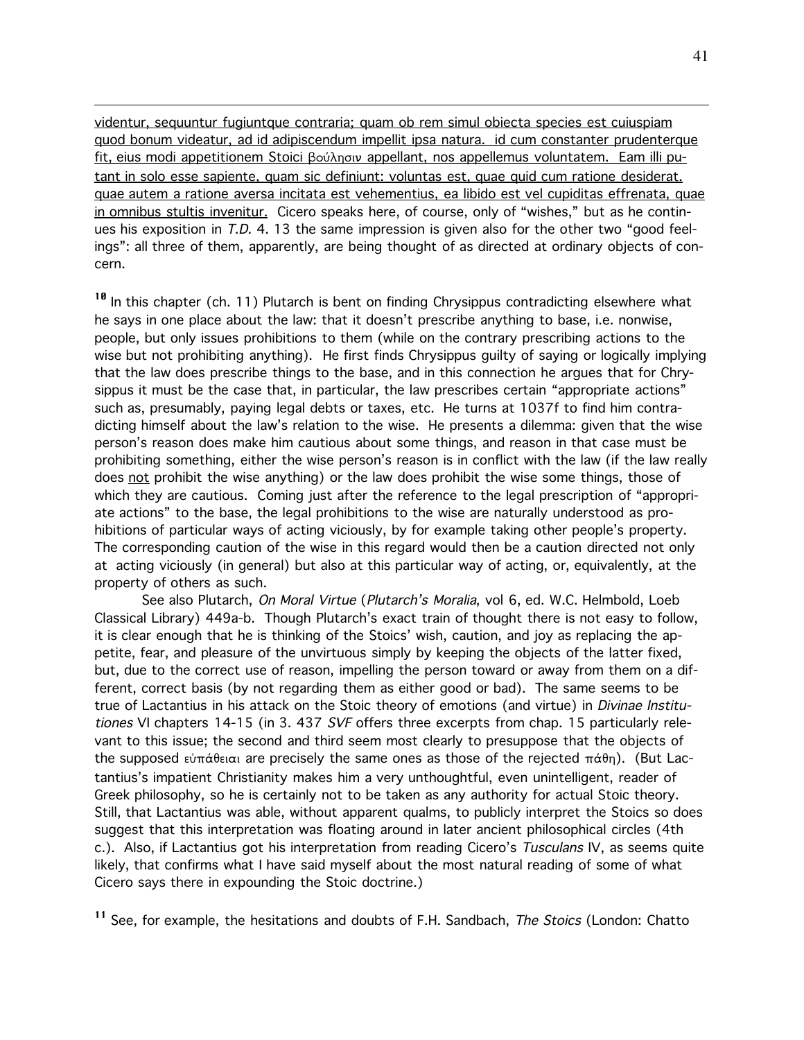videntur, sequuntur fugiuntque contraria; quam ob rem simul obiecta species est cuiuspiam quod bonum videatur, ad id adipiscendum impellit ipsa natura. id cum constanter prudenterque fit, eius modi appetitionem Stoici βούλησιν appellant, nos appellemus voluntatem. Eam illi putant in solo esse sapiente, quam sic definiunt: voluntas est, quae quid cum ratione desiderat. quae autem a ratione aversa incitata est vehementius, ea libido est vel cupiditas effrenata, quae in omnibus stultis invenitur. Cicero speaks here, of course, only of "wishes," but as he continues his exposition in *T.D.* 4. 13 the same impression is given also for the other two "good feelings": all three of them, apparently, are being thought of as directed at ordinary objects of concern.

[10] In this chapter (ch. 11) Plutarch is bent on finding Chrysippus contradicting elsewhere what he says in one place about the law: that it doesn't prescribe anything to base, i.e. nonwise, people, but only issues prohibitions to them (while on the contrary prescribing actions to the wise but not prohibiting anything). He first finds Chrysippus guilty of saying or logically implying that the law does prescribe things to the base, and in this connection he argues that for Chrysippus it must be the case that, in particular, the law prescribes certain "appropriate actions" such as, presumably, paying legal debts or taxes, etc. He turns at 1037f to find him contradicting himself about the law's relation to the wise. He presents a dilemma: given that the wise person's reason does make him cautious about some things, and reason in that case must be prohibiting something, either the wise person's reason is in conflict with the law (if the law really does not prohibit the wise anything) or the law does prohibit the wise some things, those of which they are cautious. Coming just after the reference to the legal prescription of "appropriate actions" to the base, the legal prohibitions to the wise are naturally understood as prohibitions of particular ways of acting viciously, by for example taking other people's property. The corresponding caution of the wise in this regard would then be a caution directed not only at acting viciously (in general) but also at this particular way of acting, or, equivalently, at the property of others as such.

See also Plutarch, *On Moral Virtue* (*Plutarch's Moralia*, vol 6, ed. W.C. Helmbold, Loeb Classical Library) 449a-b. Though Plutarch's exact train of thought there is not easy to follow, it is clear enough that he is thinking of the Stoics' wish, caution, and joy as replacing the appetite, fear, and pleasure of the unvirtuous simply by keeping the objects of the latter fixed, but, due to the correct use of reason, impelling the person toward or away from them on a different, correct basis (by not regarding them as either good or bad). The same seems to be true of Lactantius in his attack on the Stoic theory of emotions (and virtue) in *Divinae Institutiones* VI chapters 14-15 (in 3. 437 *SVF* offers three excerpts from chap. 15 particularly relevant to this issue; the second and third seem most clearly to presuppose that the objects of the supposed εὐπάθειαι are precisely the same ones as those of the rejected πάθη). (But Lactantius's impatient Christianity makes him a very unthoughtful, even unintelligent, reader of Greek philosophy, so he is certainly not to be taken as any authority for actual Stoic theory. Still, that Lactantius was able, without apparent qualms, to publicly interpret the Stoics so does suggest that this interpretation was floating around in later ancient philosophical circles (4th c.). Also, if Lactantius got his interpretation from reading Cicero's *Tusculans* IV, as seems quite likely, that confirms what I have said myself about the most natural reading of some of what Cicero says there in expounding the Stoic doctrine.)

[11] See, for example, the hesitations and doubts of F.H. Sandbach, *The Stoics* (London: Chatto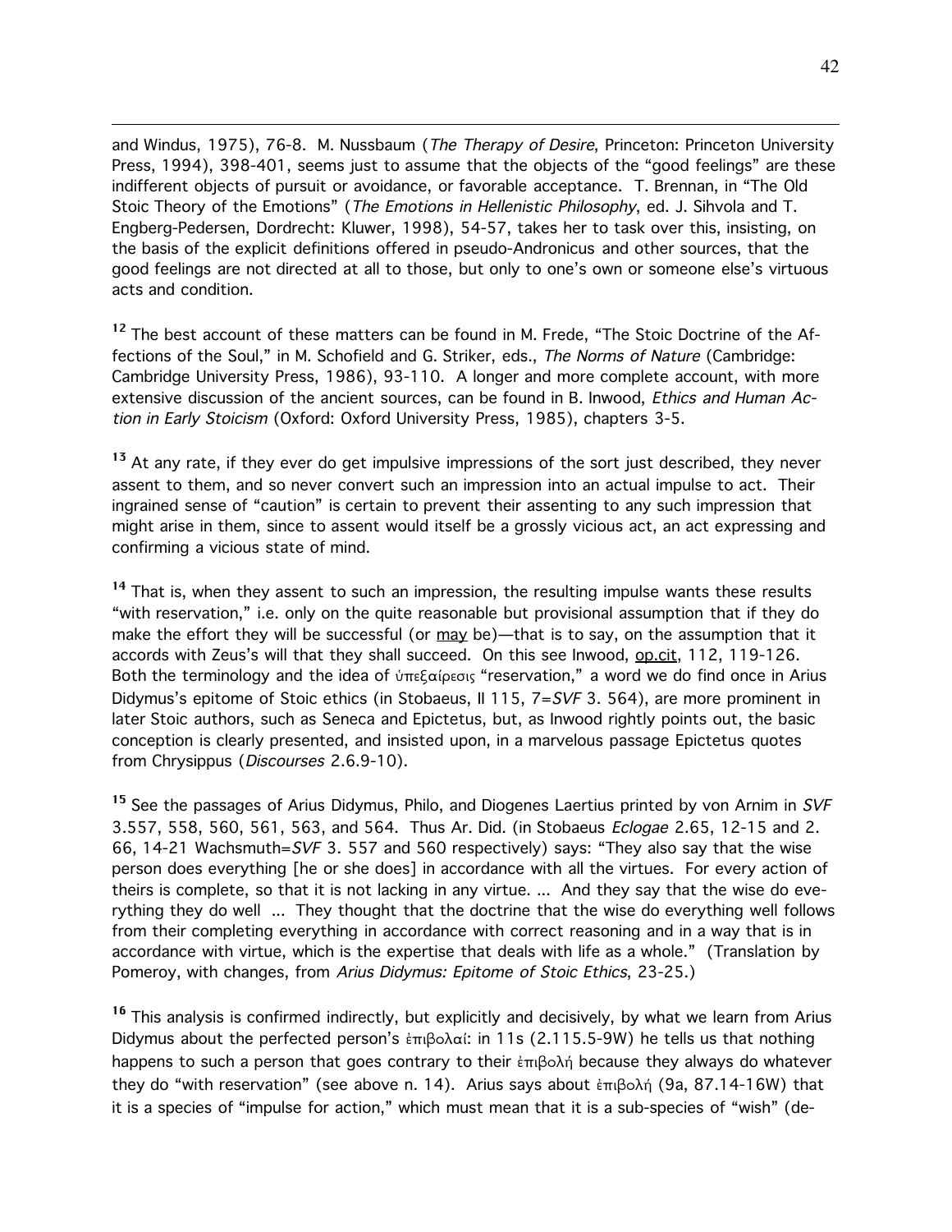and Windus, 1975), 76-8. M. Nussbaum (*The Therapy of Desire*, Princeton: Princeton University Press, 1994), 398-401, seems just to assume that the objects of the "good feelings" are these indifferent objects of pursuit or avoidance, or favorable acceptance. T. Brennan, in "The Old Stoic Theory of the Emotions" (*The Emotions in Hellenistic Philosophy*, ed. J. Sihvola and T. Engberg-Pedersen, Dordrecht: Kluwer, 1998), 54-57, takes her to task over this, insisting, on the basis of the explicit definitions offered in pseudo-Andronicus and other sources, that the good feelings are not directed at all to those, but only to one's own or someone else's virtuous acts and condition.

[12] The best account of these matters can be found in M. Frede, "The Stoic Doctrine of the Affections of the Soul," in M. Schofield and G. Striker, eds., *The Norms of Nature* (Cambridge: Cambridge University Press, 1986), 93-110. A longer and more complete account, with more extensive discussion of the ancient sources, can be found in B. Inwood, *Ethics and Human Action in Early Stoicism* (Oxford: Oxford University Press, 1985), chapters 3-5.

[13] At any rate, if they ever do get impulsive impressions of the sort just described, they never assent to them, and so never convert such an impression into an actual impulse to act. Their ingrained sense of "caution" is certain to prevent their assenting to any such impression that might arise in them, since to assent would itself be a grossly vicious act, an act expressing and confirming a vicious state of mind.

[14] That is, when they assent to such an impression, the resulting impulse wants these results "with reservation," i.e. only on the quite reasonable but provisional assumption that if they do make the effort they will be successful (or <u>may</u> be)—that is to say, on the assumption that it accords with Zeus's will that they shall succeed. On this see Inwood, <u>op.cit</u>, 112, 119-126. Both the terminology and the idea of ὑπεξαίρεσις "reservation," a word we do find once in Arius Didymus's epitome of Stoic ethics (in Stobaeus, II 115, 7=*SVF* 3. 564), are more prominent in later Stoic authors, such as Seneca and Epictetus, but, as Inwood rightly points out, the basic conception is clearly presented, and insisted upon, in a marvelous passage Epictetus quotes from Chrysippus (*Discourses* 2.6.9-10).

[15] See the passages of Arius Didymus, Philo, and Diogenes Laertius printed by von Arnim in *SVF* 3.557, 558, 560, 561, 563, and 564. Thus Ar. Did. (in Stobaeus *Eclogae* 2.65, 12-15 and 2. 66, 14-21 Wachsmuth=*SVF* 3. 557 and 560 respectively) says: "They also say that the wise person does everything [he or she does] in accordance with all the virtues. For every action of theirs is complete, so that it is not lacking in any virtue. ... And they say that the wise do everything they do well ... They thought that the doctrine that the wise do everything well follows from their completing everything in accordance with correct reasoning and in a way that is in accordance with virtue, which is the expertise that deals with life as a whole." (Translation by Pomeroy, with changes, from *Arius Didymus: Epitome of Stoic Ethics*, 23-25.)

[16] This analysis is confirmed indirectly, but explicitly and decisively, by what we learn from Arius Didymus about the perfected person's ἐπιβολαί: in 11s (2.115.5-9W) he tells us that nothing happens to such a person that goes contrary to their ἐπιβολή because they always do whatever they do "with reservation" (see above n. 14). Arius says about ἐπιβολή (9a, 87.14-16W) that it is a species of "impulse for action," which must mean that it is a sub-species of "wish" (de-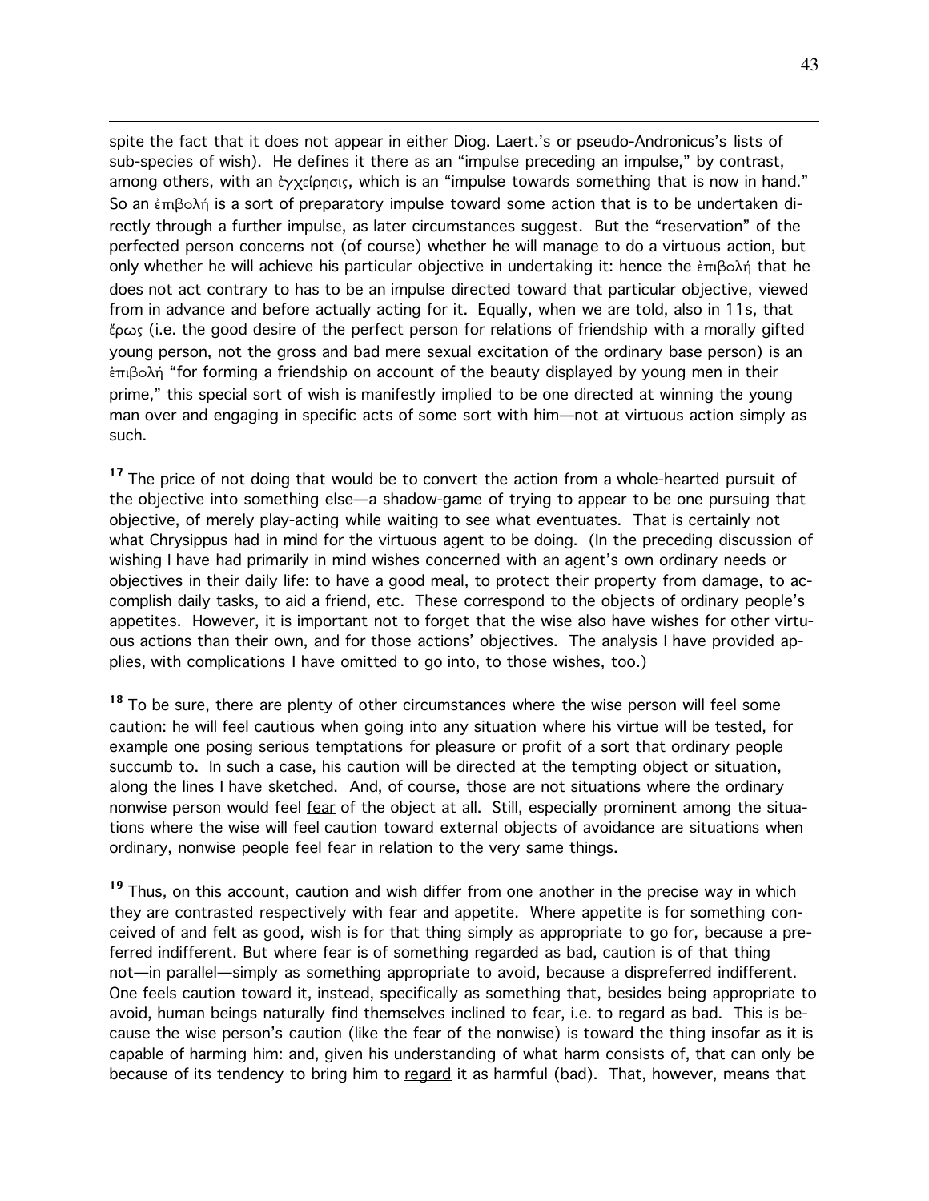spite the fact that it does not appear in either Diog. Laert.'s or pseudo-Andronicus's lists of sub-species of wish). He defines it there as an "impulse preceding an impulse," by contrast, among others, with an ἐγχείρησις, which is an "impulse towards something that is now in hand." So an ἐπιβολή is a sort of preparatory impulse toward some action that is to be undertaken directly through a further impulse, as later circumstances suggest. But the "reservation" of the perfected person concerns not (of course) whether he will manage to do a virtuous action, but only whether he will achieve his particular objective in undertaking it: hence the ἐπιβολή that he does not act contrary to has to be an impulse directed toward that particular objective, viewed from in advance and before actually acting for it. Equally, when we are told, also in 11s, that ἔρως (i.e. the good desire of the perfect person for relations of friendship with a morally gifted young person, not the gross and bad mere sexual excitation of the ordinary base person) is an ἐπιβολή "for forming a friendship on account of the beauty displayed by young men in their prime," this special sort of wish is manifestly implied to be one directed at winning the young man over and engaging in specific acts of some sort with him—not at virtuous action simply as such.

[17] The price of not doing that would be to convert the action from a whole-hearted pursuit of the objective into something else—a shadow-game of trying to appear to be one pursuing that objective, of merely play-acting while waiting to see what eventuates. That is certainly not what Chrysippus had in mind for the virtuous agent to be doing. (In the preceding discussion of wishing I have had primarily in mind wishes concerned with an agent's own ordinary needs or objectives in their daily life: to have a good meal, to protect their property from damage, to accomplish daily tasks, to aid a friend, etc. These correspond to the objects of ordinary people's appetites. However, it is important not to forget that the wise also have wishes for other virtuous actions than their own, and for those actions' objectives. The analysis I have provided applies, with complications I have omitted to go into, to those wishes, too.)

[18] To be sure, there are plenty of other circumstances where the wise person will feel some caution: he will feel cautious when going into any situation where his virtue will be tested, for example one posing serious temptations for pleasure or profit of a sort that ordinary people succumb to. In such a case, his caution will be directed at the tempting object or situation, along the lines I have sketched. And, of course, those are not situations where the ordinary nonwise person would feel <u>fear</u> of the object at all. Still, especially prominent among the situations where the wise will feel caution toward external objects of avoidance are situations when ordinary, nonwise people feel fear in relation to the very same things.

[19] Thus, on this account, caution and wish differ from one another in the precise way in which they are contrasted respectively with fear and appetite. Where appetite is for something conceived of and felt as good, wish is for that thing simply as appropriate to go for, because a preferred indifferent. But where fear is of something regarded as bad, caution is of that thing not—in parallel—simply as something appropriate to avoid, because a dispreferred indifferent. One feels caution toward it, instead, specifically as something that, besides being appropriate to avoid, human beings naturally find themselves inclined to fear, i.e. to regard as bad. This is because the wise person's caution (like the fear of the nonwise) is toward the thing insofar as it is capable of harming him: and, given his understanding of what harm consists of, that can only be because of its tendency to bring him to <u>regard</u> it as harmful (bad). That, however, means that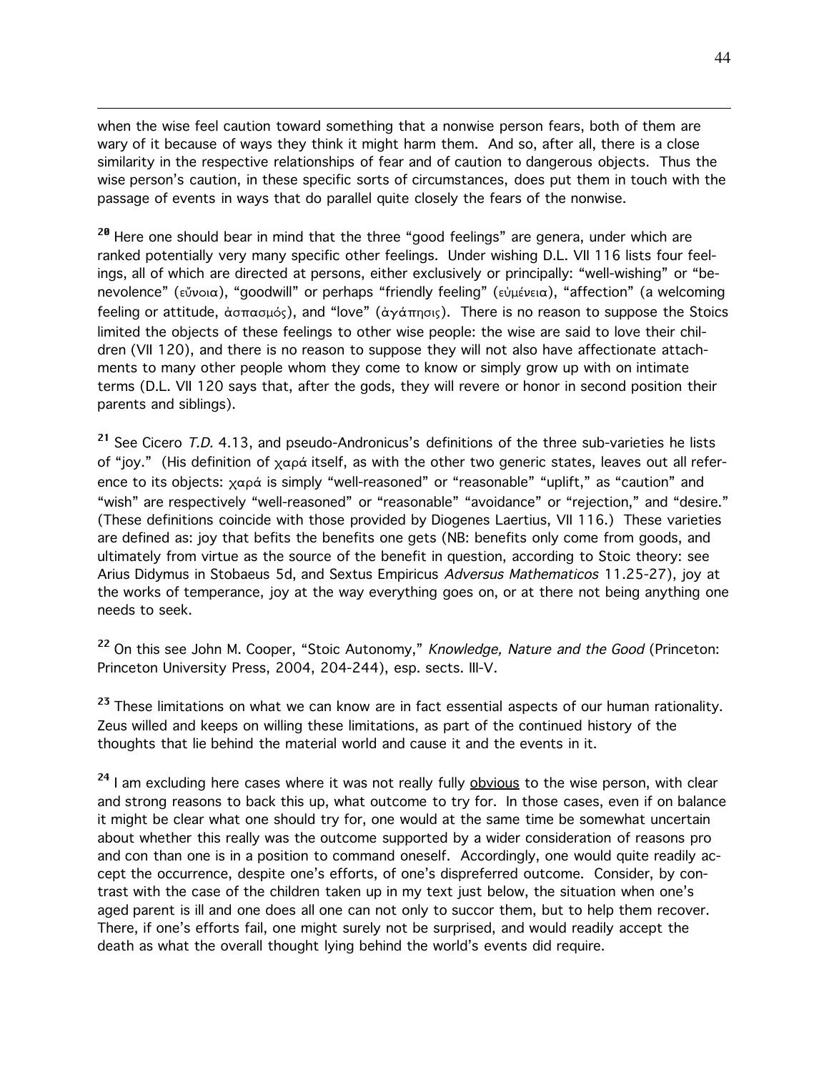when the wise feel caution toward something that a nonwise person fears, both of them are wary of it because of ways they think it might harm them. And so, after all, there is a close similarity in the respective relationships of fear and of caution to dangerous objects. Thus the wise person's caution, in these specific sorts of circumstances, does put them in touch with the passage of events in ways that do parallel quite closely the fears of the nonwise.

[20] Here one should bear in mind that the three "good feelings" are genera, under which are ranked potentially very many specific other feelings. Under wishing D.L. VII 116 lists four feelings, all of which are directed at persons, either exclusively or principally: "well-wishing" or "benevolence" (εὔνοια), "goodwill" or perhaps "friendly feeling" (εὐμένεια), "affection" (a welcoming feeling or attitude, ἀσπασμός), and "love" (ἀγάπησις). There is no reason to suppose the Stoics limited the objects of these feelings to other wise people: the wise are said to love their children (VII 120), and there is no reason to suppose they will not also have affectionate attachments to many other people whom they come to know or simply grow up with on intimate terms (D.L. VII 120 says that, after the gods, they will revere or honor in second position their parents and siblings).

[21] See Cicero *T.D.* 4.13, and pseudo-Andronicus's definitions of the three sub-varieties he lists of "joy." (His definition of χαρά itself, as with the other two generic states, leaves out all reference to its objects: χαρά is simply "well-reasoned" or "reasonable" "uplift," as "caution" and "wish" are respectively "well-reasoned" or "reasonable" "avoidance" or "rejection," and "desire." (These definitions coincide with those provided by Diogenes Laertius, VII 116.) These varieties are defined as: joy that befits the benefits one gets (NB: benefits only come from goods, and ultimately from virtue as the source of the benefit in question, according to Stoic theory: see Arius Didymus in Stobaeus 5d, and Sextus Empiricus *Adversus Mathematicos* 11.25-27), joy at the works of temperance, joy at the way everything goes on, or at there not being anything one needs to seek.

[22] On this see John M. Cooper, "Stoic Autonomy," *Knowledge, Nature and the Good* (Princeton: Princeton University Press, 2004, 204-244), esp. sects. III-V.

[23] These limitations on what we can know are in fact essential aspects of our human rationality. Zeus willed and keeps on willing these limitations, as part of the continued history of the thoughts that lie behind the material world and cause it and the events in it.

[24] I am excluding here cases where it was not really fully <u>obvious</u> to the wise person, with clear and strong reasons to back this up, what outcome to try for. In those cases, even if on balance it might be clear what one should try for, one would at the same time be somewhat uncertain about whether this really was the outcome supported by a wider consideration of reasons pro and con than one is in a position to command oneself. Accordingly, one would quite readily accept the occurrence, despite one's efforts, of one's dispreferred outcome. Consider, by contrast with the case of the children taken up in my text just below, the situation when one's aged parent is ill and one does all one can not only to succor them, but to help them recover. There, if one's efforts fail, one might surely not be surprised, and would readily accept the death as what the overall thought lying behind the world's events did require.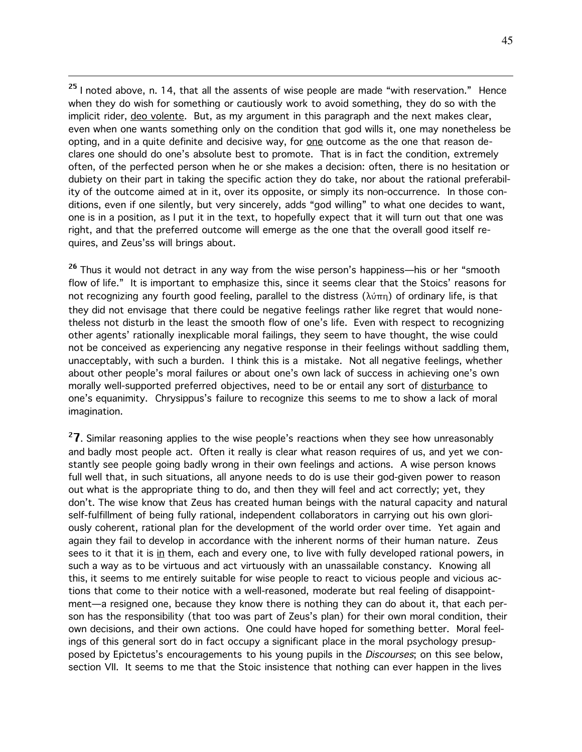[25] I noted above, n. 14, that all the assents of wise people are made "with reservation." Hence when they do wish for something or cautiously work to avoid something, they do so with the implicit rider, <u>deo volente</u>. But, as my argument in this paragraph and the next makes clear, even when one wants something only on the condition that god wills it, one may nonetheless be opting, and in a quite definite and decisive way, for <u>one</u> outcome as the one that reason declares one should do one's absolute best to promote. That is in fact the condition, extremely often, of the perfected person when he or she makes a decision: often, there is no hesitation or dubiety on their part in taking the specific action they do take, nor about the rational preferability of the outcome aimed at in it, over its opposite, or simply its non-occurrence. In those conditions, even if one silently, but very sincerely, adds "god willing" to what one decides to want, one is in a position, as I put it in the text, to hopefully expect that it will turn out that one was right, and that the preferred outcome will emerge as the one that the overall good itself requires, and Zeus'ss will brings about.

[26] Thus it would not detract in any way from the wise person's happiness—his or her "smooth flow of life." It is important to emphasize this, since it seems clear that the Stoics' reasons for not recognizing any fourth good feeling, parallel to the distress (λύπη) of ordinary life, is that they did not envisage that there could be negative feelings rather like regret that would nonetheless not disturb in the least the smooth flow of one's life. Even with respect to recognizing other agents' rationally inexplicable moral failings, they seem to have thought, the wise could not be conceived as experiencing any negative response in their feelings without saddling them, unacceptably, with such a burden. I think this is a mistake. Not all negative feelings, whether about other people's moral failures or about one's own lack of success in achieving one's own morally well-supported preferred objectives, need to be or entail any sort of <u>disturbance</u> to one's equanimity. Chrysippus's failure to recognize this seems to me to show a lack of moral imagination.

[27]. Similar reasoning applies to the wise people's reactions when they see how unreasonably and badly most people act. Often it really is clear what reason requires of us, and yet we constantly see people going badly wrong in their own feelings and actions. A wise person knows full well that, in such situations, all anyone needs to do is use their god-given power to reason out what is the appropriate thing to do, and then they will feel and act correctly; yet, they don't. The wise know that Zeus has created human beings with the natural capacity and natural self-fulfillment of being fully rational, independent collaborators in carrying out his own gloriously coherent, rational plan for the development of the world order over time. Yet again and again they fail to develop in accordance with the inherent norms of their human nature. Zeus sees to it that it is <u>in</u> them, each and every one, to live with fully developed rational powers, in such a way as to be virtuous and act virtuously with an unassailable constancy. Knowing all this, it seems to me entirely suitable for wise people to react to vicious people and vicious actions that come to their notice with a well-reasoned, moderate but real feeling of disappointment—a resigned one, because they know there is nothing they can do about it, that each person has the responsibility (that too was part of Zeus's plan) for their own moral condition, their own decisions, and their own actions. One could have hoped for something better. Moral feelings of this general sort do in fact occupy a significant place in the moral psychology presupposed by Epictetus's encouragements to his young pupils in the *Discourses*; on this see below, section VII. It seems to me that the Stoic insistence that nothing can ever happen in the lives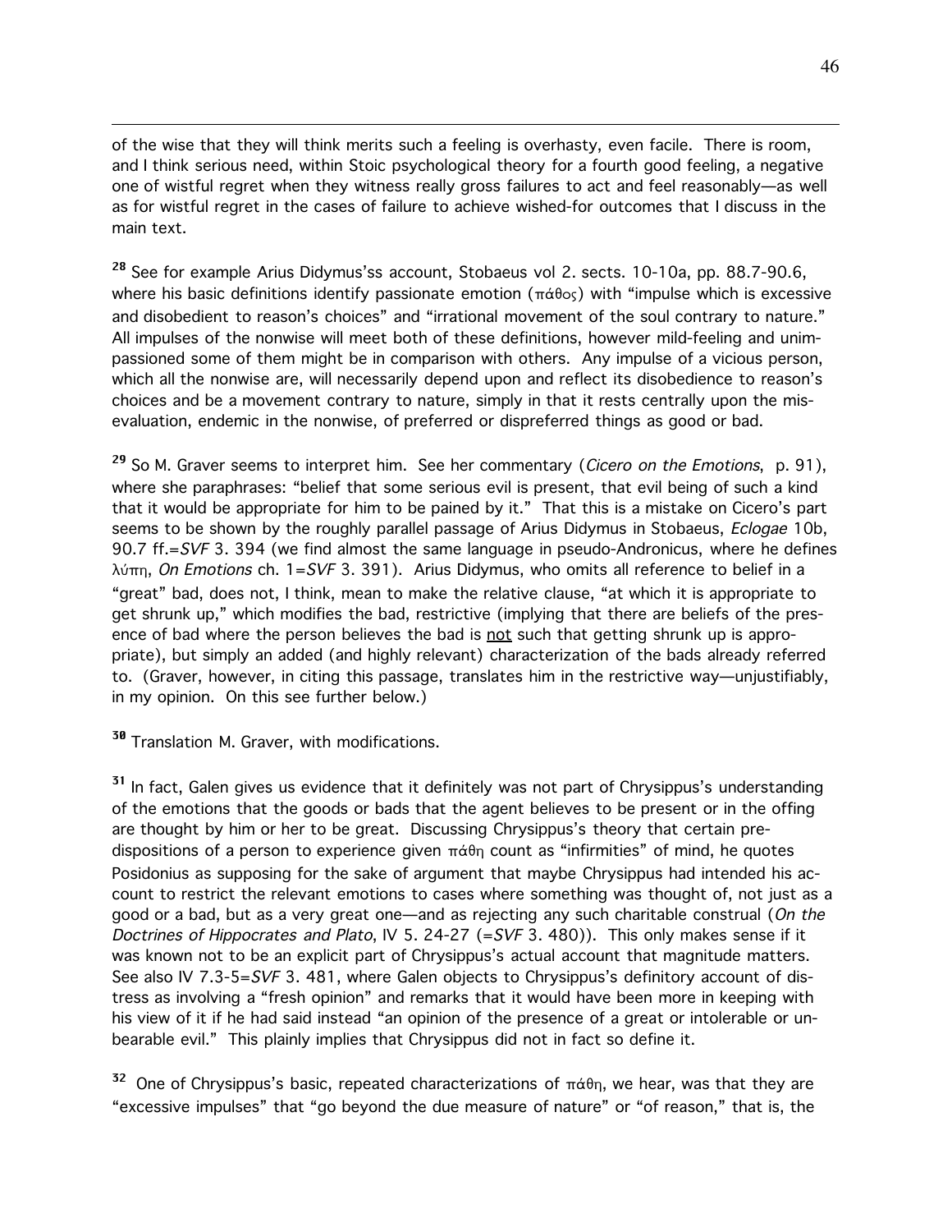of the wise that they will think merits such a feeling is overhasty, even facile. There is room, and I think serious need, within Stoic psychological theory for a fourth good feeling, a negative one of wistful regret when they witness really gross failures to act and feel reasonably—as well as for wistful regret in the cases of failure to achieve wished-for outcomes that I discuss in the main text.

[28] See for example Arius Didymus'ss account, Stobaeus vol 2. sects. 10-10a, pp. 88.7-90.6, where his basic definitions identify passionate emotion (πάθος) with "impulse which is excessive and disobedient to reason's choices" and "irrational movement of the soul contrary to nature." All impulses of the nonwise will meet both of these definitions, however mild-feeling and unimpassioned some of them might be in comparison with others. Any impulse of a vicious person, which all the nonwise are, will necessarily depend upon and reflect its disobedience to reason's choices and be a movement contrary to nature, simply in that it rests centrally upon the misevaluation, endemic in the nonwise, of preferred or dispreferred things as good or bad.

[29] So M. Graver seems to interpret him. See her commentary (*Cicero on the Emotions*, p. 91), where she paraphrases: "belief that some serious evil is present, that evil being of such a kind that it would be appropriate for him to be pained by it." That this is a mistake on Cicero's part seems to be shown by the roughly parallel passage of Arius Didymus in Stobaeus, *Eclogae* 10b, 90.7 ff.=*SVF* 3. 394 (we find almost the same language in pseudo-Andronicus, where he defines λύπη, *On Emotions* ch. 1=*SVF* 3. 391). Arius Didymus, who omits all reference to belief in a "great" bad, does not, I think, mean to make the relative clause, "at which it is appropriate to get shrunk up," which modifies the bad, restrictive (implying that there are beliefs of the presence of bad where the person believes the bad is <u>not</u> such that getting shrunk up is appropriate), but simply an added (and highly relevant) characterization of the bads already referred to. (Graver, however, in citing this passage, translates him in the restrictive way—unjustifiably, in my opinion. On this see further below.)

[30] Translation M. Graver, with modifications.

[31] In fact, Galen gives us evidence that it definitely was not part of Chrysippus's understanding of the emotions that the goods or bads that the agent believes to be present or in the offing are thought by him or her to be great. Discussing Chrysippus's theory that certain predispositions of a person to experience given πάθη count as "infirmities" of mind, he quotes Posidonius as supposing for the sake of argument that maybe Chrysippus had intended his account to restrict the relevant emotions to cases where something was thought of, not just as a good or a bad, but as a very great one—and as rejecting any such charitable construal (*On the Doctrines of Hippocrates and Plato*, IV 5. 24-27 (=*SVF* 3. 480)). This only makes sense if it was known not to be an explicit part of Chrysippus's actual account that magnitude matters. See also IV 7.3-5=*SVF* 3. 481, where Galen objects to Chrysippus's definitory account of distress as involving a "fresh opinion" and remarks that it would have been more in keeping with his view of it if he had said instead "an opinion of the presence of a great or intolerable or unbearable evil." This plainly implies that Chrysippus did not in fact so define it.

[32] One of Chrysippus's basic, repeated characterizations of πάθη, we hear, was that they are "excessive impulses" that "go beyond the due measure of nature" or "of reason," that is, the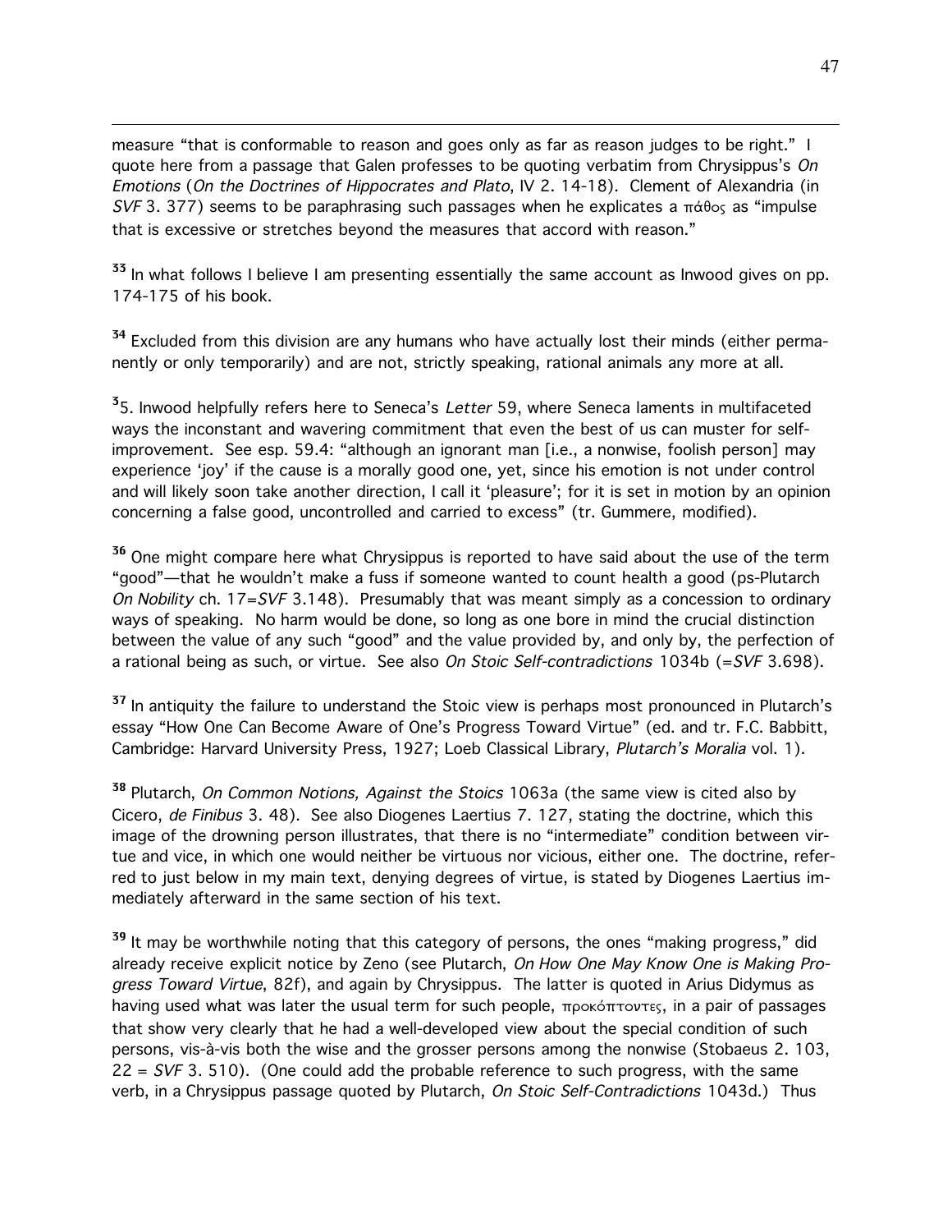measure "that is conformable to reason and goes only as far as reason judges to be right." I quote here from a passage that Galen professes to be quoting verbatim from Chrysippus's *On Emotions* (*On the Doctrines of Hippocrates and Plato*, IV 2. 14-18). Clement of Alexandria (in *SVF* 3. 377) seems to be paraphrasing such passages when he explicates a πάθος as "impulse that is excessive or stretches beyond the measures that accord with reason."

[33] In what follows I believe I am presenting essentially the same account as Inwood gives on pp. 174-175 of his book.

[34] Excluded from this division are any humans who have actually lost their minds (either permanently or only temporarily) and are not, strictly speaking, rational animals any more at all.

[35] Inwood helpfully refers here to Seneca's *Letter* 59, where Seneca laments in multifaceted ways the inconstant and wavering commitment that even the best of us can muster for self-improvement. See esp. 59.4: "although an ignorant man [i.e., a nonwise, foolish person] may experience 'joy' if the cause is a morally good one, yet, since his emotion is not under control and will likely soon take another direction, I call it 'pleasure'; for it is set in motion by an opinion concerning a false good, uncontrolled and carried to excess" (tr. Gummere, modified).

[36] One might compare here what Chrysippus is reported to have said about the use of the term "good"—that he wouldn't make a fuss if someone wanted to count health a good (ps-Plutarch *On Nobility* ch. 17=*SVF* 3.148). Presumably that was meant simply as a concession to ordinary ways of speaking. No harm would be done, so long as one bore in mind the crucial distinction between the value of any such "good" and the value provided by, and only by, the perfection of a rational being as such, or virtue. See also *On Stoic Self-contradictions* 1034b (=*SVF* 3.698).

[37] In antiquity the failure to understand the Stoic view is perhaps most pronounced in Plutarch's essay "How One Can Become Aware of One's Progress Toward Virtue" (ed. and tr. F.C. Babbitt, Cambridge: Harvard University Press, 1927; Loeb Classical Library, *Plutarch's Moralia* vol. 1).

[38] Plutarch, *On Common Notions, Against the Stoics* 1063a (the same view is cited also by Cicero, *de Finibus* 3. 48). See also Diogenes Laertius 7. 127, stating the doctrine, which this image of the drowning person illustrates, that there is no "intermediate" condition between virtue and vice, in which one would neither be virtuous nor vicious, either one. The doctrine, referred to just below in my main text, denying degrees of virtue, is stated by Diogenes Laertius immediately afterward in the same section of his text.

[39] It may be worthwhile noting that this category of persons, the ones "making progress," did already receive explicit notice by Zeno (see Plutarch, *On How One May Know One is Making Progress Toward Virtue*, 82f), and again by Chrysippus. The latter is quoted in Arius Didymus as having used what was later the usual term for such people, προκόπτοντες, in a pair of passages that show very clearly that he had a well-developed view about the special condition of such persons, vis-à-vis both the wise and the grosser persons among the nonwise (Stobaeus 2. 103, 22 = *SVF* 3. 510). (One could add the probable reference to such progress, with the same verb, in a Chrysippus passage quoted by Plutarch, *On Stoic Self-Contradictions* 1043d.) Thus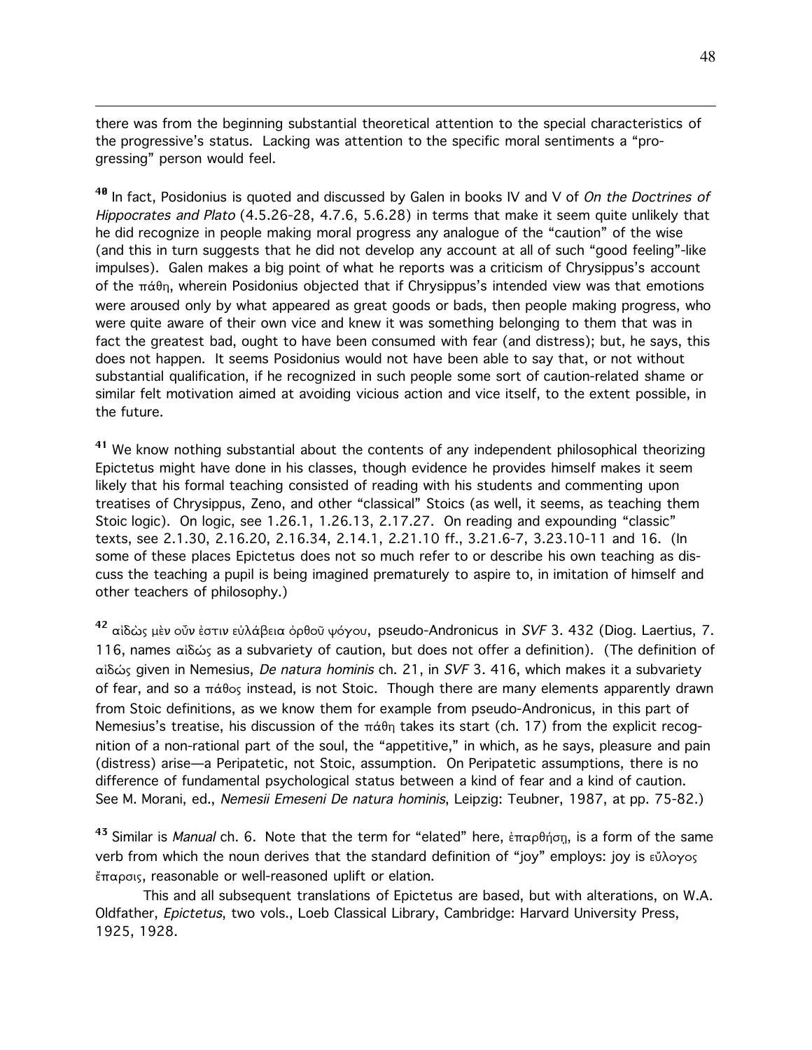there was from the beginning substantial theoretical attention to the special characteristics of the progressive's status. Lacking was attention to the specific moral sentiments a "progressing" person would feel.

[40] In fact, Posidonius is quoted and discussed by Galen in books IV and V of *On the Doctrines of Hippocrates and Plato* (4.5.26-28, 4.7.6, 5.6.28) in terms that make it seem quite unlikely that he did recognize in people making moral progress any analogue of the "caution" of the wise (and this in turn suggests that he did not develop any account at all of such "good feeling"-like impulses). Galen makes a big point of what he reports was a criticism of Chrysippus's account of the πάθη, wherein Posidonius objected that if Chrysippus's intended view was that emotions were aroused only by what appeared as great goods or bads, then people making progress, who were quite aware of their own vice and knew it was something belonging to them that was in fact the greatest bad, ought to have been consumed with fear (and distress); but, he says, this does not happen. It seems Posidonius would not have been able to say that, or not without substantial qualification, if he recognized in such people some sort of caution-related shame or similar felt motivation aimed at avoiding vicious action and vice itself, to the extent possible, in the future.

[41] We know nothing substantial about the contents of any independent philosophical theorizing Epictetus might have done in his classes, though evidence he provides himself makes it seem likely that his formal teaching consisted of reading with his students and commenting upon treatises of Chrysippus, Zeno, and other "classical" Stoics (as well, it seems, as teaching them Stoic logic). On logic, see 1.26.1, 1.26.13, 2.17.27. On reading and expounding "classic" texts, see 2.1.30, 2.16.20, 2.16.34, 2.14.1, 2.21.10 ff., 3.21.6-7, 3.23.10-11 and 16. (In some of these places Epictetus does not so much refer to or describe his own teaching as discuss the teaching a pupil is being imagined prematurely to aspire to, in imitation of himself and other teachers of philosophy.)

[42] αἰδὼς μὲν οὖν ἐστιν εὐλάβεια ὀρθοῦ ψόγου, pseudo-Andronicus in *SVF* 3. 432 (Diog. Laertius, 7. 116, names αἰδώς as a subvariety of caution, but does not offer a definition). (The definition of αἰδώς given in Nemesius, *De natura hominis* ch. 21, in *SVF* 3. 416, which makes it a subvariety of fear, and so a πάθος instead, is not Stoic. Though there are many elements apparently drawn from Stoic definitions, as we know them for example from pseudo-Andronicus, in this part of Nemesius's treatise, his discussion of the πάθη takes its start (ch. 17) from the explicit recognition of a non-rational part of the soul, the "appetitive," in which, as he says, pleasure and pain (distress) arise—a Peripatetic, not Stoic, assumption. On Peripatetic assumptions, there is no difference of fundamental psychological status between a kind of fear and a kind of caution. See M. Morani, ed., *Nemesii Emeseni De natura hominis*, Leipzig: Teubner, 1987, at pp. 75-82.)

[43] Similar is *Manual* ch. 6. Note that the term for "elated" here, ἐπαρθήσῃ, is a form of the same verb from which the noun derives that the standard definition of "joy" employs: joy is εὔλογος ἔπαρσις, reasonable or well-reasoned uplift or elation.

This and all subsequent translations of Epictetus are based, but with alterations, on W.A. Oldfather, *Epictetus*, two vols., Loeb Classical Library, Cambridge: Harvard University Press, 1925, 1928.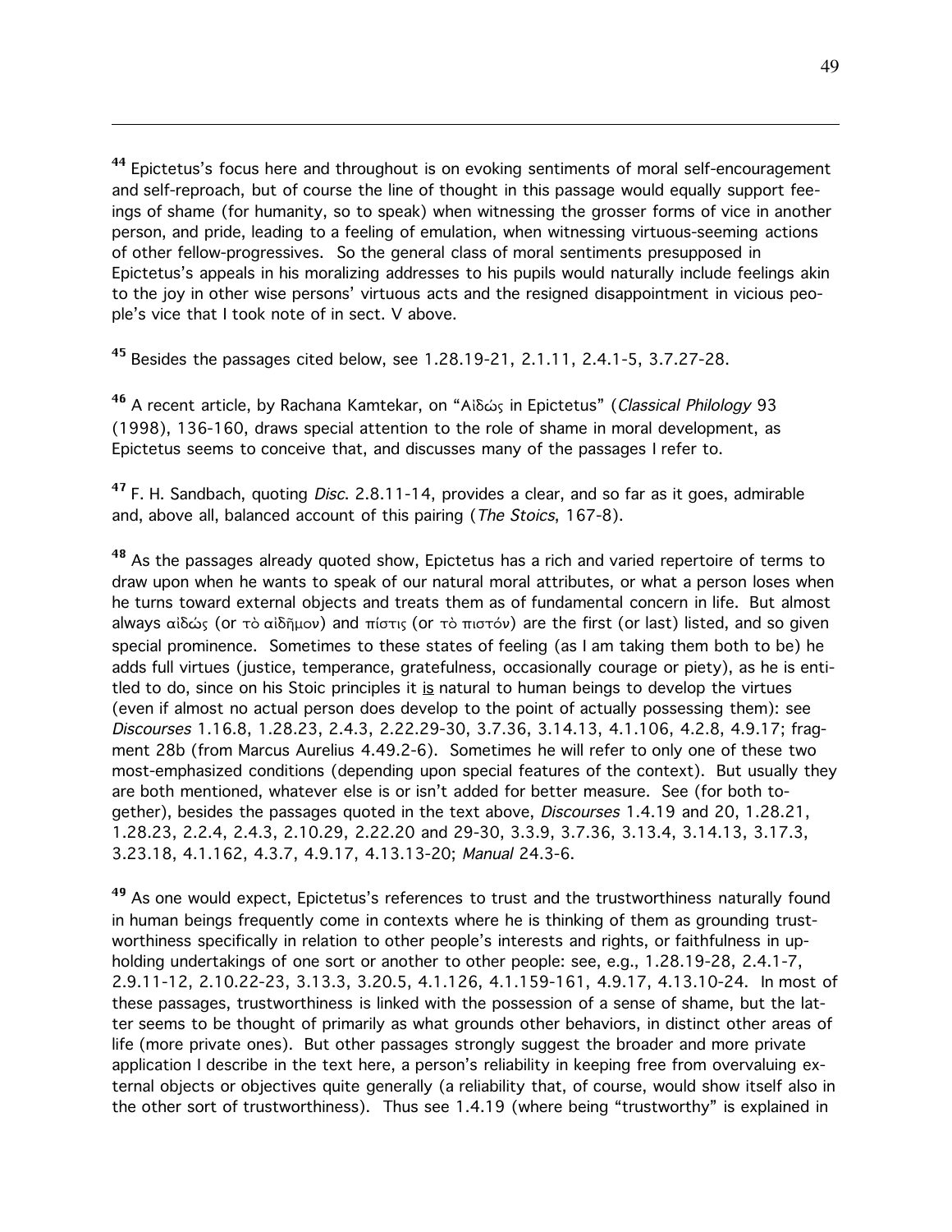[44] Epictetus's focus here and throughout is on evoking sentiments of moral self-encouragement and self-reproach, but of course the line of thought in this passage would equally support feelings of shame (for humanity, so to speak) when witnessing the grosser forms of vice in another person, and pride, leading to a feeling of emulation, when witnessing virtuous-seeming actions of other fellow-progressives. So the general class of moral sentiments presupposed in Epictetus's appeals in his moralizing addresses to his pupils would naturally include feelings akin to the joy in other wise persons' virtuous acts and the resigned disappointment in vicious people's vice that I took note of in sect. V above.

[45] Besides the passages cited below, see 1.28.19-21, 2.1.11, 2.4.1-5, 3.7.27-28.

[46] A recent article, by Rachana Kamtekar, on "Αἰδώς in Epictetus" (*Classical Philology* 93 (1998), 136-160, draws special attention to the role of shame in moral development, as Epictetus seems to conceive that, and discusses many of the passages I refer to.

[47] F. H. Sandbach, quoting *Disc*. 2.8.11-14, provides a clear, and so far as it goes, admirable and, above all, balanced account of this pairing (*The Stoics*, 167-8).

[48] As the passages already quoted show, Epictetus has a rich and varied repertoire of terms to draw upon when he wants to speak of our natural moral attributes, or what a person loses when he turns toward external objects and treats them as of fundamental concern in life. But almost always αἰδώς (or τὸ αἰδῆμον) and πίστις (or τὸ πιστόν) are the first (or last) listed, and so given special prominence. Sometimes to these states of feeling (as I am taking them both to be) he adds full virtues (justice, temperance, gratefulness, occasionally courage or piety), as he is entitled to do, since on his Stoic principles it <u>is</u> natural to human beings to develop the virtues (even if almost no actual person does develop to the point of actually possessing them): see *Discourses* 1.16.8, 1.28.23, 2.4.3, 2.22.29-30, 3.7.36, 3.14.13, 4.1.106, 4.2.8, 4.9.17; fragment 28b (from Marcus Aurelius 4.49.2-6). Sometimes he will refer to only one of these two most-emphasized conditions (depending upon special features of the context). But usually they are both mentioned, whatever else is or isn't added for better measure. See (for both together), besides the passages quoted in the text above, *Discourses* 1.4.19 and 20, 1.28.21, 1.28.23, 2.2.4, 2.4.3, 2.10.29, 2.22.20 and 29-30, 3.3.9, 3.7.36, 3.13.4, 3.14.13, 3.17.3, 3.23.18, 4.1.162, 4.3.7, 4.9.17, 4.13.13-20; *Manual* 24.3-6.

[49] As one would expect, Epictetus's references to trust and the trustworthiness naturally found in human beings frequently come in contexts where he is thinking of them as grounding trustworthiness specifically in relation to other people's interests and rights, or faithfulness in upholding undertakings of one sort or another to other people: see, e.g., 1.28.19-28, 2.4.1-7, 2.9.11-12, 2.10.22-23, 3.13.3, 3.20.5, 4.1.126, 4.1.159-161, 4.9.17, 4.13.10-24. In most of these passages, trustworthiness is linked with the possession of a sense of shame, but the latter seems to be thought of primarily as what grounds other behaviors, in distinct other areas of life (more private ones). But other passages strongly suggest the broader and more private application I describe in the text here, a person's reliability in keeping free from overvaluing external objects or objectives quite generally (a reliability that, of course, would show itself also in the other sort of trustworthiness). Thus see 1.4.19 (where being "trustworthy" is explained in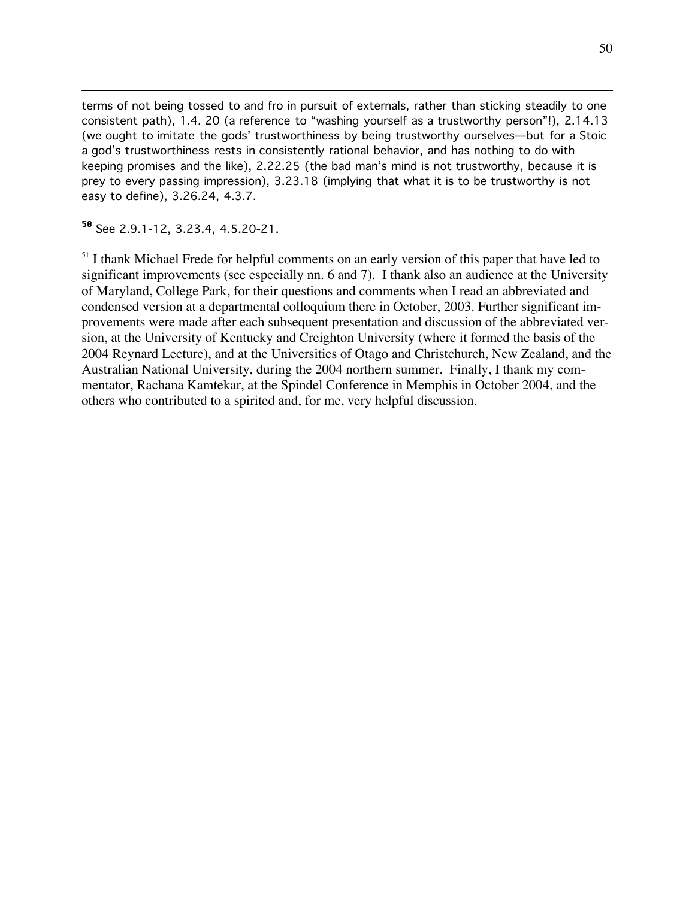terms of not being tossed to and fro in pursuit of externals, rather than sticking steadily to one consistent path), 1.4. 20 (a reference to "washing yourself as a trustworthy person"!), 2.14.13 (we ought to imitate the gods' trustworthiness by being trustworthy ourselves—but for a Stoic a god's trustworthiness rests in consistently rational behavior, and has nothing to do with keeping promises and the like), 2.22.25 (the bad man's mind is not trustworthy, because it is prey to every passing impression), 3.23.18 (implying that what it is to be trustworthy is not easy to define), 3.26.24, 4.3.7.

[50] See 2.9.1-12, 3.23.4, 4.5.20-21.

[51] I thank Michael Frede for helpful comments on an early version of this paper that have led to significant improvements (see especially nn. 6 and 7). I thank also an audience at the University of Maryland, College Park, for their questions and comments when I read an abbreviated and condensed version at a departmental colloquium there in October, 2003. Further significant improvements were made after each subsequent presentation and discussion of the abbreviated version, at the University of Kentucky and Creighton University (where it formed the basis of the 2004 Reynard Lecture), and at the Universities of Otago and Christchurch, New Zealand, and the Australian National University, during the 2004 northern summer. Finally, I thank my commentator, Rachana Kamtekar, at the Spindel Conference in Memphis in October 2004, and the others who contributed to a spirited and, for me, very helpful discussion.